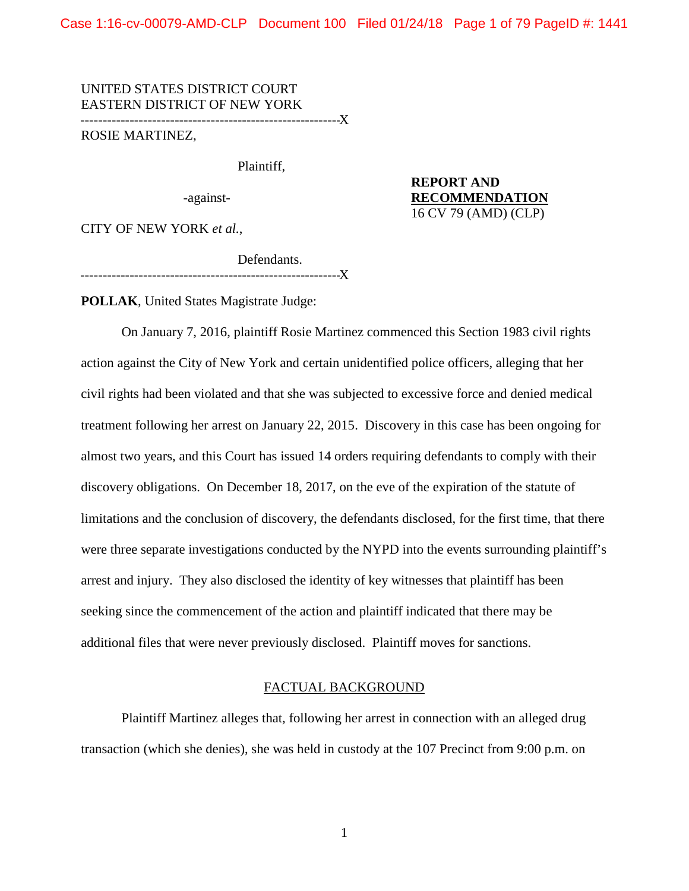UNITED STATES DISTRICT COURT
EASTERN DISTRICT OF NEW YORK
----------------------------------------------------------X
ROSIE MARTINEZ,

Plaintiff,

-against-

CITY OF NEW YORK *et al.*,

Defendants.
----------------------------------------------------------X

**REPORT AND RECOMMENDATION**
16 CV 79 (AMD) (CLP)

**POLLAK**, United States Magistrate Judge:

On January 7, 2016, plaintiff Rosie Martinez commenced this Section 1983 civil rights action against the City of New York and certain unidentified police officers, alleging that her civil rights had been violated and that she was subjected to excessive force and denied medical treatment following her arrest on January 22, 2015. Discovery in this case has been ongoing for almost two years, and this Court has issued 14 orders requiring defendants to comply with their discovery obligations. On December 18, 2017, on the eve of the expiration of the statute of limitations and the conclusion of discovery, the defendants disclosed, for the first time, that there were three separate investigations conducted by the NYPD into the events surrounding plaintiff's arrest and injury. They also disclosed the identity of key witnesses that plaintiff has been seeking since the commencement of the action and plaintiff indicated that there may be additional files that were never previously disclosed. Plaintiff moves for sanctions.

## FACTUAL BACKGROUND

Plaintiff Martinez alleges that, following her arrest in connection with an alleged drug transaction (which she denies), she was held in custody at the 107 Precinct from 9:00 p.m. on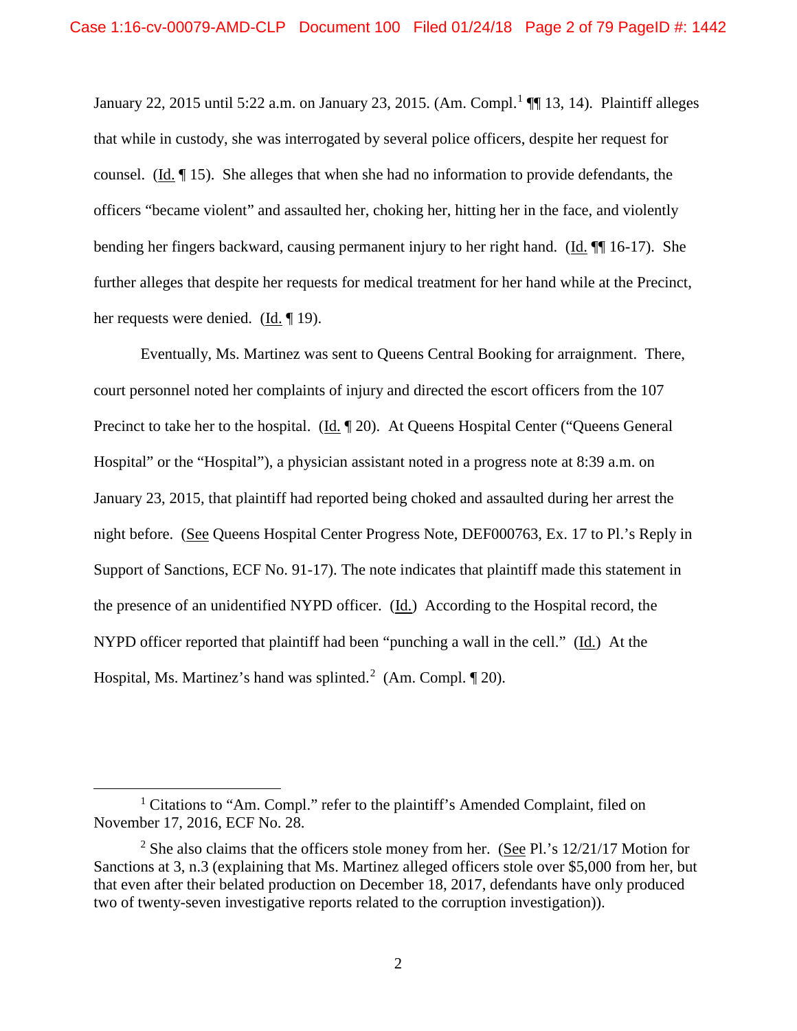January 22, 2015 until 5:22 a.m. on January 23, 2015. (Am. Compl.[1] ¶¶ 13, 14). Plaintiff alleges that while in custody, she was interrogated by several police officers, despite her request for counsel. (Id. ¶ 15). She alleges that when she had no information to provide defendants, the officers "became violent" and assaulted her, choking her, hitting her in the face, and violently bending her fingers backward, causing permanent injury to her right hand. (Id. ¶¶ 16-17). She further alleges that despite her requests for medical treatment for her hand while at the Precinct, her requests were denied. (Id. ¶ 19).

Eventually, Ms. Martinez was sent to Queens Central Booking for arraignment. There, court personnel noted her complaints of injury and directed the escort officers from the 107 Precinct to take her to the hospital. (Id. ¶ 20). At Queens Hospital Center ("Queens General Hospital" or the "Hospital"), a physician assistant noted in a progress note at 8:39 a.m. on January 23, 2015, that plaintiff had reported being choked and assaulted during her arrest the night before. (See Queens Hospital Center Progress Note, DEF000763, Ex. 17 to Pl.'s Reply in Support of Sanctions, ECF No. 91-17). The note indicates that plaintiff made this statement in the presence of an unidentified NYPD officer. (Id.) According to the Hospital record, the NYPD officer reported that plaintiff had been "punching a wall in the cell." (Id.) At the Hospital, Ms. Martinez's hand was splinted.[2] (Am. Compl. ¶ 20).

---

[1] Citations to "Am. Compl." refer to the plaintiff's Amended Complaint, filed on November 17, 2016, ECF No. 28.

[2] She also claims that the officers stole money from her. (See Pl.'s 12/21/17 Motion for Sanctions at 3, n.3 (explaining that Ms. Martinez alleged officers stole over $5,000 from her, but that even after their belated production on December 18, 2017, defendants have only produced two of twenty-seven investigative reports related to the corruption investigation)).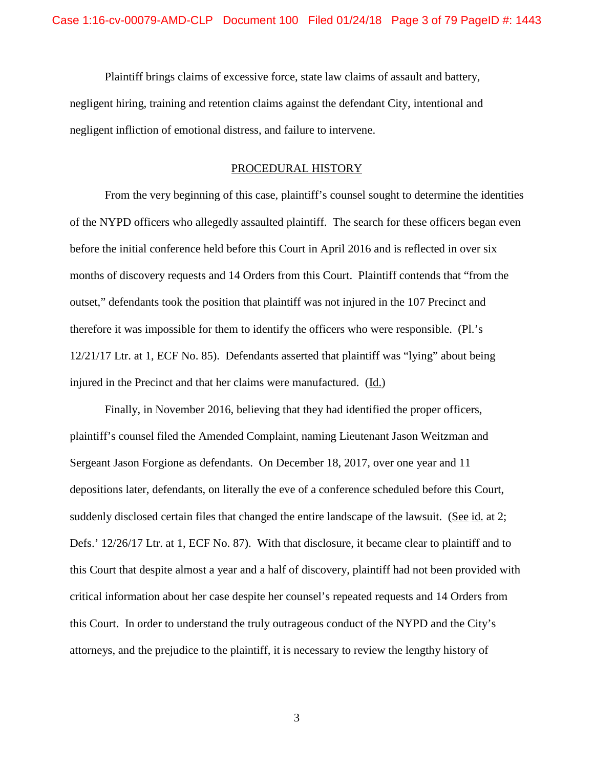Plaintiff brings claims of excessive force, state law claims of assault and battery, negligent hiring, training and retention claims against the defendant City, intentional and negligent infliction of emotional distress, and failure to intervene.

## PROCEDURAL HISTORY

From the very beginning of this case, plaintiff's counsel sought to determine the identities of the NYPD officers who allegedly assaulted plaintiff. The search for these officers began even before the initial conference held before this Court in April 2016 and is reflected in over six months of discovery requests and 14 Orders from this Court. Plaintiff contends that "from the outset," defendants took the position that plaintiff was not injured in the 107 Precinct and therefore it was impossible for them to identify the officers who were responsible. (Pl.'s 12/21/17 Ltr. at 1, ECF No. 85). Defendants asserted that plaintiff was "lying" about being injured in the Precinct and that her claims were manufactured. (Id.)

Finally, in November 2016, believing that they had identified the proper officers, plaintiff's counsel filed the Amended Complaint, naming Lieutenant Jason Weitzman and Sergeant Jason Forgione as defendants. On December 18, 2017, over one year and 11 depositions later, defendants, on literally the eve of a conference scheduled before this Court, suddenly disclosed certain files that changed the entire landscape of the lawsuit. (See id. at 2; Defs.' 12/26/17 Ltr. at 1, ECF No. 87). With that disclosure, it became clear to plaintiff and to this Court that despite almost a year and a half of discovery, plaintiff had not been provided with critical information about her case despite her counsel's repeated requests and 14 Orders from this Court. In order to understand the truly outrageous conduct of the NYPD and the City's attorneys, and the prejudice to the plaintiff, it is necessary to review the lengthy history of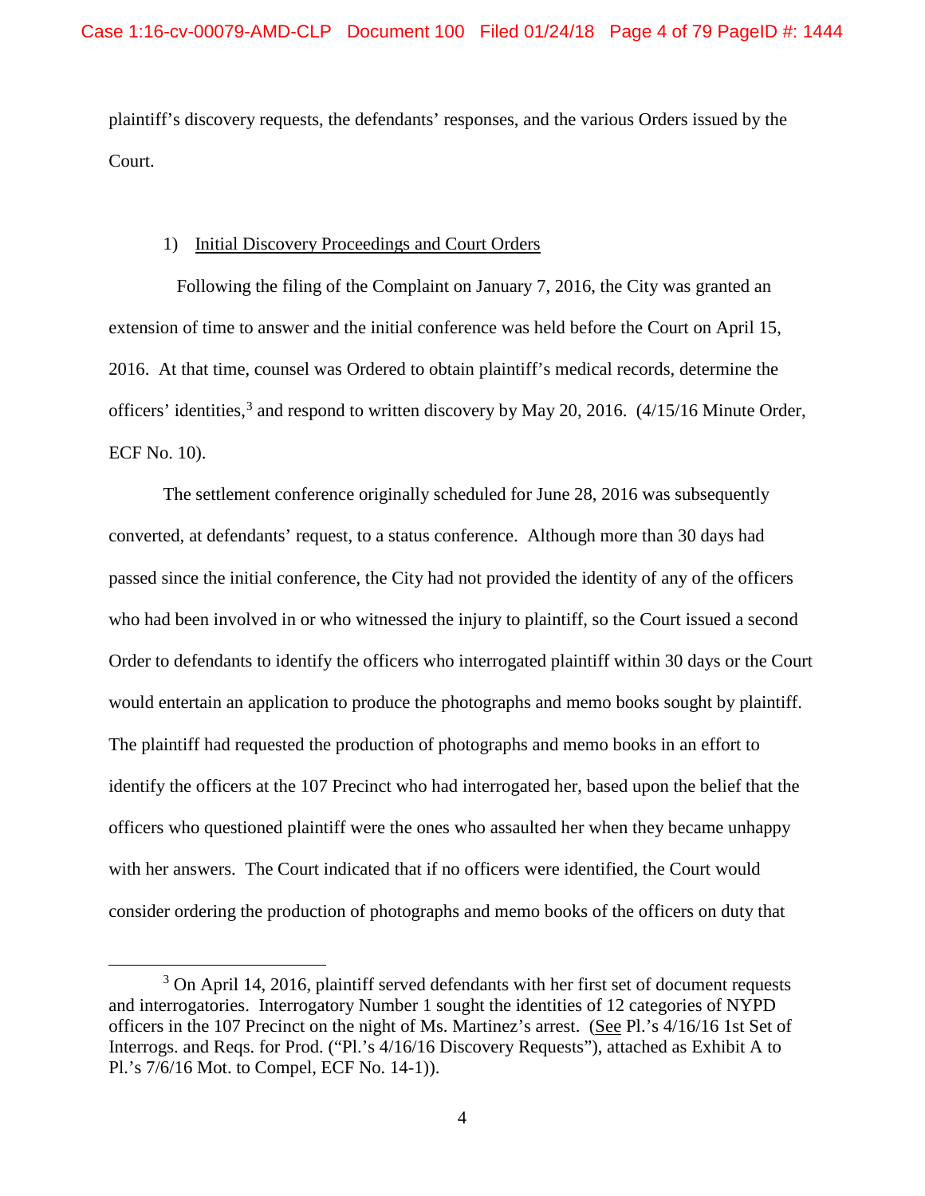plaintiff's discovery requests, the defendants' responses, and the various Orders issued by the Court.

1) Initial Discovery Proceedings and Court Orders

Following the filing of the Complaint on January 7, 2016, the City was granted an extension of time to answer and the initial conference was held before the Court on April 15, 2016. At that time, counsel was Ordered to obtain plaintiff's medical records, determine the officers' identities,[3] and respond to written discovery by May 20, 2016. (4/15/16 Minute Order, ECF No. 10).

The settlement conference originally scheduled for June 28, 2016 was subsequently converted, at defendants' request, to a status conference. Although more than 30 days had passed since the initial conference, the City had not provided the identity of any of the officers who had been involved in or who witnessed the injury to plaintiff, so the Court issued a second Order to defendants to identify the officers who interrogated plaintiff within 30 days or the Court would entertain an application to produce the photographs and memo books sought by plaintiff. The plaintiff had requested the production of photographs and memo books in an effort to identify the officers at the 107 Precinct who had interrogated her, based upon the belief that the officers who questioned plaintiff were the ones who assaulted her when they became unhappy with her answers. The Court indicated that if no officers were identified, the Court would consider ordering the production of photographs and memo books of the officers on duty that

[3] On April 14, 2016, plaintiff served defendants with her first set of document requests and interrogatories. Interrogatory Number 1 sought the identities of 12 categories of NYPD officers in the 107 Precinct on the night of Ms. Martinez's arrest. (See Pl.'s 4/16/16 1st Set of Interrogs. and Reqs. for Prod. ("Pl.'s 4/16/16 Discovery Requests"), attached as Exhibit A to Pl.'s 7/6/16 Mot. to Compel, ECF No. 14-1)).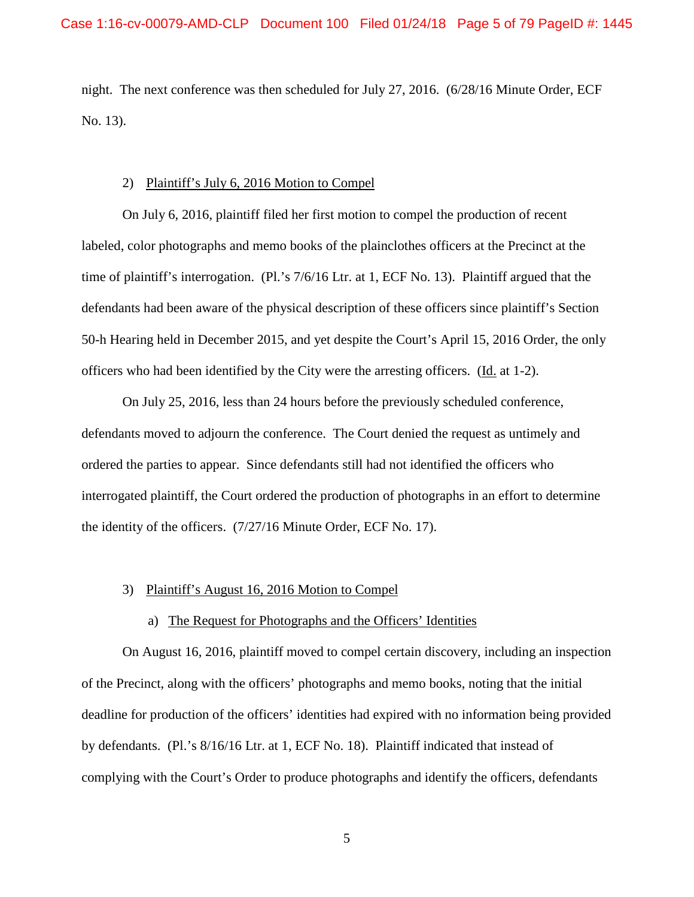night. The next conference was then scheduled for July 27, 2016. (6/28/16 Minute Order, ECF No. 13).

2) <u>Plaintiff's July 6, 2016 Motion to Compel</u>

On July 6, 2016, plaintiff filed her first motion to compel the production of recent labeled, color photographs and memo books of the plainclothes officers at the Precinct at the time of plaintiff's interrogation. (Pl.'s 7/6/16 Ltr. at 1, ECF No. 13). Plaintiff argued that the defendants had been aware of the physical description of these officers since plaintiff's Section 50-h Hearing held in December 2015, and yet despite the Court's April 15, 2016 Order, the only officers who had been identified by the City were the arresting officers. (<u>Id.</u> at 1-2).

On July 25, 2016, less than 24 hours before the previously scheduled conference, defendants moved to adjourn the conference. The Court denied the request as untimely and ordered the parties to appear. Since defendants still had not identified the officers who interrogated plaintiff, the Court ordered the production of photographs in an effort to determine the identity of the officers. (7/27/16 Minute Order, ECF No. 17).

3) <u>Plaintiff's August 16, 2016 Motion to Compel</u>

a) <u>The Request for Photographs and the Officers' Identities</u>

On August 16, 2016, plaintiff moved to compel certain discovery, including an inspection of the Precinct, along with the officers' photographs and memo books, noting that the initial deadline for production of the officers' identities had expired with no information being provided by defendants. (Pl.'s 8/16/16 Ltr. at 1, ECF No. 18). Plaintiff indicated that instead of complying with the Court's Order to produce photographs and identify the officers, defendants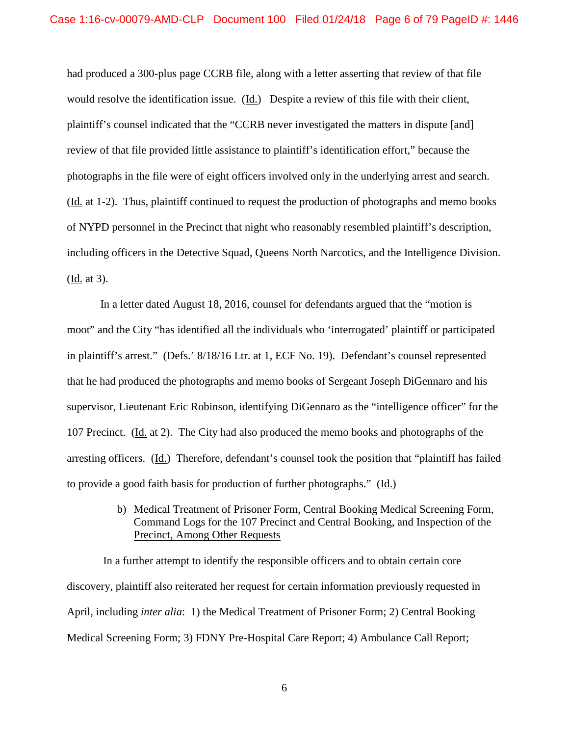had produced a 300-plus page CCRB file, along with a letter asserting that review of that file would resolve the identification issue. (Id.) Despite a review of this file with their client, plaintiff's counsel indicated that the "CCRB never investigated the matters in dispute [and] review of that file provided little assistance to plaintiff's identification effort," because the photographs in the file were of eight officers involved only in the underlying arrest and search. (Id. at 1-2). Thus, plaintiff continued to request the production of photographs and memo books of NYPD personnel in the Precinct that night who reasonably resembled plaintiff's description, including officers in the Detective Squad, Queens North Narcotics, and the Intelligence Division. (Id. at 3).

In a letter dated August 18, 2016, counsel for defendants argued that the "motion is moot" and the City "has identified all the individuals who 'interrogated' plaintiff or participated in plaintiff's arrest." (Defs.' 8/18/16 Ltr. at 1, ECF No. 19). Defendant's counsel represented that he had produced the photographs and memo books of Sergeant Joseph DiGennaro and his supervisor, Lieutenant Eric Robinson, identifying DiGennaro as the "intelligence officer" for the 107 Precinct. (Id. at 2). The City had also produced the memo books and photographs of the arresting officers. (Id.) Therefore, defendant's counsel took the position that "plaintiff has failed to provide a good faith basis for production of further photographs." (Id.)

b) Medical Treatment of Prisoner Form, Central Booking Medical Screening Form, Command Logs for the 107 Precinct and Central Booking, and Inspection of the Precinct, Among Other Requests

In a further attempt to identify the responsible officers and to obtain certain core discovery, plaintiff also reiterated her request for certain information previously requested in April, including *inter alia*: 1) the Medical Treatment of Prisoner Form; 2) Central Booking Medical Screening Form; 3) FDNY Pre-Hospital Care Report; 4) Ambulance Call Report;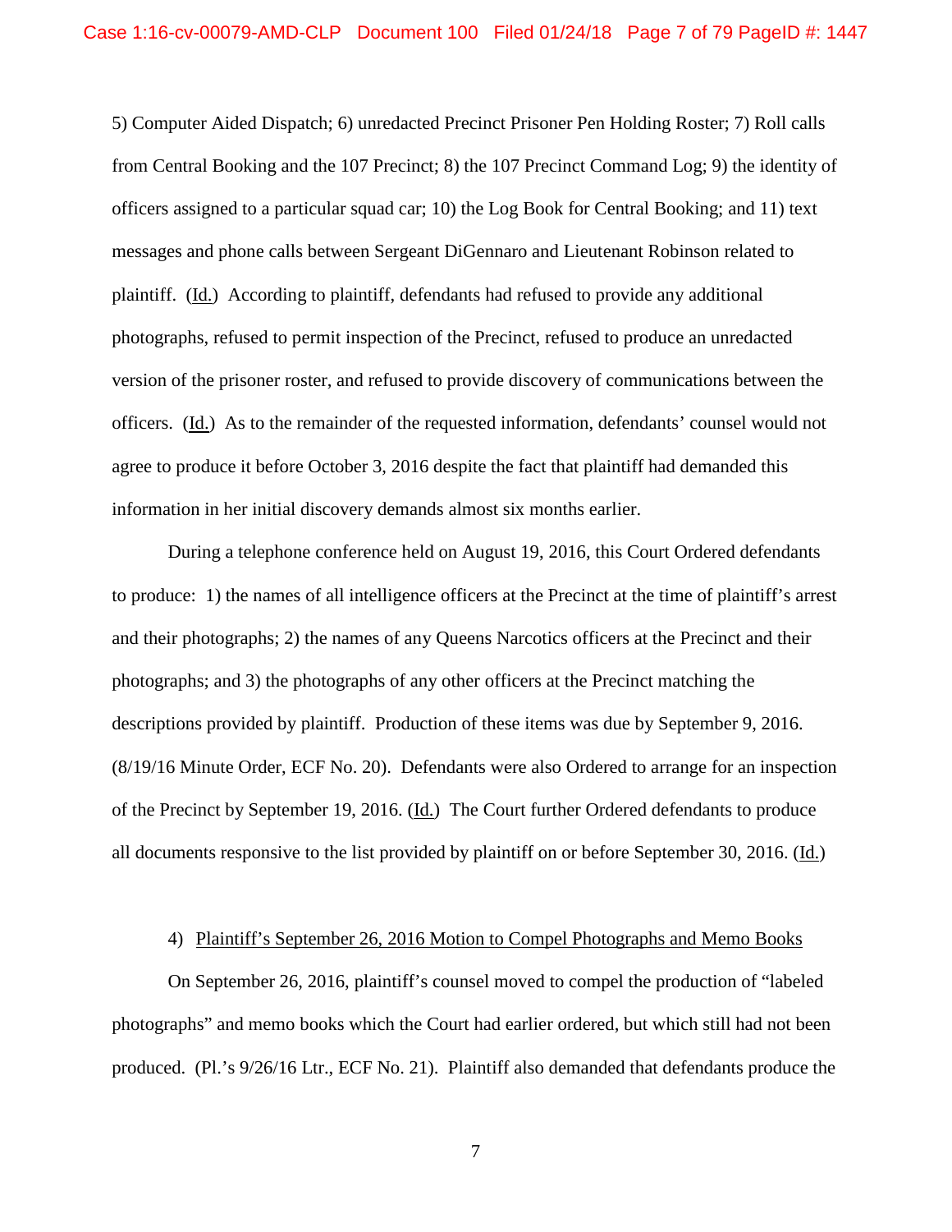5) Computer Aided Dispatch; 6) unredacted Precinct Prisoner Pen Holding Roster; 7) Roll calls from Central Booking and the 107 Precinct; 8) the 107 Precinct Command Log; 9) the identity of officers assigned to a particular squad car; 10) the Log Book for Central Booking; and 11) text messages and phone calls between Sergeant DiGennaro and Lieutenant Robinson related to plaintiff. (Id.) According to plaintiff, defendants had refused to provide any additional photographs, refused to permit inspection of the Precinct, refused to produce an unredacted version of the prisoner roster, and refused to provide discovery of communications between the officers. (Id.) As to the remainder of the requested information, defendants' counsel would not agree to produce it before October 3, 2016 despite the fact that plaintiff had demanded this information in her initial discovery demands almost six months earlier.

During a telephone conference held on August 19, 2016, this Court Ordered defendants to produce: 1) the names of all intelligence officers at the Precinct at the time of plaintiff's arrest and their photographs; 2) the names of any Queens Narcotics officers at the Precinct and their photographs; and 3) the photographs of any other officers at the Precinct matching the descriptions provided by plaintiff. Production of these items was due by September 9, 2016. (8/19/16 Minute Order, ECF No. 20). Defendants were also Ordered to arrange for an inspection of the Precinct by September 19, 2016. (Id.) The Court further Ordered defendants to produce all documents responsive to the list provided by plaintiff on or before September 30, 2016. (Id.)

4) Plaintiff's September 26, 2016 Motion to Compel Photographs and Memo Books

On September 26, 2016, plaintiff's counsel moved to compel the production of "labeled photographs" and memo books which the Court had earlier ordered, but which still had not been produced. (Pl.'s 9/26/16 Ltr., ECF No. 21). Plaintiff also demanded that defendants produce the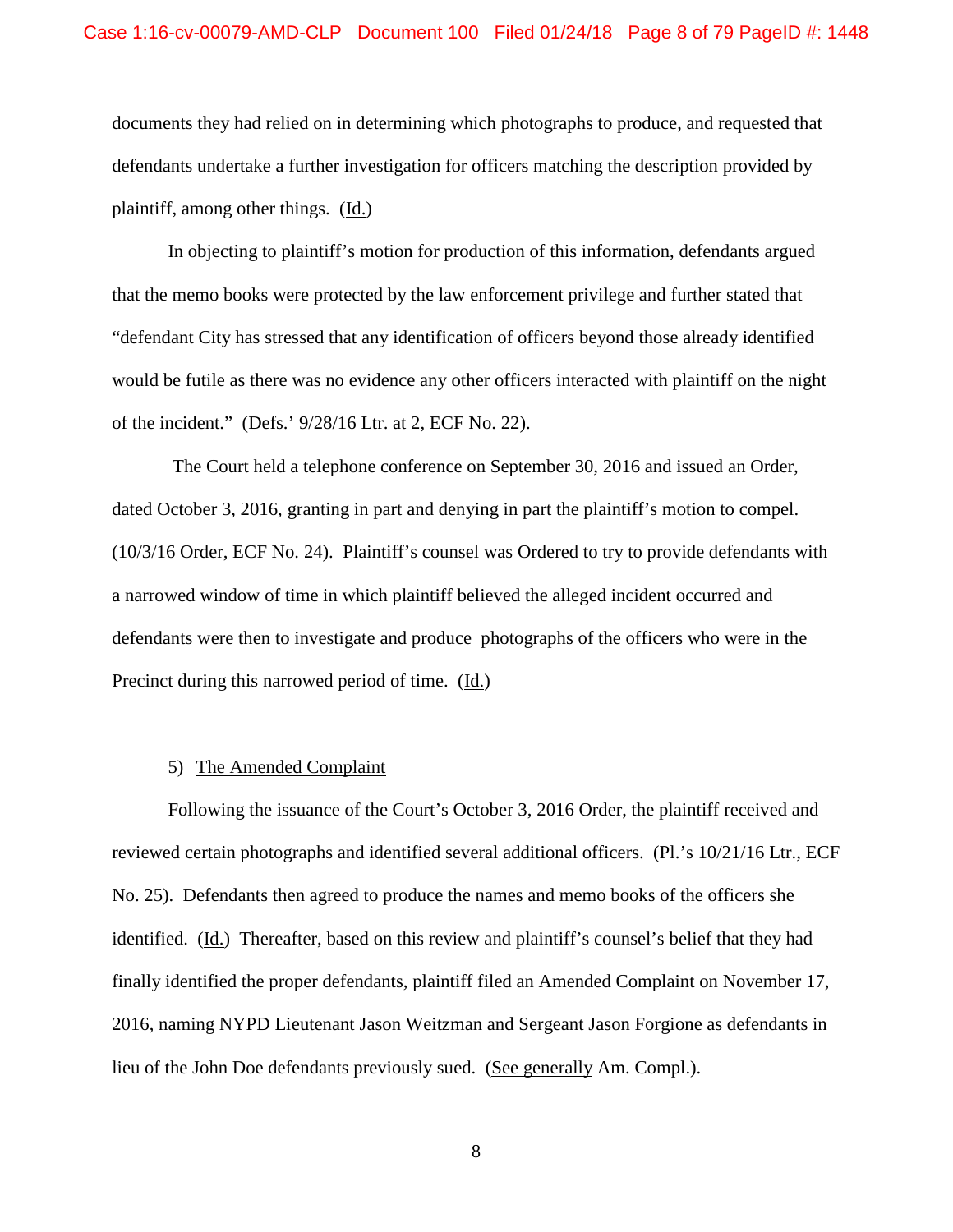documents they had relied on in determining which photographs to produce, and requested that defendants undertake a further investigation for officers matching the description provided by plaintiff, among other things. (Id.)

In objecting to plaintiff's motion for production of this information, defendants argued that the memo books were protected by the law enforcement privilege and further stated that "defendant City has stressed that any identification of officers beyond those already identified would be futile as there was no evidence any other officers interacted with plaintiff on the night of the incident." (Defs.' 9/28/16 Ltr. at 2, ECF No. 22).

The Court held a telephone conference on September 30, 2016 and issued an Order, dated October 3, 2016, granting in part and denying in part the plaintiff's motion to compel. (10/3/16 Order, ECF No. 24). Plaintiff's counsel was Ordered to try to provide defendants with a narrowed window of time in which plaintiff believed the alleged incident occurred and defendants were then to investigate and produce photographs of the officers who were in the Precinct during this narrowed period of time. (Id.)

5) The Amended Complaint

Following the issuance of the Court's October 3, 2016 Order, the plaintiff received and reviewed certain photographs and identified several additional officers. (Pl.'s 10/21/16 Ltr., ECF No. 25). Defendants then agreed to produce the names and memo books of the officers she identified. (Id.) Thereafter, based on this review and plaintiff's counsel's belief that they had finally identified the proper defendants, plaintiff filed an Amended Complaint on November 17, 2016, naming NYPD Lieutenant Jason Weitzman and Sergeant Jason Forgione as defendants in lieu of the John Doe defendants previously sued. (See generally Am. Compl.).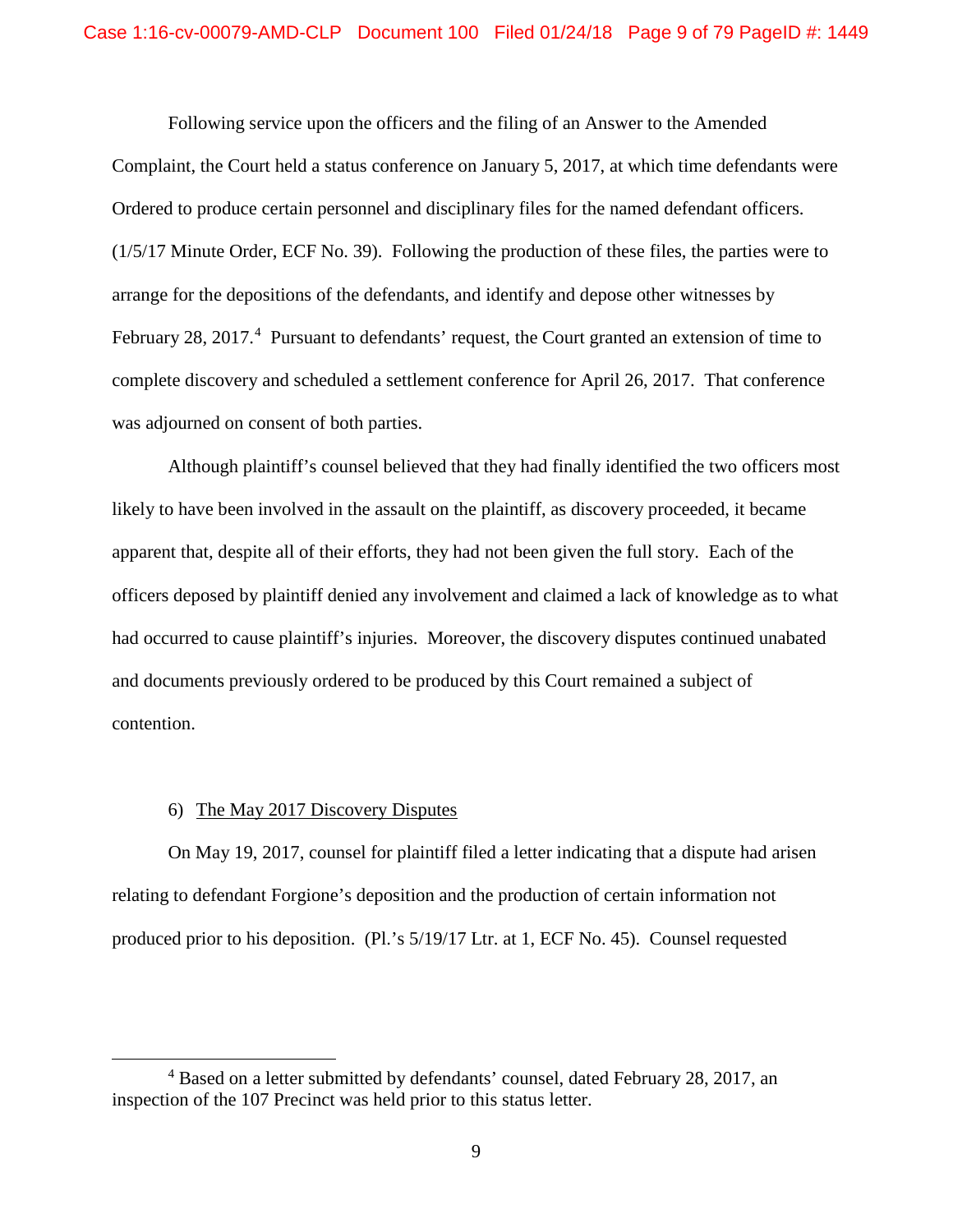Following service upon the officers and the filing of an Answer to the Amended Complaint, the Court held a status conference on January 5, 2017, at which time defendants were Ordered to produce certain personnel and disciplinary files for the named defendant officers. (1/5/17 Minute Order, ECF No. 39). Following the production of these files, the parties were to arrange for the depositions of the defendants, and identify and depose other witnesses by February 28, 2017.[4] Pursuant to defendants' request, the Court granted an extension of time to complete discovery and scheduled a settlement conference for April 26, 2017. That conference was adjourned on consent of both parties.

Although plaintiff's counsel believed that they had finally identified the two officers most likely to have been involved in the assault on the plaintiff, as discovery proceeded, it became apparent that, despite all of their efforts, they had not been given the full story. Each of the officers deposed by plaintiff denied any involvement and claimed a lack of knowledge as to what had occurred to cause plaintiff's injuries. Moreover, the discovery disputes continued unabated and documents previously ordered to be produced by this Court remained a subject of contention.

6) <u>The May 2017 Discovery Disputes</u>

On May 19, 2017, counsel for plaintiff filed a letter indicating that a dispute had arisen relating to defendant Forgione's deposition and the production of certain information not produced prior to his deposition. (Pl.'s 5/19/17 Ltr. at 1, ECF No. 45). Counsel requested

---

[4] Based on a letter submitted by defendants' counsel, dated February 28, 2017, an inspection of the 107 Precinct was held prior to this status letter.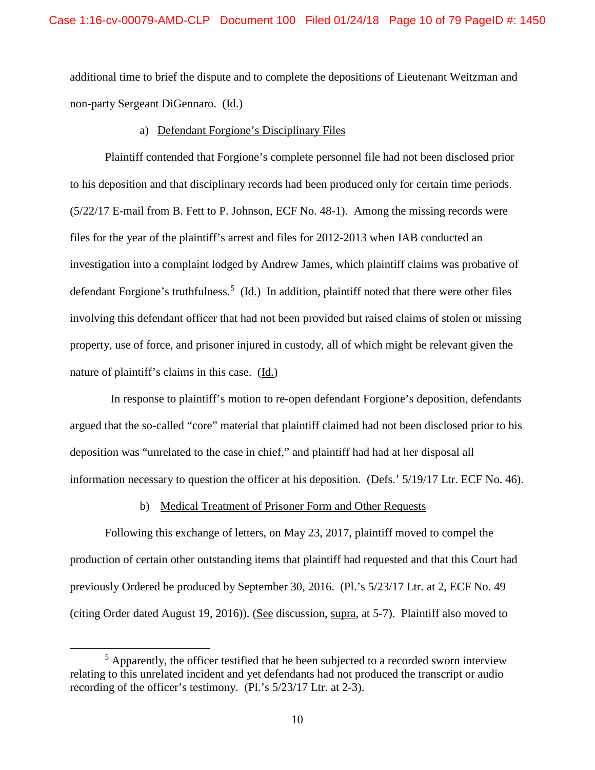additional time to brief the dispute and to complete the depositions of Lieutenant Weitzman and non-party Sergeant DiGennaro. (Id.)

a) Defendant Forgione's Disciplinary Files

Plaintiff contended that Forgione's complete personnel file had not been disclosed prior to his deposition and that disciplinary records had been produced only for certain time periods. (5/22/17 E-mail from B. Fett to P. Johnson, ECF No. 48-1). Among the missing records were files for the year of the plaintiff's arrest and files for 2012-2013 when IAB conducted an investigation into a complaint lodged by Andrew James, which plaintiff claims was probative of defendant Forgione's truthfulness.[5] (Id.) In addition, plaintiff noted that there were other files involving this defendant officer that had not been provided but raised claims of stolen or missing property, use of force, and prisoner injured in custody, all of which might be relevant given the nature of plaintiff's claims in this case. (Id.)

In response to plaintiff's motion to re-open defendant Forgione's deposition, defendants argued that the so-called "core" material that plaintiff claimed had not been disclosed prior to his deposition was "unrelated to the case in chief," and plaintiff had had at her disposal all information necessary to question the officer at his deposition. (Defs.' 5/19/17 Ltr. ECF No. 46).

b) Medical Treatment of Prisoner Form and Other Requests

Following this exchange of letters, on May 23, 2017, plaintiff moved to compel the production of certain other outstanding items that plaintiff had requested and that this Court had previously Ordered be produced by September 30, 2016. (Pl.'s 5/23/17 Ltr. at 2, ECF No. 49 (citing Order dated August 19, 2016)). (See discussion, supra, at 5-7). Plaintiff also moved to

[5] Apparently, the officer testified that he been subjected to a recorded sworn interview relating to this unrelated incident and yet defendants had not produced the transcript or audio recording of the officer's testimony. (Pl.'s 5/23/17 Ltr. at 2-3).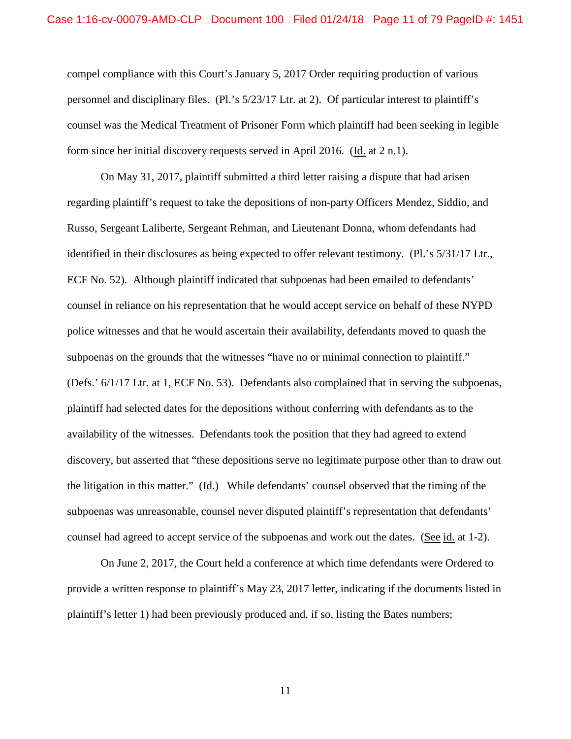compel compliance with this Court's January 5, 2017 Order requiring production of various personnel and disciplinary files. (Pl.'s 5/23/17 Ltr. at 2). Of particular interest to plaintiff's counsel was the Medical Treatment of Prisoner Form which plaintiff had been seeking in legible form since her initial discovery requests served in April 2016. (Id. at 2 n.1).

On May 31, 2017, plaintiff submitted a third letter raising a dispute that had arisen regarding plaintiff's request to take the depositions of non-party Officers Mendez, Siddio, and Russo, Sergeant Laliberte, Sergeant Rehman, and Lieutenant Donna, whom defendants had identified in their disclosures as being expected to offer relevant testimony. (Pl.'s 5/31/17 Ltr., ECF No. 52). Although plaintiff indicated that subpoenas had been emailed to defendants' counsel in reliance on his representation that he would accept service on behalf of these NYPD police witnesses and that he would ascertain their availability, defendants moved to quash the subpoenas on the grounds that the witnesses "have no or minimal connection to plaintiff." (Defs.' 6/1/17 Ltr. at 1, ECF No. 53). Defendants also complained that in serving the subpoenas, plaintiff had selected dates for the depositions without conferring with defendants as to the availability of the witnesses. Defendants took the position that they had agreed to extend discovery, but asserted that "these depositions serve no legitimate purpose other than to draw out the litigation in this matter." (Id.) While defendants' counsel observed that the timing of the subpoenas was unreasonable, counsel never disputed plaintiff's representation that defendants' counsel had agreed to accept service of the subpoenas and work out the dates. (See id. at 1-2).

On June 2, 2017, the Court held a conference at which time defendants were Ordered to provide a written response to plaintiff's May 23, 2017 letter, indicating if the documents listed in plaintiff's letter 1) had been previously produced and, if so, listing the Bates numbers;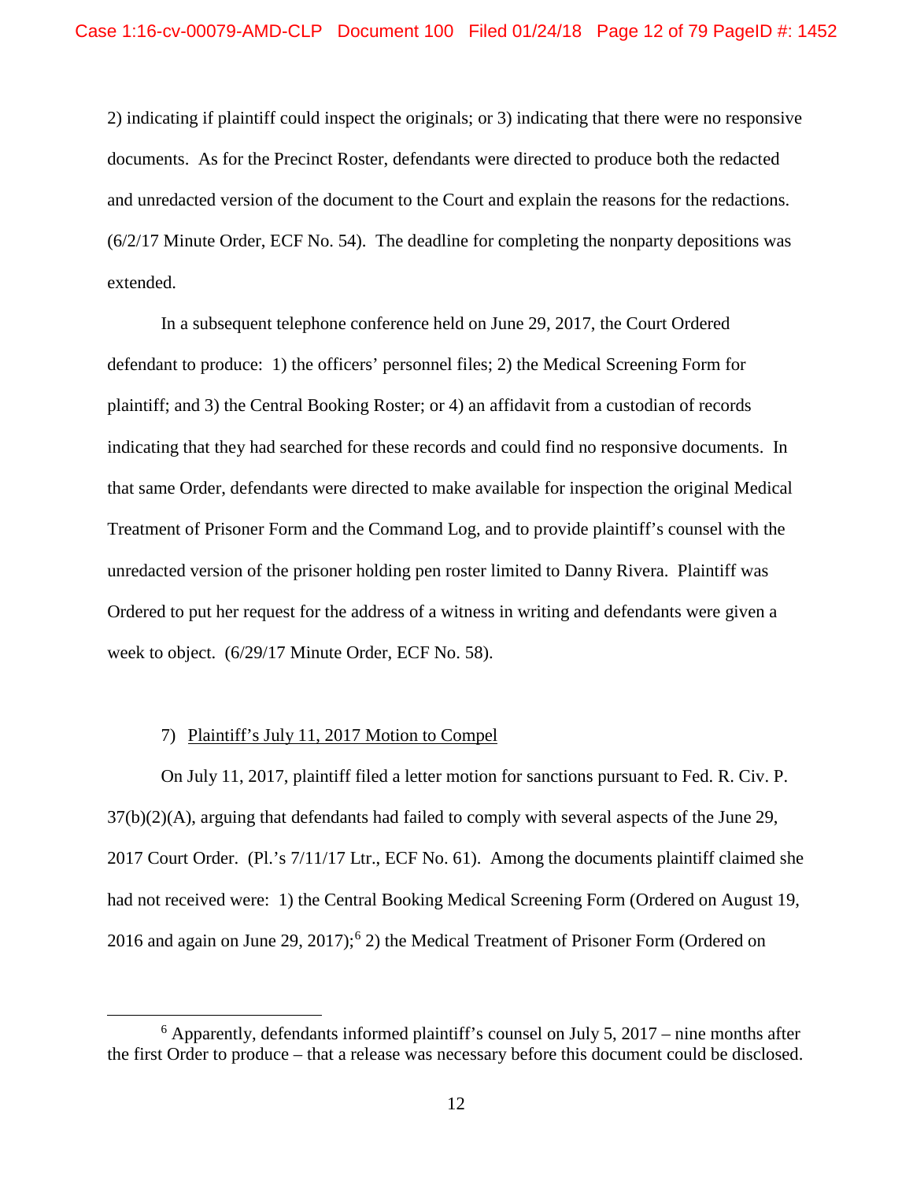2) indicating if plaintiff could inspect the originals; or 3) indicating that there were no responsive documents. As for the Precinct Roster, defendants were directed to produce both the redacted and unredacted version of the document to the Court and explain the reasons for the redactions. (6/2/17 Minute Order, ECF No. 54). The deadline for completing the nonparty depositions was extended.

In a subsequent telephone conference held on June 29, 2017, the Court Ordered defendant to produce: 1) the officers' personnel files; 2) the Medical Screening Form for plaintiff; and 3) the Central Booking Roster; or 4) an affidavit from a custodian of records indicating that they had searched for these records and could find no responsive documents. In that same Order, defendants were directed to make available for inspection the original Medical Treatment of Prisoner Form and the Command Log, and to provide plaintiff's counsel with the unredacted version of the prisoner holding pen roster limited to Danny Rivera. Plaintiff was Ordered to put her request for the address of a witness in writing and defendants were given a week to object. (6/29/17 Minute Order, ECF No. 58).

7) <u>Plaintiff's July 11, 2017 Motion to Compel</u>

On July 11, 2017, plaintiff filed a letter motion for sanctions pursuant to Fed. R. Civ. P. 37(b)(2)(A), arguing that defendants had failed to comply with several aspects of the June 29, 2017 Court Order. (Pl.'s 7/11/17 Ltr., ECF No. 61). Among the documents plaintiff claimed she had not received were: 1) the Central Booking Medical Screening Form (Ordered on August 19, 2016 and again on June 29, 2017);[6] 2) the Medical Treatment of Prisoner Form (Ordered on

[6] Apparently, defendants informed plaintiff's counsel on July 5, 2017 – nine months after the first Order to produce – that a release was necessary before this document could be disclosed.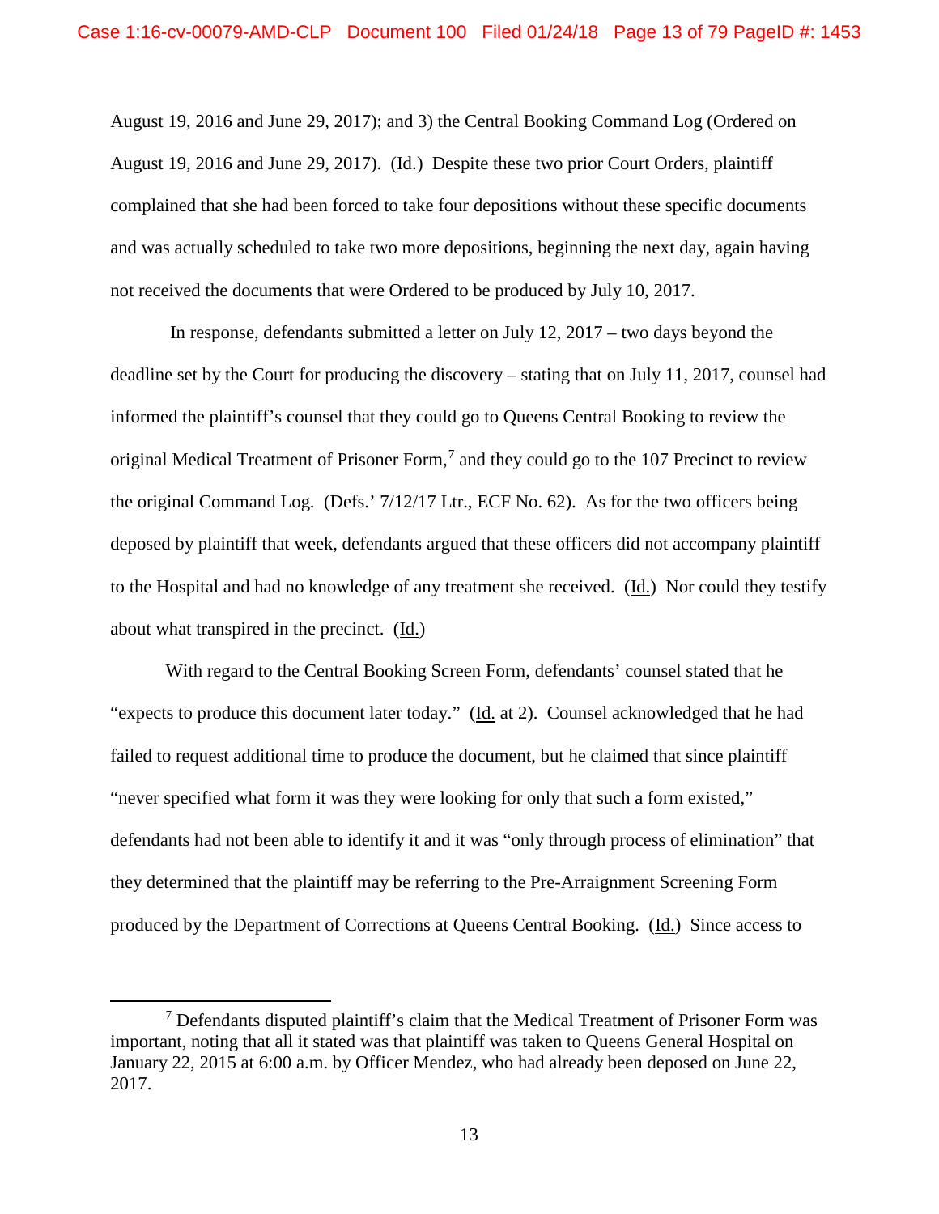August 19, 2016 and June 29, 2017); and 3) the Central Booking Command Log (Ordered on August 19, 2016 and June 29, 2017). (Id.) Despite these two prior Court Orders, plaintiff complained that she had been forced to take four depositions without these specific documents and was actually scheduled to take two more depositions, beginning the next day, again having not received the documents that were Ordered to be produced by July 10, 2017.

In response, defendants submitted a letter on July 12, 2017 – two days beyond the deadline set by the Court for producing the discovery – stating that on July 11, 2017, counsel had informed the plaintiff's counsel that they could go to Queens Central Booking to review the original Medical Treatment of Prisoner Form,[7] and they could go to the 107 Precinct to review the original Command Log. (Defs.' 7/12/17 Ltr., ECF No. 62). As for the two officers being deposed by plaintiff that week, defendants argued that these officers did not accompany plaintiff to the Hospital and had no knowledge of any treatment she received. (Id.) Nor could they testify about what transpired in the precinct. (Id.)

With regard to the Central Booking Screen Form, defendants' counsel stated that he "expects to produce this document later today." (Id. at 2). Counsel acknowledged that he had failed to request additional time to produce the document, but he claimed that since plaintiff "never specified what form it was they were looking for only that such a form existed," defendants had not been able to identify it and it was "only through process of elimination" that they determined that the plaintiff may be referring to the Pre-Arraignment Screening Form produced by the Department of Corrections at Queens Central Booking. (Id.) Since access to

[7] Defendants disputed plaintiff's claim that the Medical Treatment of Prisoner Form was important, noting that all it stated was that plaintiff was taken to Queens General Hospital on January 22, 2015 at 6:00 a.m. by Officer Mendez, who had already been deposed on June 22, 2017.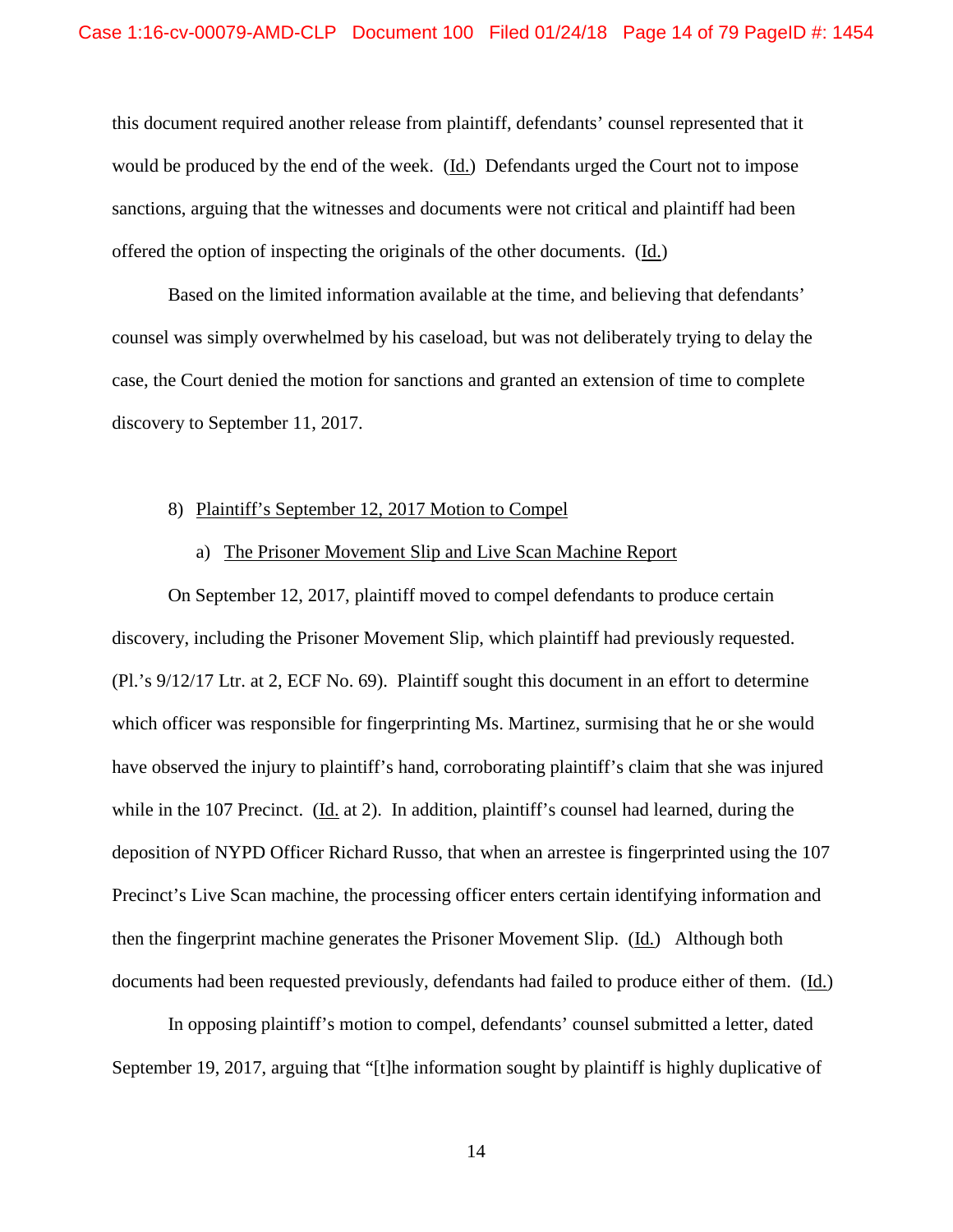this document required another release from plaintiff, defendants' counsel represented that it would be produced by the end of the week. (Id.) Defendants urged the Court not to impose sanctions, arguing that the witnesses and documents were not critical and plaintiff had been offered the option of inspecting the originals of the other documents. (Id.)

Based on the limited information available at the time, and believing that defendants' counsel was simply overwhelmed by his caseload, but was not deliberately trying to delay the case, the Court denied the motion for sanctions and granted an extension of time to complete discovery to September 11, 2017.

8) Plaintiff's September 12, 2017 Motion to Compel

a) The Prisoner Movement Slip and Live Scan Machine Report

On September 12, 2017, plaintiff moved to compel defendants to produce certain discovery, including the Prisoner Movement Slip, which plaintiff had previously requested. (Pl.'s 9/12/17 Ltr. at 2, ECF No. 69). Plaintiff sought this document in an effort to determine which officer was responsible for fingerprinting Ms. Martinez, surmising that he or she would have observed the injury to plaintiff's hand, corroborating plaintiff's claim that she was injured while in the 107 Precinct. (Id. at 2). In addition, plaintiff's counsel had learned, during the deposition of NYPD Officer Richard Russo, that when an arrestee is fingerprinted using the 107 Precinct's Live Scan machine, the processing officer enters certain identifying information and then the fingerprint machine generates the Prisoner Movement Slip. (Id.) Although both documents had been requested previously, defendants had failed to produce either of them. (Id.)

In opposing plaintiff's motion to compel, defendants' counsel submitted a letter, dated September 19, 2017, arguing that "[t]he information sought by plaintiff is highly duplicative of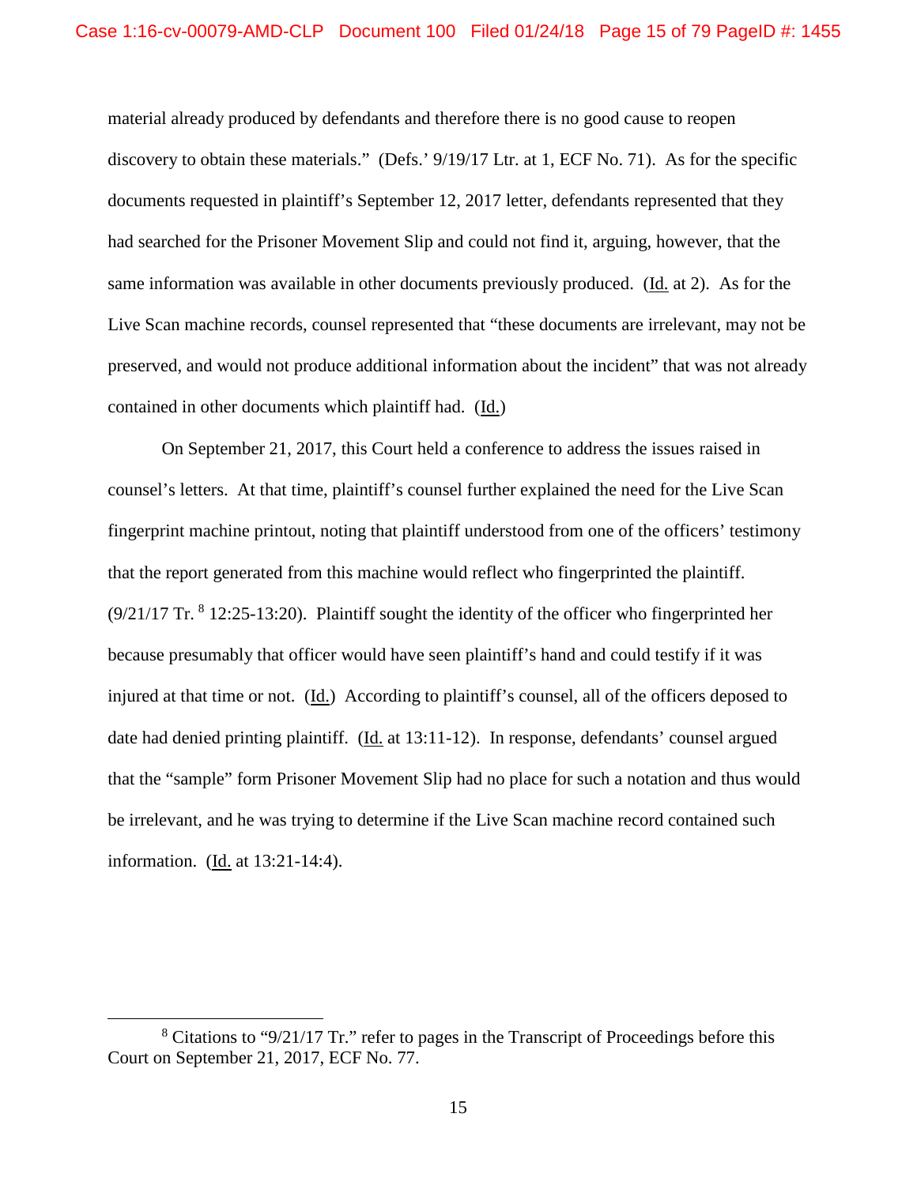material already produced by defendants and therefore there is no good cause to reopen discovery to obtain these materials." (Defs.' 9/19/17 Ltr. at 1, ECF No. 71). As for the specific documents requested in plaintiff's September 12, 2017 letter, defendants represented that they had searched for the Prisoner Movement Slip and could not find it, arguing, however, that the same information was available in other documents previously produced. (Id. at 2). As for the Live Scan machine records, counsel represented that "these documents are irrelevant, may not be preserved, and would not produce additional information about the incident" that was not already contained in other documents which plaintiff had. (Id.)

On September 21, 2017, this Court held a conference to address the issues raised in counsel's letters. At that time, plaintiff's counsel further explained the need for the Live Scan fingerprint machine printout, noting that plaintiff understood from one of the officers' testimony that the report generated from this machine would reflect who fingerprinted the plaintiff. (9/21/17 Tr. [8] 12:25-13:20). Plaintiff sought the identity of the officer who fingerprinted her because presumably that officer would have seen plaintiff's hand and could testify if it was injured at that time or not. (Id.) According to plaintiff's counsel, all of the officers deposed to date had denied printing plaintiff. (Id. at 13:11-12). In response, defendants' counsel argued that the "sample" form Prisoner Movement Slip had no place for such a notation and thus would be irrelevant, and he was trying to determine if the Live Scan machine record contained such information. (Id. at 13:21-14:4).

---

[8] Citations to "9/21/17 Tr." refer to pages in the Transcript of Proceedings before this Court on September 21, 2017, ECF No. 77.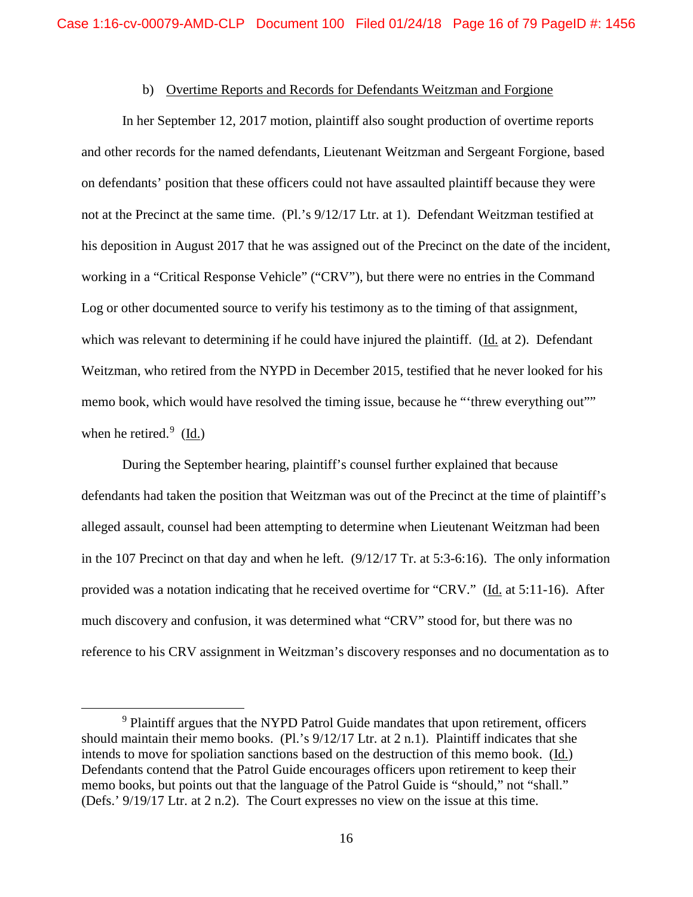b) Overtime Reports and Records for Defendants Weitzman and Forgione

In her September 12, 2017 motion, plaintiff also sought production of overtime reports and other records for the named defendants, Lieutenant Weitzman and Sergeant Forgione, based on defendants' position that these officers could not have assaulted plaintiff because they were not at the Precinct at the same time. (Pl.'s 9/12/17 Ltr. at 1). Defendant Weitzman testified at his deposition in August 2017 that he was assigned out of the Precinct on the date of the incident, working in a "Critical Response Vehicle" ("CRV"), but there were no entries in the Command Log or other documented source to verify his testimony as to the timing of that assignment, which was relevant to determining if he could have injured the plaintiff. (Id. at 2). Defendant Weitzman, who retired from the NYPD in December 2015, testified that he never looked for his memo book, which would have resolved the timing issue, because he "'threw everything out'" when he retired.[9] (Id.)

During the September hearing, plaintiff's counsel further explained that because defendants had taken the position that Weitzman was out of the Precinct at the time of plaintiff's alleged assault, counsel had been attempting to determine when Lieutenant Weitzman had been in the 107 Precinct on that day and when he left. (9/12/17 Tr. at 5:3-6:16). The only information provided was a notation indicating that he received overtime for "CRV." (Id. at 5:11-16). After much discovery and confusion, it was determined what "CRV" stood for, but there was no reference to his CRV assignment in Weitzman's discovery responses and no documentation as to

[9] Plaintiff argues that the NYPD Patrol Guide mandates that upon retirement, officers should maintain their memo books. (Pl.'s 9/12/17 Ltr. at 2 n.1). Plaintiff indicates that she intends to move for spoliation sanctions based on the destruction of this memo book. (Id.) Defendants contend that the Patrol Guide encourages officers upon retirement to keep their memo books, but points out that the language of the Patrol Guide is "should," not "shall." (Defs.' 9/19/17 Ltr. at 2 n.2). The Court expresses no view on the issue at this time.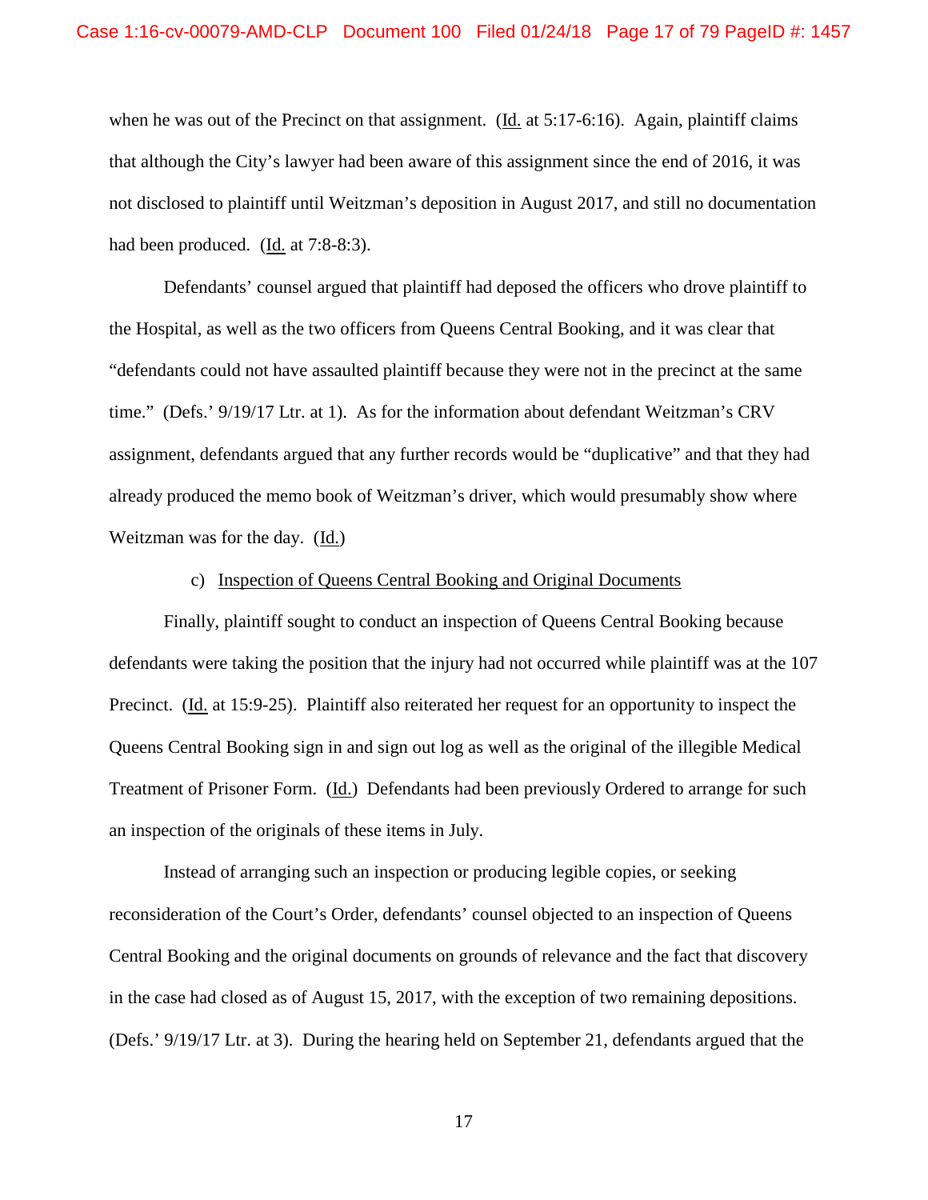when he was out of the Precinct on that assignment. (Id. at 5:17-6:16). Again, plaintiff claims that although the City's lawyer had been aware of this assignment since the end of 2016, it was not disclosed to plaintiff until Weitzman's deposition in August 2017, and still no documentation had been produced. (Id. at 7:8-8:3).

Defendants' counsel argued that plaintiff had deposed the officers who drove plaintiff to the Hospital, as well as the two officers from Queens Central Booking, and it was clear that "defendants could not have assaulted plaintiff because they were not in the precinct at the same time." (Defs.' 9/19/17 Ltr. at 1). As for the information about defendant Weitzman's CRV assignment, defendants argued that any further records would be "duplicative" and that they had already produced the memo book of Weitzman's driver, which would presumably show where Weitzman was for the day. (Id.)

c) Inspection of Queens Central Booking and Original Documents

Finally, plaintiff sought to conduct an inspection of Queens Central Booking because defendants were taking the position that the injury had not occurred while plaintiff was at the 107 Precinct. (Id. at 15:9-25). Plaintiff also reiterated her request for an opportunity to inspect the Queens Central Booking sign in and sign out log as well as the original of the illegible Medical Treatment of Prisoner Form. (Id.) Defendants had been previously Ordered to arrange for such an inspection of the originals of these items in July.

Instead of arranging such an inspection or producing legible copies, or seeking reconsideration of the Court's Order, defendants' counsel objected to an inspection of Queens Central Booking and the original documents on grounds of relevance and the fact that discovery in the case had closed as of August 15, 2017, with the exception of two remaining depositions. (Defs.' 9/19/17 Ltr. at 3). During the hearing held on September 21, defendants argued that the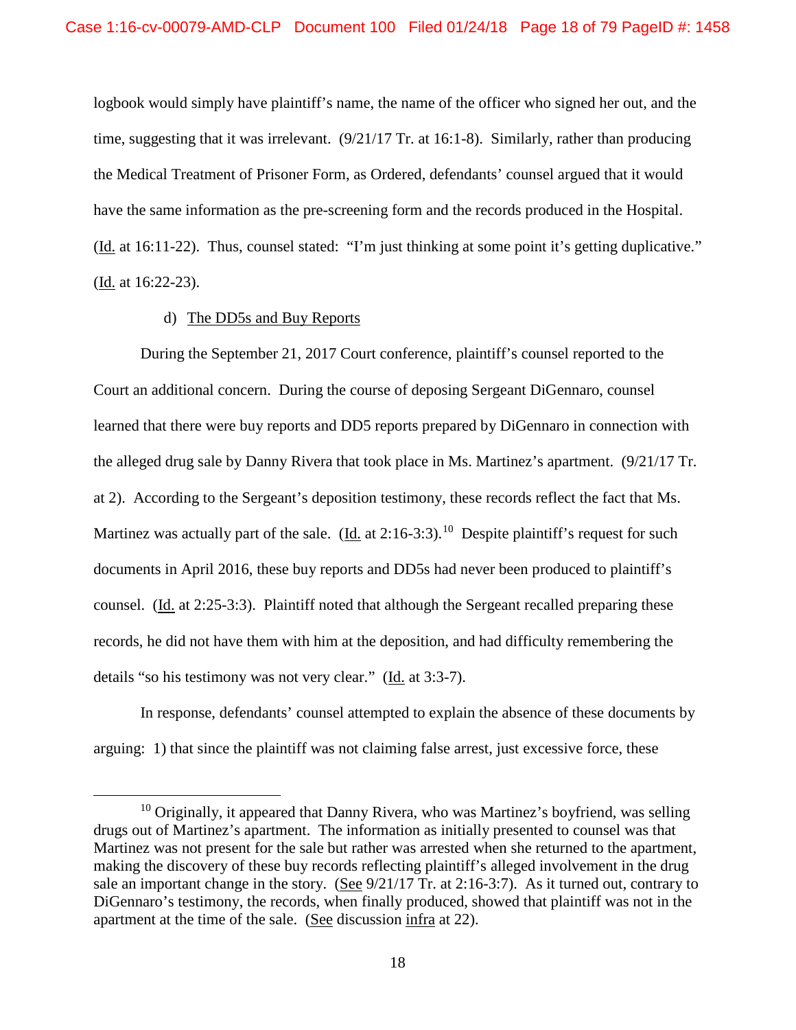logbook would simply have plaintiff's name, the name of the officer who signed her out, and the time, suggesting that it was irrelevant. (9/21/17 Tr. at 16:1-8). Similarly, rather than producing the Medical Treatment of Prisoner Form, as Ordered, defendants' counsel argued that it would have the same information as the pre-screening form and the records produced in the Hospital. (Id. at 16:11-22). Thus, counsel stated: "I'm just thinking at some point it's getting duplicative." (Id. at 16:22-23).

d) The DD5s and Buy Reports

During the September 21, 2017 Court conference, plaintiff's counsel reported to the Court an additional concern. During the course of deposing Sergeant DiGennaro, counsel learned that there were buy reports and DD5 reports prepared by DiGennaro in connection with the alleged drug sale by Danny Rivera that took place in Ms. Martinez's apartment. (9/21/17 Tr. at 2). According to the Sergeant's deposition testimony, these records reflect the fact that Ms. Martinez was actually part of the sale. (Id. at 2:16-3:3).[10] Despite plaintiff's request for such documents in April 2016, these buy reports and DD5s had never been produced to plaintiff's counsel. (Id. at 2:25-3:3). Plaintiff noted that although the Sergeant recalled preparing these records, he did not have them with him at the deposition, and had difficulty remembering the details "so his testimony was not very clear." (Id. at 3:3-7).

In response, defendants' counsel attempted to explain the absence of these documents by arguing: 1) that since the plaintiff was not claiming false arrest, just excessive force, these

[10] Originally, it appeared that Danny Rivera, who was Martinez's boyfriend, was selling drugs out of Martinez's apartment. The information as initially presented to counsel was that Martinez was not present for the sale but rather was arrested when she returned to the apartment, making the discovery of these buy records reflecting plaintiff's alleged involvement in the drug sale an important change in the story. (See 9/21/17 Tr. at 2:16-3:7). As it turned out, contrary to DiGennaro's testimony, the records, when finally produced, showed that plaintiff was not in the apartment at the time of the sale. (See discussion infra at 22).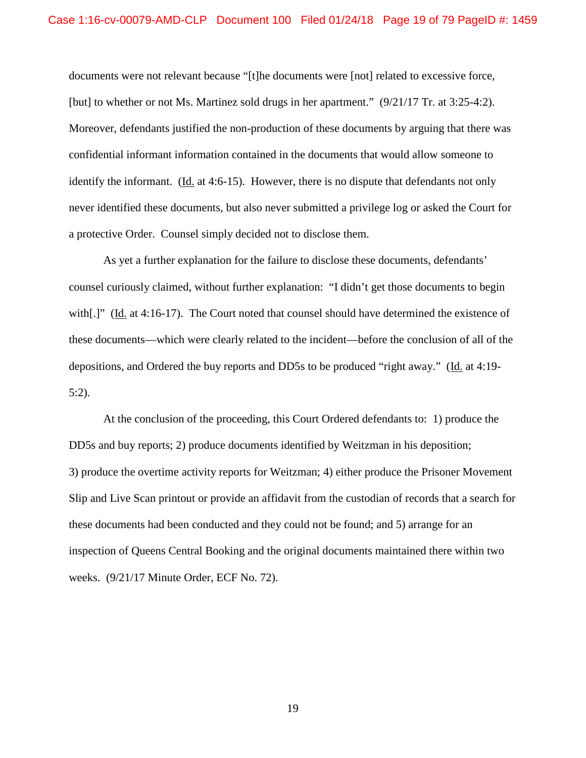documents were not relevant because "[t]he documents were [not] related to excessive force, [but] to whether or not Ms. Martinez sold drugs in her apartment." (9/21/17 Tr. at 3:25-4:2). Moreover, defendants justified the non-production of these documents by arguing that there was confidential informant information contained in the documents that would allow someone to identify the informant. (Id. at 4:6-15). However, there is no dispute that defendants not only never identified these documents, but also never submitted a privilege log or asked the Court for a protective Order. Counsel simply decided not to disclose them.

As yet a further explanation for the failure to disclose these documents, defendants' counsel curiously claimed, without further explanation: "I didn't get those documents to begin with[.]" (Id. at 4:16-17). The Court noted that counsel should have determined the existence of these documents—which were clearly related to the incident—before the conclusion of all of the depositions, and Ordered the buy reports and DD5s to be produced "right away." (Id. at 4:19-5:2).

At the conclusion of the proceeding, this Court Ordered defendants to: 1) produce the DD5s and buy reports; 2) produce documents identified by Weitzman in his deposition; 3) produce the overtime activity reports for Weitzman; 4) either produce the Prisoner Movement Slip and Live Scan printout or provide an affidavit from the custodian of records that a search for these documents had been conducted and they could not be found; and 5) arrange for an inspection of Queens Central Booking and the original documents maintained there within two weeks. (9/21/17 Minute Order, ECF No. 72).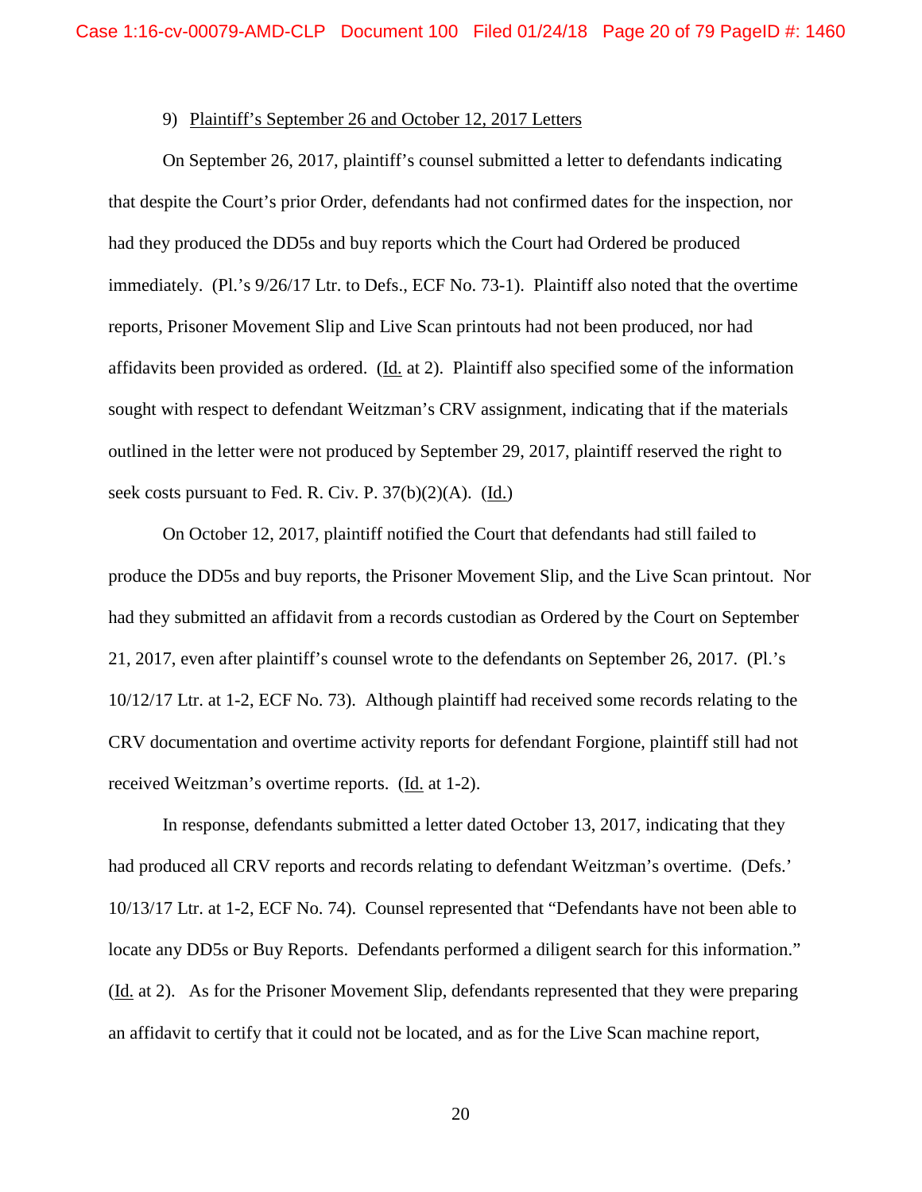9) Plaintiff's September 26 and October 12, 2017 Letters

On September 26, 2017, plaintiff's counsel submitted a letter to defendants indicating that despite the Court's prior Order, defendants had not confirmed dates for the inspection, nor had they produced the DD5s and buy reports which the Court had Ordered be produced immediately. (Pl.'s 9/26/17 Ltr. to Defs., ECF No. 73-1). Plaintiff also noted that the overtime reports, Prisoner Movement Slip and Live Scan printouts had not been produced, nor had affidavits been provided as ordered. (Id. at 2). Plaintiff also specified some of the information sought with respect to defendant Weitzman's CRV assignment, indicating that if the materials outlined in the letter were not produced by September 29, 2017, plaintiff reserved the right to seek costs pursuant to Fed. R. Civ. P. 37(b)(2)(A). (Id.)

On October 12, 2017, plaintiff notified the Court that defendants had still failed to produce the DD5s and buy reports, the Prisoner Movement Slip, and the Live Scan printout. Nor had they submitted an affidavit from a records custodian as Ordered by the Court on September 21, 2017, even after plaintiff's counsel wrote to the defendants on September 26, 2017. (Pl.'s 10/12/17 Ltr. at 1-2, ECF No. 73). Although plaintiff had received some records relating to the CRV documentation and overtime activity reports for defendant Forgione, plaintiff still had not received Weitzman's overtime reports. (Id. at 1-2).

In response, defendants submitted a letter dated October 13, 2017, indicating that they had produced all CRV reports and records relating to defendant Weitzman's overtime. (Defs.' 10/13/17 Ltr. at 1-2, ECF No. 74). Counsel represented that "Defendants have not been able to locate any DD5s or Buy Reports. Defendants performed a diligent search for this information." (Id. at 2). As for the Prisoner Movement Slip, defendants represented that they were preparing an affidavit to certify that it could not be located, and as for the Live Scan machine report,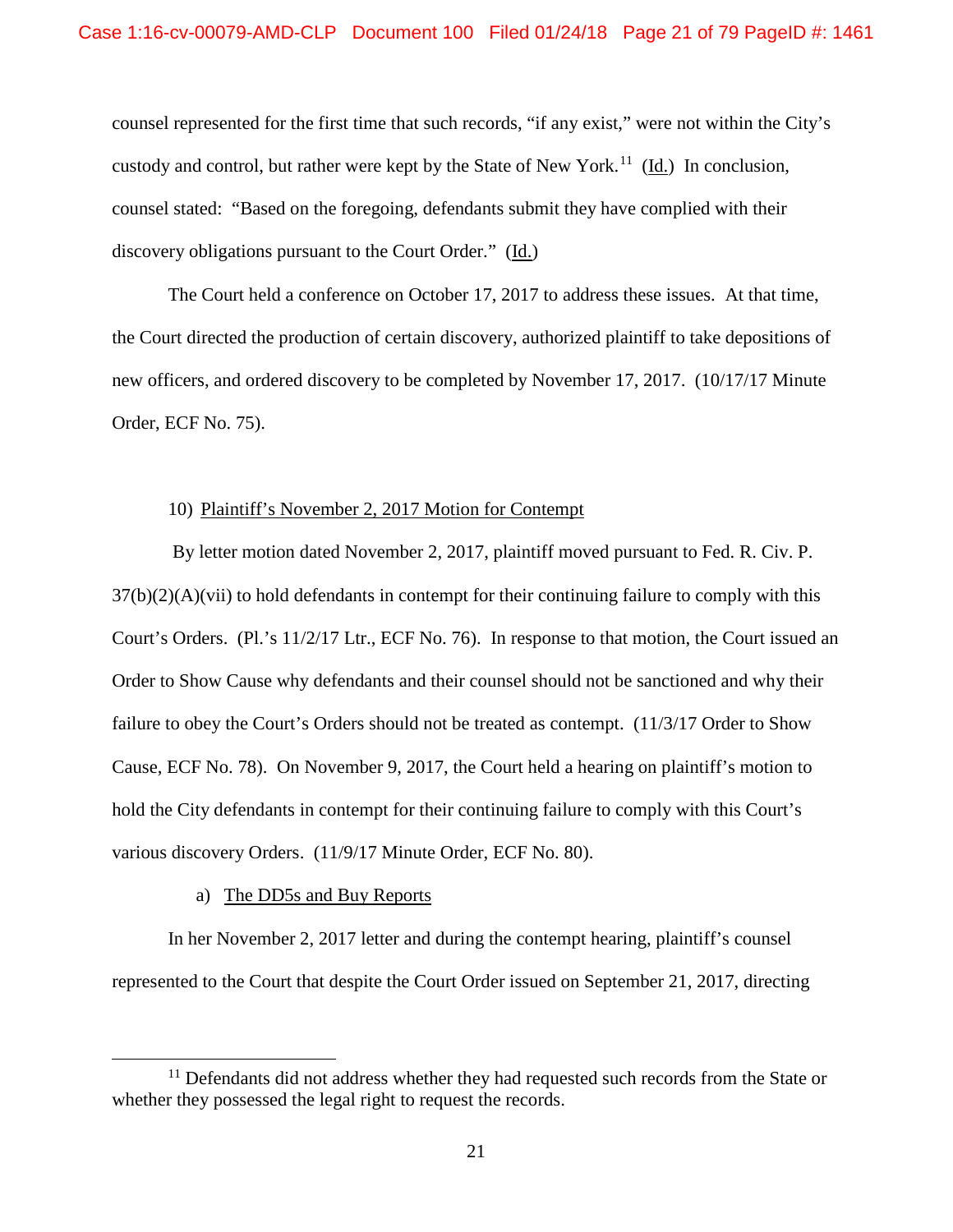counsel represented for the first time that such records, "if any exist," were not within the City's custody and control, but rather were kept by the State of New York.[11] (Id.) In conclusion, counsel stated: "Based on the foregoing, defendants submit they have complied with their discovery obligations pursuant to the Court Order." (Id.)

The Court held a conference on October 17, 2017 to address these issues. At that time, the Court directed the production of certain discovery, authorized plaintiff to take depositions of new officers, and ordered discovery to be completed by November 17, 2017. (10/17/17 Minute Order, ECF No. 75).

10) Plaintiff's November 2, 2017 Motion for Contempt

By letter motion dated November 2, 2017, plaintiff moved pursuant to Fed. R. Civ. P. 37(b)(2)(A)(vii) to hold defendants in contempt for their continuing failure to comply with this Court's Orders. (Pl.'s 11/2/17 Ltr., ECF No. 76). In response to that motion, the Court issued an Order to Show Cause why defendants and their counsel should not be sanctioned and why their failure to obey the Court's Orders should not be treated as contempt. (11/3/17 Order to Show Cause, ECF No. 78). On November 9, 2017, the Court held a hearing on plaintiff's motion to hold the City defendants in contempt for their continuing failure to comply with this Court's various discovery Orders. (11/9/17 Minute Order, ECF No. 80).

a) The DD5s and Buy Reports

In her November 2, 2017 letter and during the contempt hearing, plaintiff's counsel represented to the Court that despite the Court Order issued on September 21, 2017, directing

[11] Defendants did not address whether they had requested such records from the State or whether they possessed the legal right to request the records.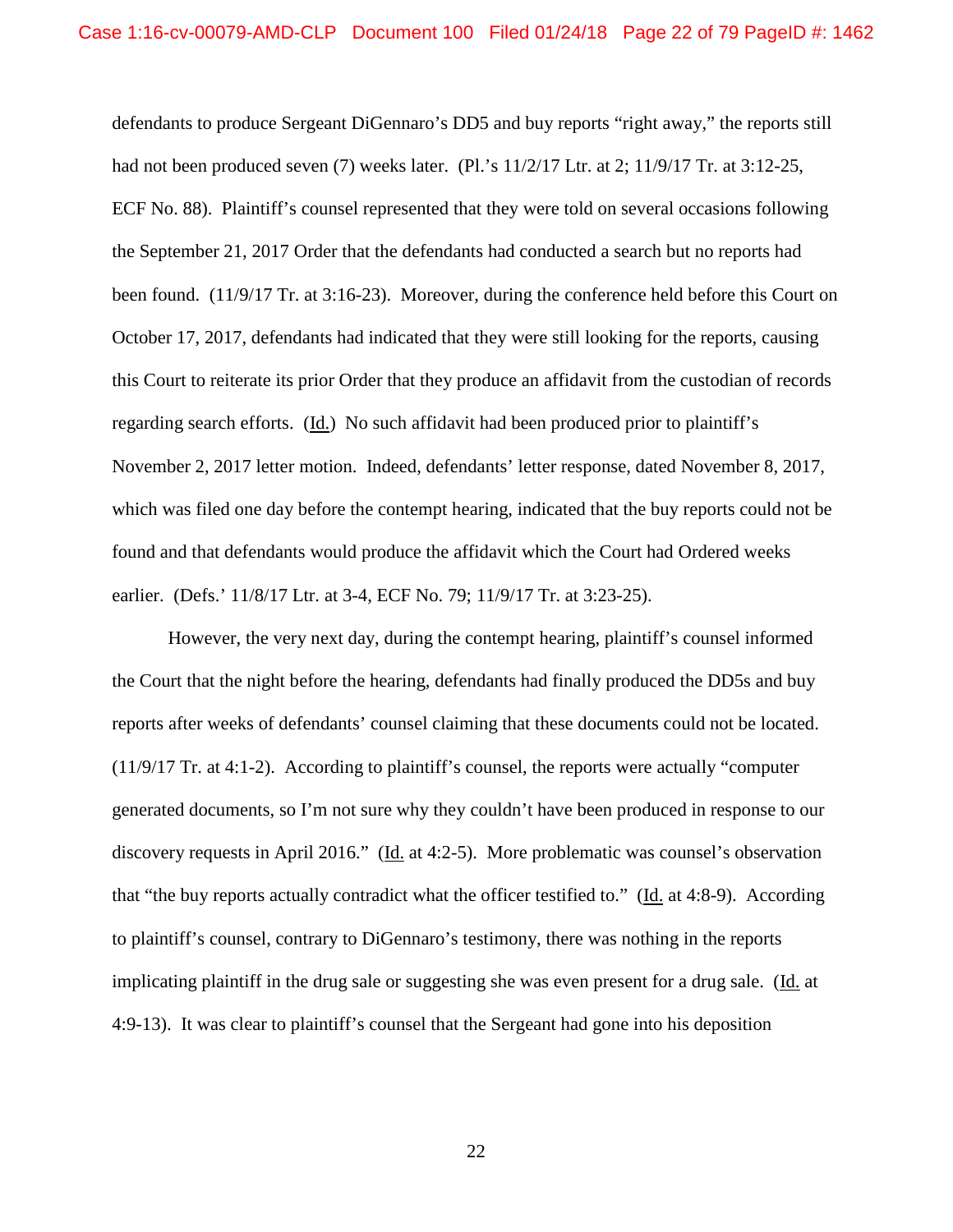defendants to produce Sergeant DiGennaro's DD5 and buy reports "right away," the reports still had not been produced seven (7) weeks later. (Pl.'s 11/2/17 Ltr. at 2; 11/9/17 Tr. at 3:12-25, ECF No. 88). Plaintiff's counsel represented that they were told on several occasions following the September 21, 2017 Order that the defendants had conducted a search but no reports had been found. (11/9/17 Tr. at 3:16-23). Moreover, during the conference held before this Court on October 17, 2017, defendants had indicated that they were still looking for the reports, causing this Court to reiterate its prior Order that they produce an affidavit from the custodian of records regarding search efforts. (Id.) No such affidavit had been produced prior to plaintiff's November 2, 2017 letter motion. Indeed, defendants' letter response, dated November 8, 2017, which was filed one day before the contempt hearing, indicated that the buy reports could not be found and that defendants would produce the affidavit which the Court had Ordered weeks earlier. (Defs.' 11/8/17 Ltr. at 3-4, ECF No. 79; 11/9/17 Tr. at 3:23-25).

However, the very next day, during the contempt hearing, plaintiff's counsel informed the Court that the night before the hearing, defendants had finally produced the DD5s and buy reports after weeks of defendants' counsel claiming that these documents could not be located. (11/9/17 Tr. at 4:1-2). According to plaintiff's counsel, the reports were actually "computer generated documents, so I'm not sure why they couldn't have been produced in response to our discovery requests in April 2016." (Id. at 4:2-5). More problematic was counsel's observation that "the buy reports actually contradict what the officer testified to." (Id. at 4:8-9). According to plaintiff's counsel, contrary to DiGennaro's testimony, there was nothing in the reports implicating plaintiff in the drug sale or suggesting she was even present for a drug sale. (Id. at 4:9-13). It was clear to plaintiff's counsel that the Sergeant had gone into his deposition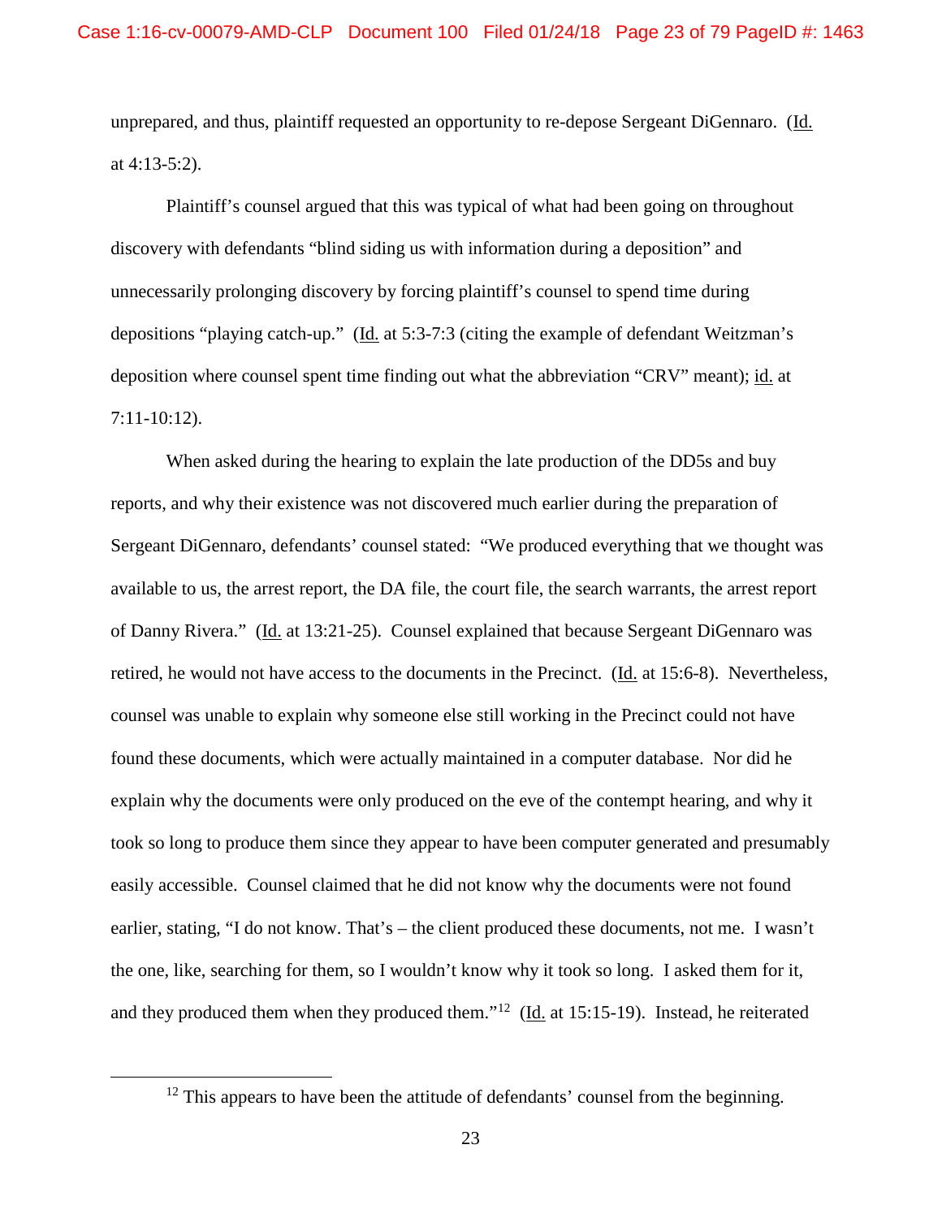unprepared, and thus, plaintiff requested an opportunity to re-depose Sergeant DiGennaro. (Id. at 4:13-5:2).

Plaintiff's counsel argued that this was typical of what had been going on throughout discovery with defendants "blind siding us with information during a deposition" and unnecessarily prolonging discovery by forcing plaintiff's counsel to spend time during depositions "playing catch-up." (Id. at 5:3-7:3 (citing the example of defendant Weitzman's deposition where counsel spent time finding out what the abbreviation "CRV" meant); id. at 7:11-10:12).

When asked during the hearing to explain the late production of the DD5s and buy reports, and why their existence was not discovered much earlier during the preparation of Sergeant DiGennaro, defendants' counsel stated: "We produced everything that we thought was available to us, the arrest report, the DA file, the court file, the search warrants, the arrest report of Danny Rivera." (Id. at 13:21-25). Counsel explained that because Sergeant DiGennaro was retired, he would not have access to the documents in the Precinct. (Id. at 15:6-8). Nevertheless, counsel was unable to explain why someone else still working in the Precinct could not have found these documents, which were actually maintained in a computer database. Nor did he explain why the documents were only produced on the eve of the contempt hearing, and why it took so long to produce them since they appear to have been computer generated and presumably easily accessible. Counsel claimed that he did not know why the documents were not found earlier, stating, "I do not know. That's – the client produced these documents, not me. I wasn't the one, like, searching for them, so I wouldn't know why it took so long. I asked them for it, and they produced them when they produced them."[12] (Id. at 15:15-19). Instead, he reiterated

---

[12] This appears to have been the attitude of defendants' counsel from the beginning.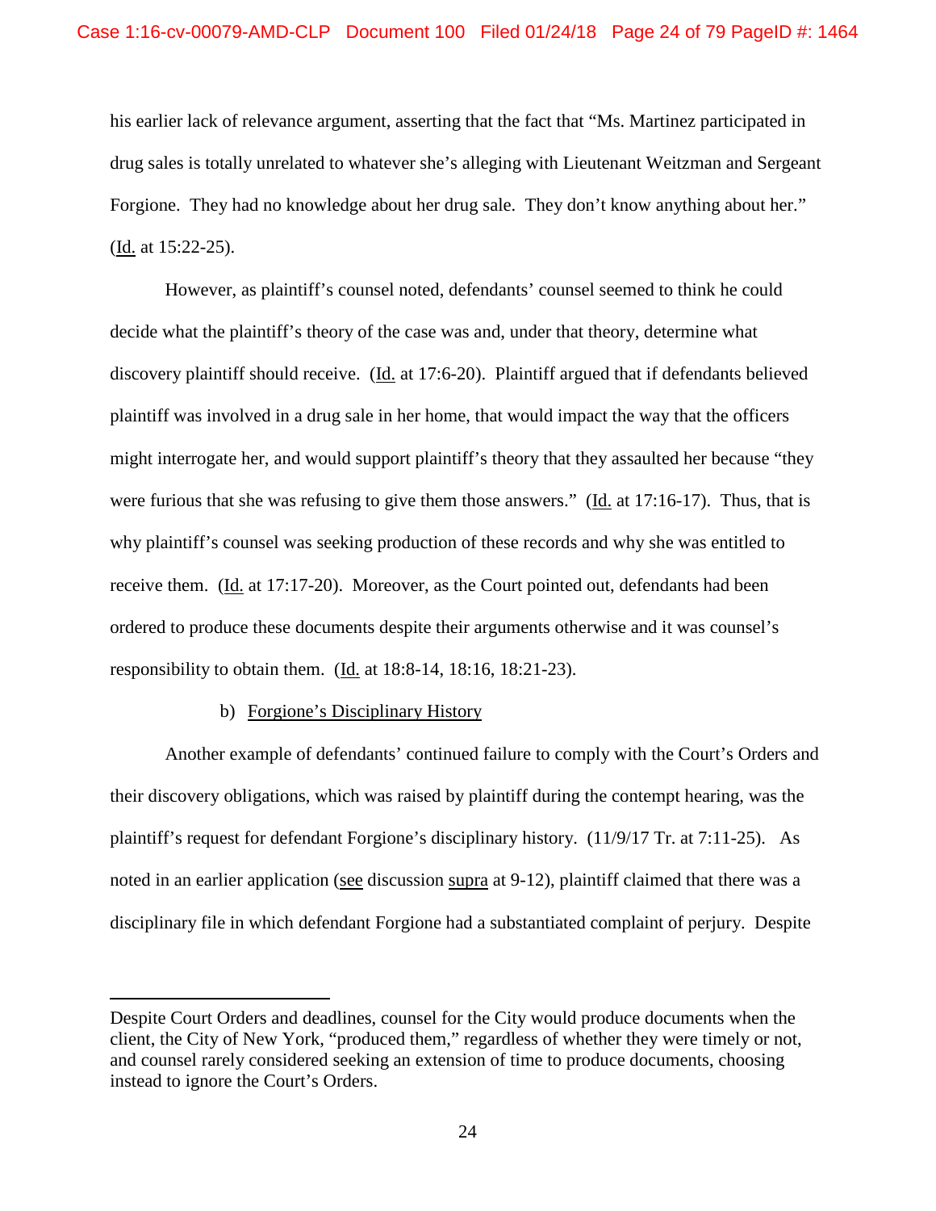his earlier lack of relevance argument, asserting that the fact that "Ms. Martinez participated in drug sales is totally unrelated to whatever she's alleging with Lieutenant Weitzman and Sergeant Forgione. They had no knowledge about her drug sale. They don't know anything about her." (Id. at 15:22-25).

However, as plaintiff's counsel noted, defendants' counsel seemed to think he could decide what the plaintiff's theory of the case was and, under that theory, determine what discovery plaintiff should receive. (Id. at 17:6-20). Plaintiff argued that if defendants believed plaintiff was involved in a drug sale in her home, that would impact the way that the officers might interrogate her, and would support plaintiff's theory that they assaulted her because "they were furious that she was refusing to give them those answers." (Id. at 17:16-17). Thus, that is why plaintiff's counsel was seeking production of these records and why she was entitled to receive them. (Id. at 17:17-20). Moreover, as the Court pointed out, defendants had been ordered to produce these documents despite their arguments otherwise and it was counsel's responsibility to obtain them. (Id. at 18:8-14, 18:16, 18:21-23).

b) Forgione's Disciplinary History

Another example of defendants' continued failure to comply with the Court's Orders and their discovery obligations, which was raised by plaintiff during the contempt hearing, was the plaintiff's request for defendant Forgione's disciplinary history. (11/9/17 Tr. at 7:11-25). As noted in an earlier application (see discussion supra at 9-12), plaintiff claimed that there was a disciplinary file in which defendant Forgione had a substantiated complaint of perjury. Despite

---

Despite Court Orders and deadlines, counsel for the City would produce documents when the client, the City of New York, "produced them," regardless of whether they were timely or not, and counsel rarely considered seeking an extension of time to produce documents, choosing instead to ignore the Court's Orders.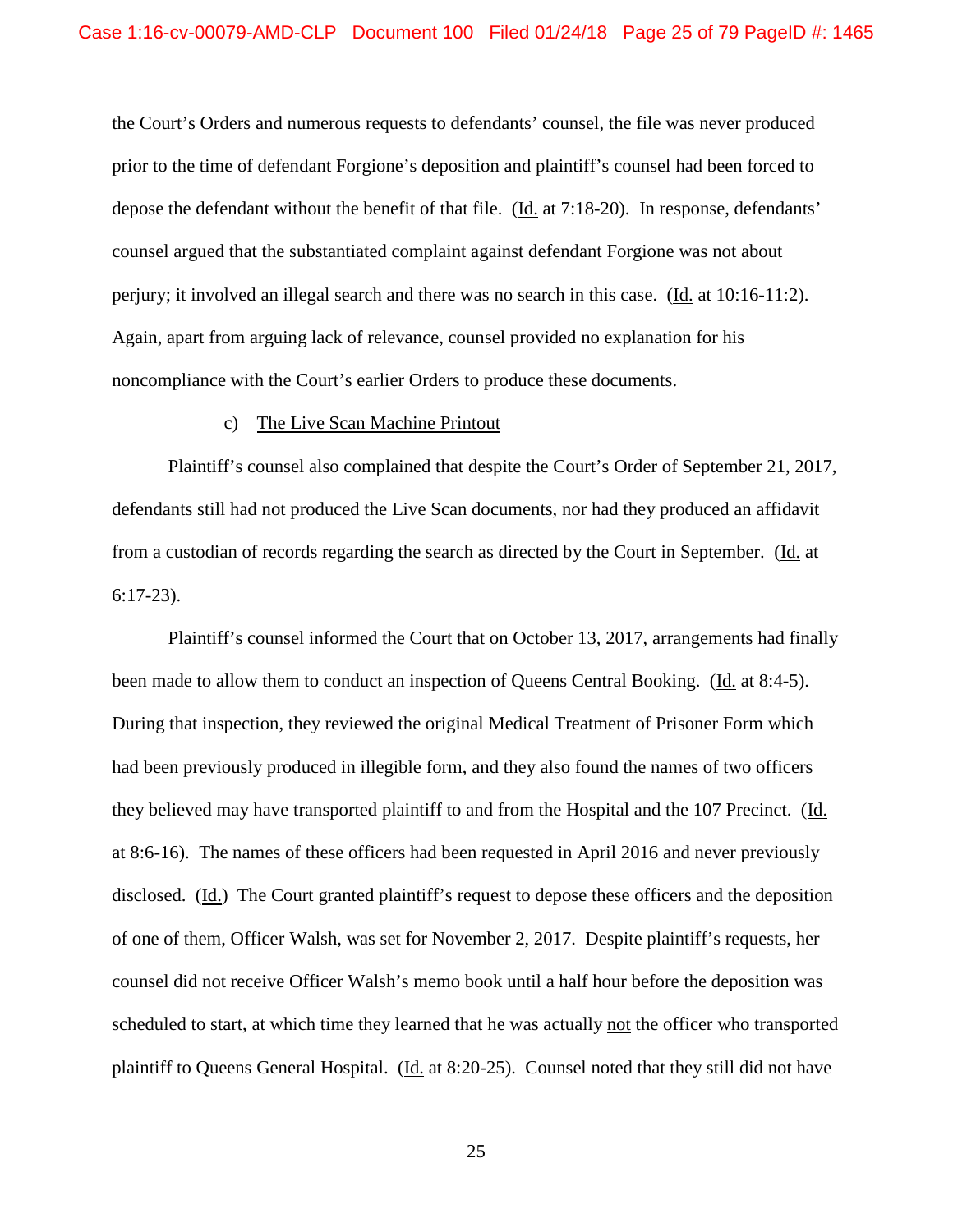the Court's Orders and numerous requests to defendants' counsel, the file was never produced prior to the time of defendant Forgione's deposition and plaintiff's counsel had been forced to depose the defendant without the benefit of that file. (Id. at 7:18-20). In response, defendants' counsel argued that the substantiated complaint against defendant Forgione was not about perjury; it involved an illegal search and there was no search in this case. (Id. at 10:16-11:2). Again, apart from arguing lack of relevance, counsel provided no explanation for his noncompliance with the Court's earlier Orders to produce these documents.

c) The Live Scan Machine Printout

Plaintiff's counsel also complained that despite the Court's Order of September 21, 2017, defendants still had not produced the Live Scan documents, nor had they produced an affidavit from a custodian of records regarding the search as directed by the Court in September. (Id. at 6:17-23).

Plaintiff's counsel informed the Court that on October 13, 2017, arrangements had finally been made to allow them to conduct an inspection of Queens Central Booking. (Id. at 8:4-5). During that inspection, they reviewed the original Medical Treatment of Prisoner Form which had been previously produced in illegible form, and they also found the names of two officers they believed may have transported plaintiff to and from the Hospital and the 107 Precinct. (Id. at 8:6-16). The names of these officers had been requested in April 2016 and never previously disclosed. (Id.) The Court granted plaintiff's request to depose these officers and the deposition of one of them, Officer Walsh, was set for November 2, 2017. Despite plaintiff's requests, her counsel did not receive Officer Walsh's memo book until a half hour before the deposition was scheduled to start, at which time they learned that he was actually not the officer who transported plaintiff to Queens General Hospital. (Id. at 8:20-25). Counsel noted that they still did not have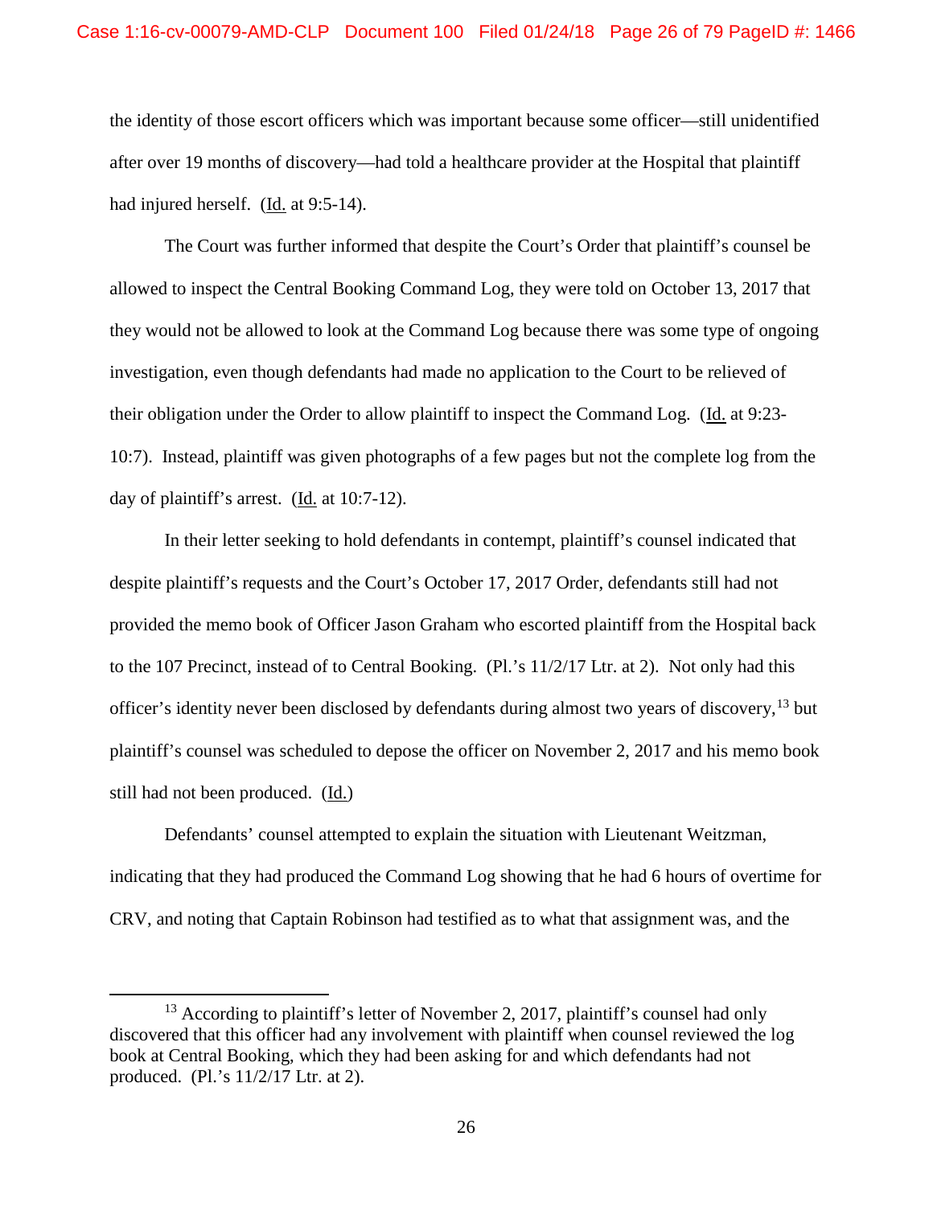the identity of those escort officers which was important because some officer—still unidentified after over 19 months of discovery—had told a healthcare provider at the Hospital that plaintiff had injured herself. (Id. at 9:5-14).

The Court was further informed that despite the Court's Order that plaintiff's counsel be allowed to inspect the Central Booking Command Log, they were told on October 13, 2017 that they would not be allowed to look at the Command Log because there was some type of ongoing investigation, even though defendants had made no application to the Court to be relieved of their obligation under the Order to allow plaintiff to inspect the Command Log. (Id. at 9:23-10:7). Instead, plaintiff was given photographs of a few pages but not the complete log from the day of plaintiff's arrest. (Id. at 10:7-12).

In their letter seeking to hold defendants in contempt, plaintiff's counsel indicated that despite plaintiff's requests and the Court's October 17, 2017 Order, defendants still had not provided the memo book of Officer Jason Graham who escorted plaintiff from the Hospital back to the 107 Precinct, instead of to Central Booking. (Pl.'s 11/2/17 Ltr. at 2). Not only had this officer's identity never been disclosed by defendants during almost two years of discovery,[13] but plaintiff's counsel was scheduled to depose the officer on November 2, 2017 and his memo book still had not been produced. (Id.)

Defendants' counsel attempted to explain the situation with Lieutenant Weitzman, indicating that they had produced the Command Log showing that he had 6 hours of overtime for CRV, and noting that Captain Robinson had testified as to what that assignment was, and the

[13] According to plaintiff's letter of November 2, 2017, plaintiff's counsel had only discovered that this officer had any involvement with plaintiff when counsel reviewed the log book at Central Booking, which they had been asking for and which defendants had not produced. (Pl.'s 11/2/17 Ltr. at 2).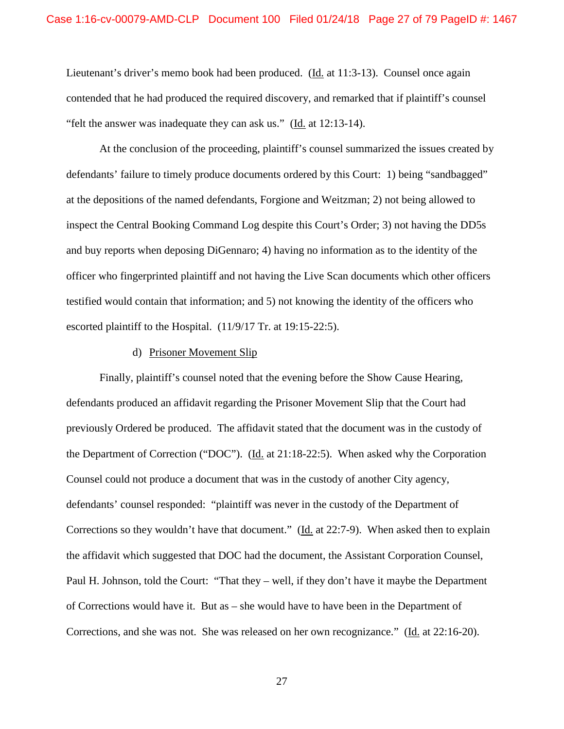Lieutenant's driver's memo book had been produced. (Id. at 11:3-13). Counsel once again contended that he had produced the required discovery, and remarked that if plaintiff's counsel "felt the answer was inadequate they can ask us." (Id. at 12:13-14).

At the conclusion of the proceeding, plaintiff's counsel summarized the issues created by defendants' failure to timely produce documents ordered by this Court: 1) being "sandbagged" at the depositions of the named defendants, Forgione and Weitzman; 2) not being allowed to inspect the Central Booking Command Log despite this Court's Order; 3) not having the DD5s and buy reports when deposing DiGennaro; 4) having no information as to the identity of the officer who fingerprinted plaintiff and not having the Live Scan documents which other officers testified would contain that information; and 5) not knowing the identity of the officers who escorted plaintiff to the Hospital. (11/9/17 Tr. at 19:15-22:5).

d) Prisoner Movement Slip

Finally, plaintiff's counsel noted that the evening before the Show Cause Hearing, defendants produced an affidavit regarding the Prisoner Movement Slip that the Court had previously Ordered be produced. The affidavit stated that the document was in the custody of the Department of Correction ("DOC"). (Id. at 21:18-22:5). When asked why the Corporation Counsel could not produce a document that was in the custody of another City agency, defendants' counsel responded: "plaintiff was never in the custody of the Department of Corrections so they wouldn't have that document." (Id. at 22:7-9). When asked then to explain the affidavit which suggested that DOC had the document, the Assistant Corporation Counsel, Paul H. Johnson, told the Court: "That they – well, if they don't have it maybe the Department of Corrections would have it. But as – she would have to have been in the Department of Corrections, and she was not. She was released on her own recognizance." (Id. at 22:16-20).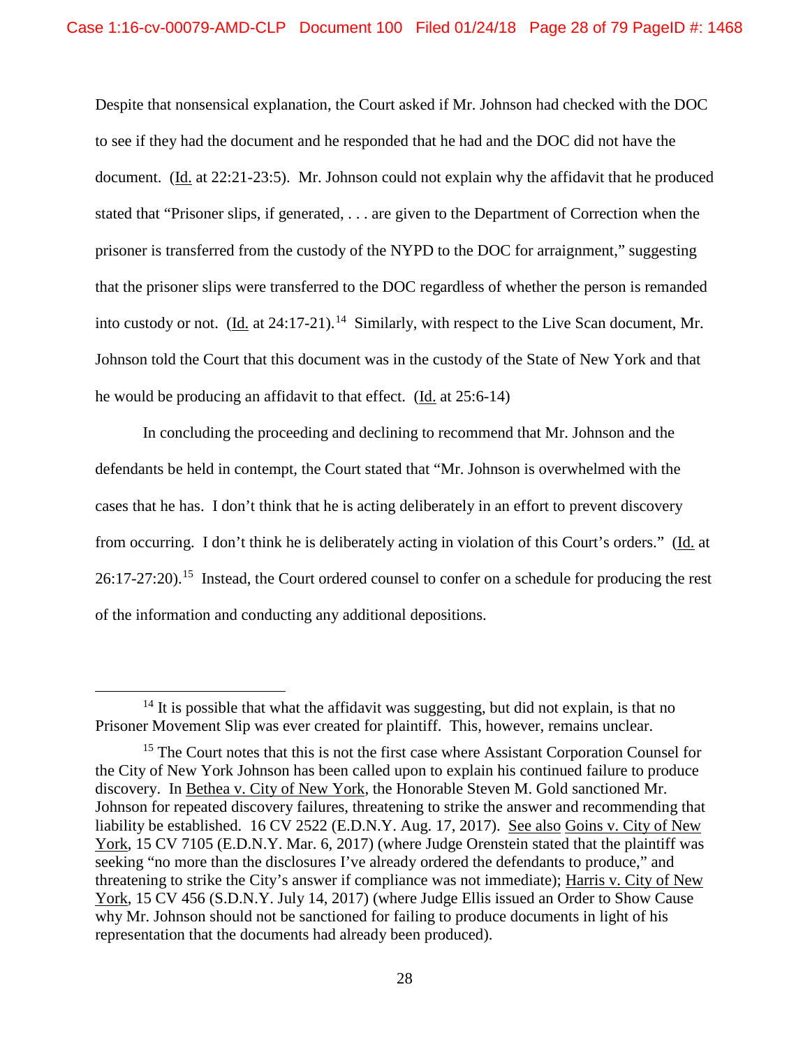Despite that nonsensical explanation, the Court asked if Mr. Johnson had checked with the DOC to see if they had the document and he responded that he had and the DOC did not have the document. (Id. at 22:21-23:5). Mr. Johnson could not explain why the affidavit that he produced stated that "Prisoner slips, if generated, . . . are given to the Department of Correction when the prisoner is transferred from the custody of the NYPD to the DOC for arraignment," suggesting that the prisoner slips were transferred to the DOC regardless of whether the person is remanded into custody or not. (Id. at 24:17-21).[14] Similarly, with respect to the Live Scan document, Mr. Johnson told the Court that this document was in the custody of the State of New York and that he would be producing an affidavit to that effect. (Id. at 25:6-14)

In concluding the proceeding and declining to recommend that Mr. Johnson and the defendants be held in contempt, the Court stated that "Mr. Johnson is overwhelmed with the cases that he has. I don't think that he is acting deliberately in an effort to prevent discovery from occurring. I don't think he is deliberately acting in violation of this Court's orders." (Id. at 26:17-27:20).[15] Instead, the Court ordered counsel to confer on a schedule for producing the rest of the information and conducting any additional depositions.

---

[14] It is possible that what the affidavit was suggesting, but did not explain, is that no Prisoner Movement Slip was ever created for plaintiff. This, however, remains unclear.

[15] The Court notes that this is not the first case where Assistant Corporation Counsel for the City of New York Johnson has been called upon to explain his continued failure to produce discovery. In Bethea v. City of New York, the Honorable Steven M. Gold sanctioned Mr. Johnson for repeated discovery failures, threatening to strike the answer and recommending that liability be established. 16 CV 2522 (E.D.N.Y. Aug. 17, 2017). See also Goins v. City of New York, 15 CV 7105 (E.D.N.Y. Mar. 6, 2017) (where Judge Orenstein stated that the plaintiff was seeking "no more than the disclosures I've already ordered the defendants to produce," and threatening to strike the City's answer if compliance was not immediate); Harris v. City of New York, 15 CV 456 (S.D.N.Y. July 14, 2017) (where Judge Ellis issued an Order to Show Cause why Mr. Johnson should not be sanctioned for failing to produce documents in light of his representation that the documents had already been produced).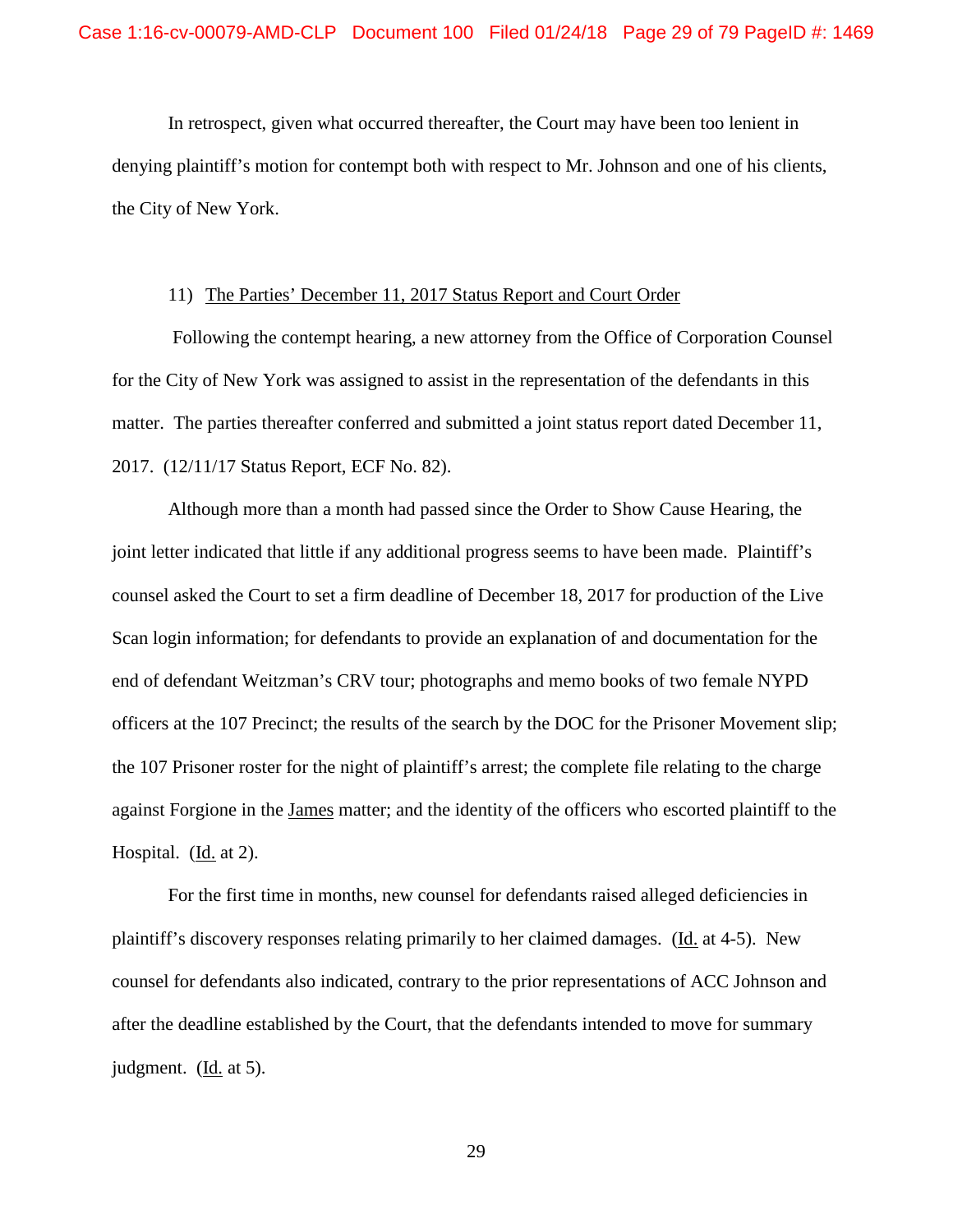In retrospect, given what occurred thereafter, the Court may have been too lenient in denying plaintiff's motion for contempt both with respect to Mr. Johnson and one of his clients, the City of New York.

11) The Parties' December 11, 2017 Status Report and Court Order

Following the contempt hearing, a new attorney from the Office of Corporation Counsel for the City of New York was assigned to assist in the representation of the defendants in this matter. The parties thereafter conferred and submitted a joint status report dated December 11, 2017. (12/11/17 Status Report, ECF No. 82).

Although more than a month had passed since the Order to Show Cause Hearing, the joint letter indicated that little if any additional progress seems to have been made. Plaintiff's counsel asked the Court to set a firm deadline of December 18, 2017 for production of the Live Scan login information; for defendants to provide an explanation of and documentation for the end of defendant Weitzman's CRV tour; photographs and memo books of two female NYPD officers at the 107 Precinct; the results of the search by the DOC for the Prisoner Movement slip; the 107 Prisoner roster for the night of plaintiff's arrest; the complete file relating to the charge against Forgione in the James matter; and the identity of the officers who escorted plaintiff to the Hospital. (Id. at 2).

For the first time in months, new counsel for defendants raised alleged deficiencies in plaintiff's discovery responses relating primarily to her claimed damages. (Id. at 4-5). New counsel for defendants also indicated, contrary to the prior representations of ACC Johnson and after the deadline established by the Court, that the defendants intended to move for summary judgment. (Id. at 5).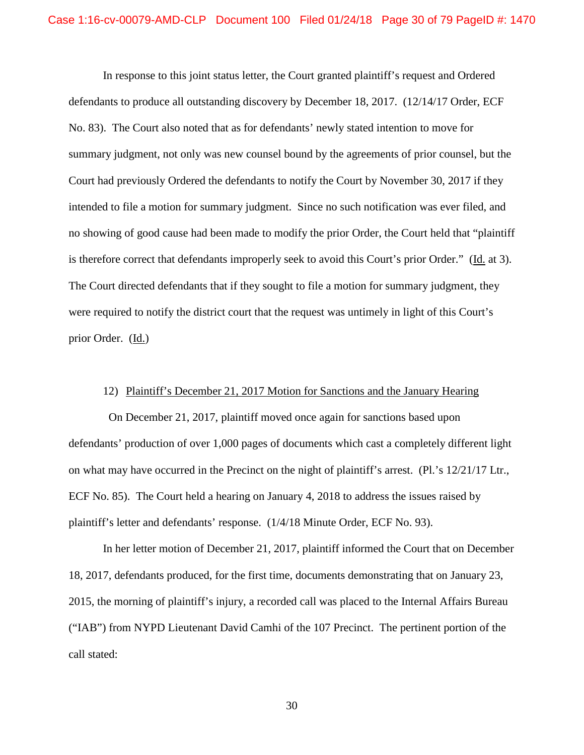In response to this joint status letter, the Court granted plaintiff's request and Ordered defendants to produce all outstanding discovery by December 18, 2017. (12/14/17 Order, ECF No. 83). The Court also noted that as for defendants' newly stated intention to move for summary judgment, not only was new counsel bound by the agreements of prior counsel, but the Court had previously Ordered the defendants to notify the Court by November 30, 2017 if they intended to file a motion for summary judgment. Since no such notification was ever filed, and no showing of good cause had been made to modify the prior Order, the Court held that "plaintiff is therefore correct that defendants improperly seek to avoid this Court's prior Order." (Id. at 3). The Court directed defendants that if they sought to file a motion for summary judgment, they were required to notify the district court that the request was untimely in light of this Court's prior Order. (Id.)

12) Plaintiff's December 21, 2017 Motion for Sanctions and the January Hearing

On December 21, 2017, plaintiff moved once again for sanctions based upon defendants' production of over 1,000 pages of documents which cast a completely different light on what may have occurred in the Precinct on the night of plaintiff's arrest. (Pl.'s 12/21/17 Ltr., ECF No. 85). The Court held a hearing on January 4, 2018 to address the issues raised by plaintiff's letter and defendants' response. (1/4/18 Minute Order, ECF No. 93).

In her letter motion of December 21, 2017, plaintiff informed the Court that on December 18, 2017, defendants produced, for the first time, documents demonstrating that on January 23, 2015, the morning of plaintiff's injury, a recorded call was placed to the Internal Affairs Bureau ("IAB") from NYPD Lieutenant David Camhi of the 107 Precinct. The pertinent portion of the call stated: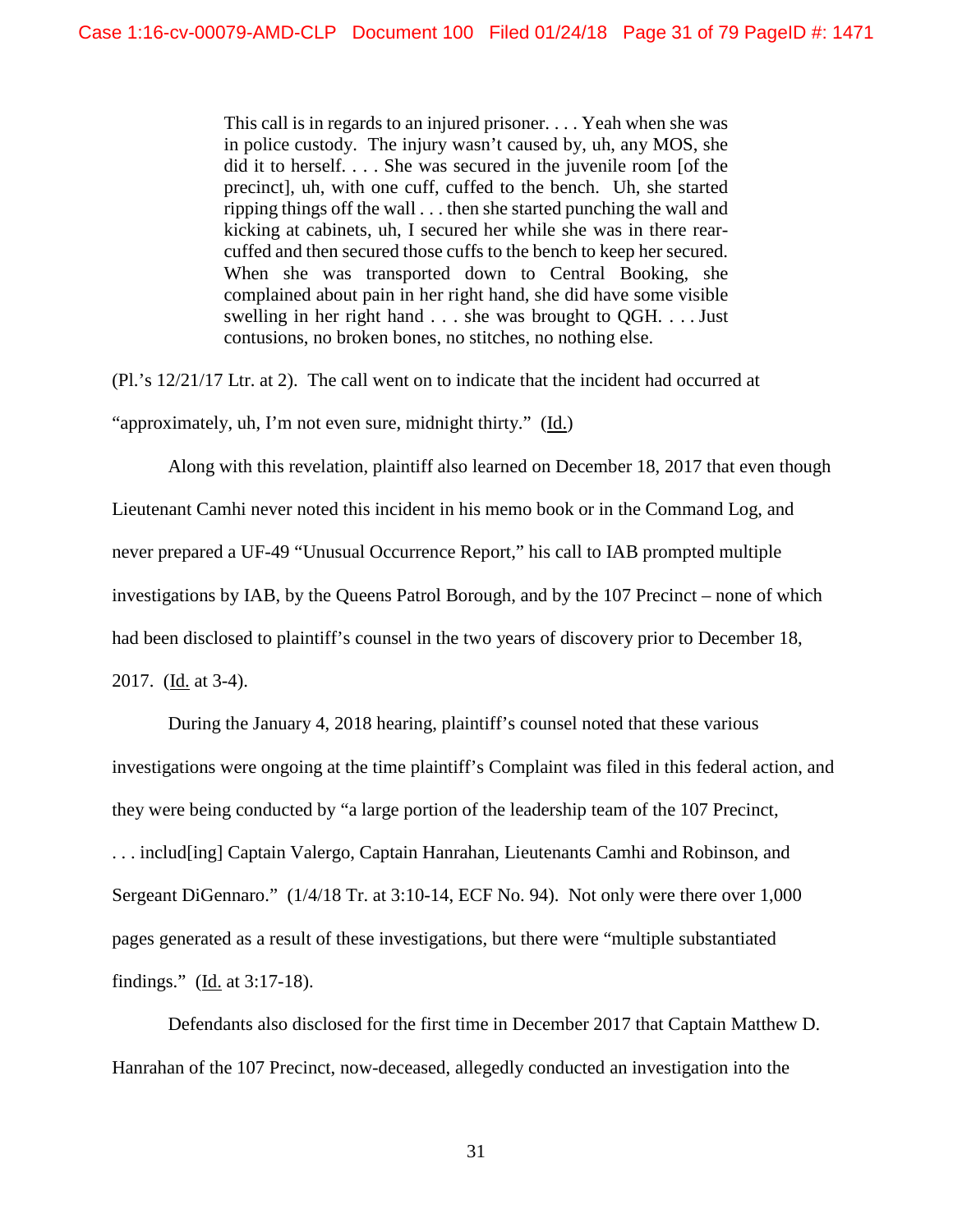> This call is in regards to an injured prisoner. . . . Yeah when she was in police custody. The injury wasn't caused by, uh, any MOS, she did it to herself. . . . She was secured in the juvenile room [of the precinct], uh, with one cuff, cuffed to the bench. Uh, she started ripping things off the wall . . . then she started punching the wall and kicking at cabinets, uh, I secured her while she was in there rear-cuffed and then secured those cuffs to the bench to keep her secured. When she was transported down to Central Booking, she complained about pain in her right hand, she did have some visible swelling in her right hand . . . she was brought to QGH. . . . Just contusions, no broken bones, no stitches, no nothing else.

(Pl.'s 12/21/17 Ltr. at 2). The call went on to indicate that the incident had occurred at "approximately, uh, I'm not even sure, midnight thirty." (Id.)

Along with this revelation, plaintiff also learned on December 18, 2017 that even though Lieutenant Camhi never noted this incident in his memo book or in the Command Log, and never prepared a UF-49 "Unusual Occurrence Report," his call to IAB prompted multiple investigations by IAB, by the Queens Patrol Borough, and by the 107 Precinct – none of which had been disclosed to plaintiff's counsel in the two years of discovery prior to December 18, 2017. (Id. at 3-4).

During the January 4, 2018 hearing, plaintiff's counsel noted that these various investigations were ongoing at the time plaintiff's Complaint was filed in this federal action, and they were being conducted by "a large portion of the leadership team of the 107 Precinct, . . . includ[ing] Captain Valergo, Captain Hanrahan, Lieutenants Camhi and Robinson, and Sergeant DiGennaro." (1/4/18 Tr. at 3:10-14, ECF No. 94). Not only were there over 1,000 pages generated as a result of these investigations, but there were "multiple substantiated findings." (Id. at 3:17-18).

Defendants also disclosed for the first time in December 2017 that Captain Matthew D. Hanrahan of the 107 Precinct, now-deceased, allegedly conducted an investigation into the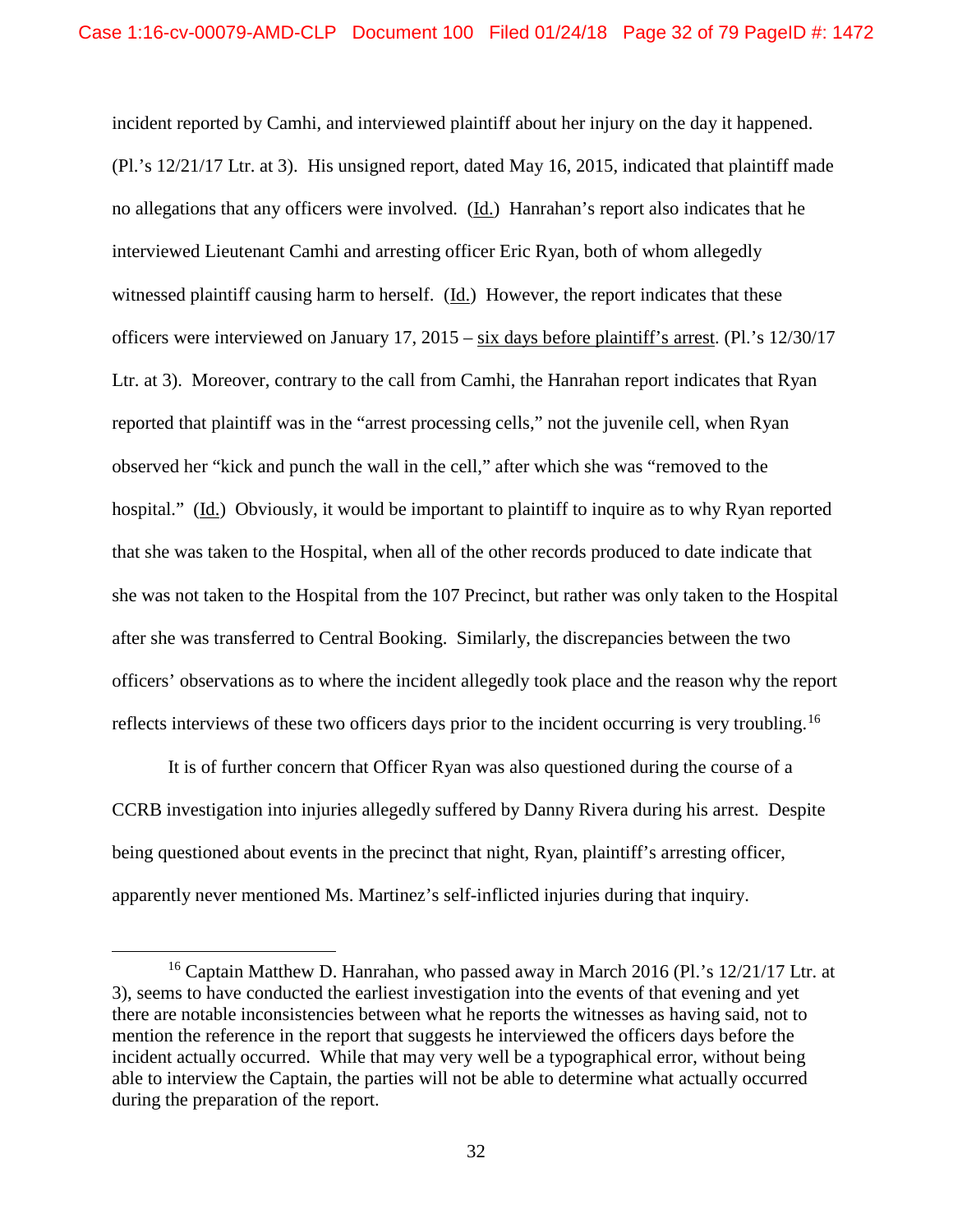incident reported by Camhi, and interviewed plaintiff about her injury on the day it happened. (Pl.'s 12/21/17 Ltr. at 3). His unsigned report, dated May 16, 2015, indicated that plaintiff made no allegations that any officers were involved. (Id.) Hanrahan's report also indicates that he interviewed Lieutenant Camhi and arresting officer Eric Ryan, both of whom allegedly witnessed plaintiff causing harm to herself. (Id.) However, the report indicates that these officers were interviewed on January 17, 2015 – six days before plaintiff's arrest. (Pl.'s 12/30/17 Ltr. at 3). Moreover, contrary to the call from Camhi, the Hanrahan report indicates that Ryan reported that plaintiff was in the "arrest processing cells," not the juvenile cell, when Ryan observed her "kick and punch the wall in the cell," after which she was "removed to the hospital." (Id.) Obviously, it would be important to plaintiff to inquire as to why Ryan reported that she was taken to the Hospital, when all of the other records produced to date indicate that she was not taken to the Hospital from the 107 Precinct, but rather was only taken to the Hospital after she was transferred to Central Booking. Similarly, the discrepancies between the two officers' observations as to where the incident allegedly took place and the reason why the report reflects interviews of these two officers days prior to the incident occurring is very troubling.[16]

It is of further concern that Officer Ryan was also questioned during the course of a CCRB investigation into injuries allegedly suffered by Danny Rivera during his arrest. Despite being questioned about events in the precinct that night, Ryan, plaintiff's arresting officer, apparently never mentioned Ms. Martinez's self-inflicted injuries during that inquiry.

[16] Captain Matthew D. Hanrahan, who passed away in March 2016 (Pl.'s 12/21/17 Ltr. at 3), seems to have conducted the earliest investigation into the events of that evening and yet there are notable inconsistencies between what he reports the witnesses as having said, not to mention the reference in the report that suggests he interviewed the officers days before the incident actually occurred. While that may very well be a typographical error, without being able to interview the Captain, the parties will not be able to determine what actually occurred during the preparation of the report.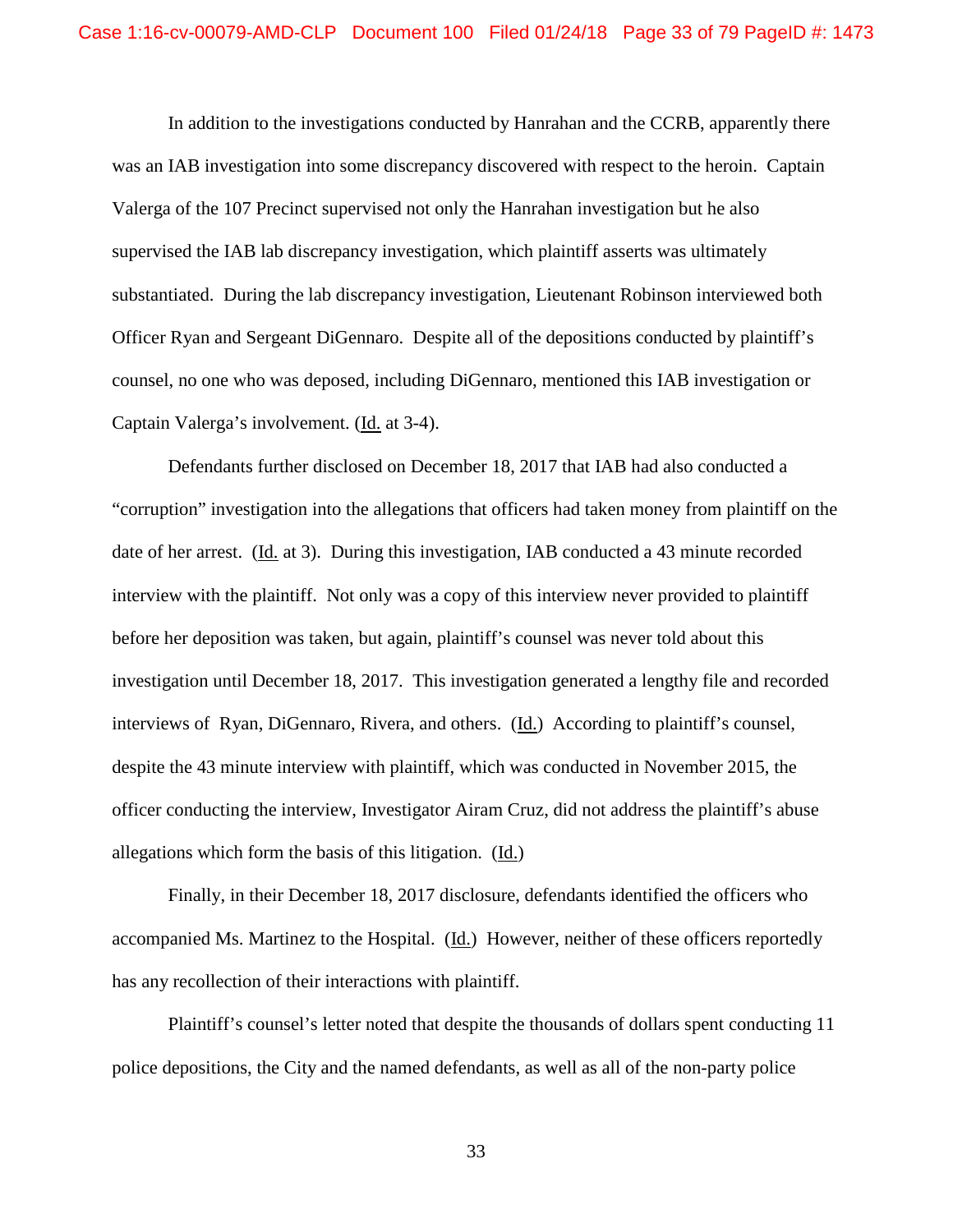In addition to the investigations conducted by Hanrahan and the CCRB, apparently there was an IAB investigation into some discrepancy discovered with respect to the heroin. Captain Valerga of the 107 Precinct supervised not only the Hanrahan investigation but he also supervised the IAB lab discrepancy investigation, which plaintiff asserts was ultimately substantiated. During the lab discrepancy investigation, Lieutenant Robinson interviewed both Officer Ryan and Sergeant DiGennaro. Despite all of the depositions conducted by plaintiff's counsel, no one who was deposed, including DiGennaro, mentioned this IAB investigation or Captain Valerga's involvement. (Id. at 3-4).

Defendants further disclosed on December 18, 2017 that IAB had also conducted a "corruption" investigation into the allegations that officers had taken money from plaintiff on the date of her arrest. (Id. at 3). During this investigation, IAB conducted a 43 minute recorded interview with the plaintiff. Not only was a copy of this interview never provided to plaintiff before her deposition was taken, but again, plaintiff's counsel was never told about this investigation until December 18, 2017. This investigation generated a lengthy file and recorded interviews of Ryan, DiGennaro, Rivera, and others. (Id.) According to plaintiff's counsel, despite the 43 minute interview with plaintiff, which was conducted in November 2015, the officer conducting the interview, Investigator Airam Cruz, did not address the plaintiff's abuse allegations which form the basis of this litigation. (Id.)

Finally, in their December 18, 2017 disclosure, defendants identified the officers who accompanied Ms. Martinez to the Hospital. (Id.) However, neither of these officers reportedly has any recollection of their interactions with plaintiff.

Plaintiff's counsel's letter noted that despite the thousands of dollars spent conducting 11 police depositions, the City and the named defendants, as well as all of the non-party police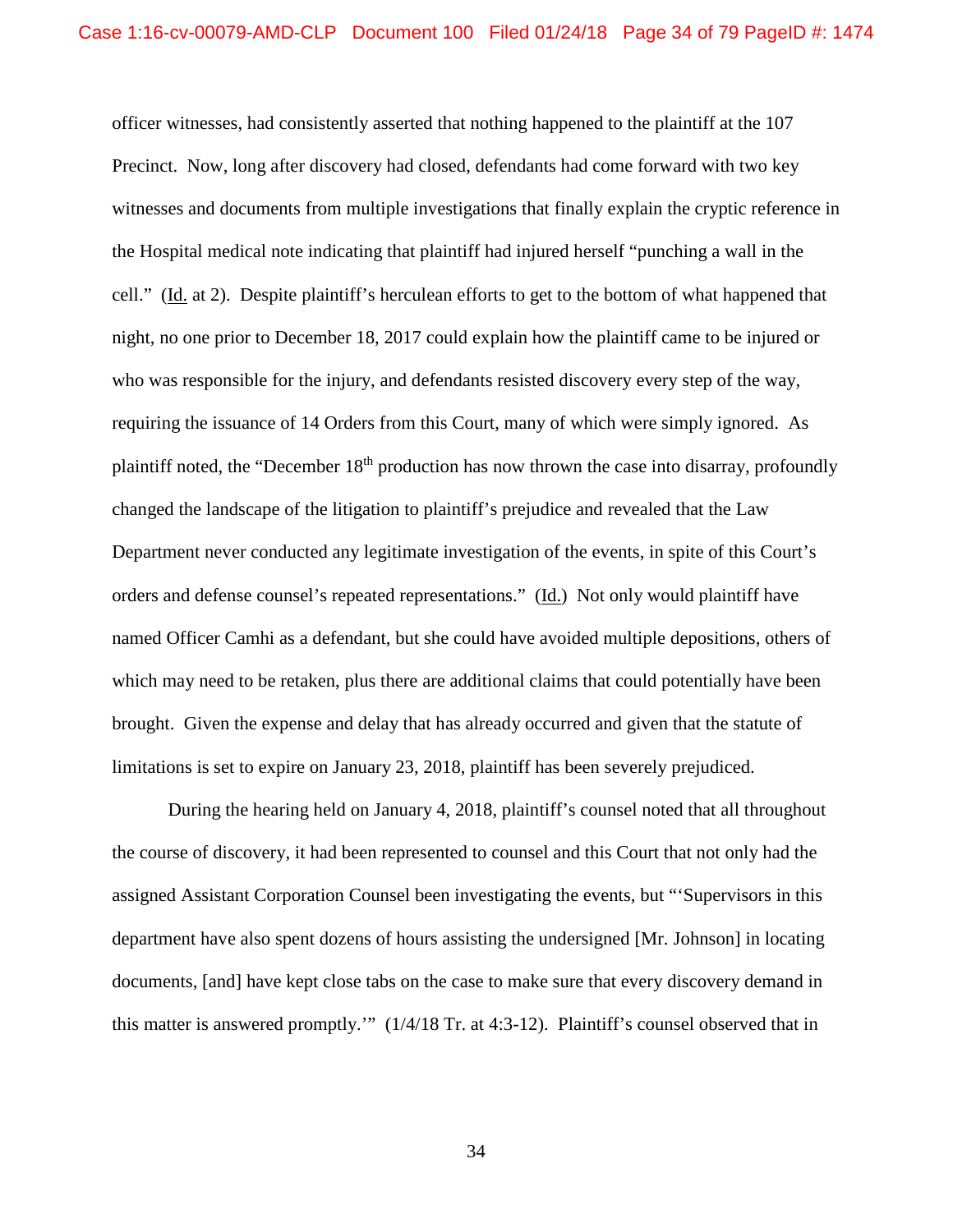officer witnesses, had consistently asserted that nothing happened to the plaintiff at the 107 Precinct. Now, long after discovery had closed, defendants had come forward with two key witnesses and documents from multiple investigations that finally explain the cryptic reference in the Hospital medical note indicating that plaintiff had injured herself "punching a wall in the cell." (Id. at 2). Despite plaintiff's herculean efforts to get to the bottom of what happened that night, no one prior to December 18, 2017 could explain how the plaintiff came to be injured or who was responsible for the injury, and defendants resisted discovery every step of the way, requiring the issuance of 14 Orders from this Court, many of which were simply ignored. As plaintiff noted, the "December 18th production has now thrown the case into disarray, profoundly changed the landscape of the litigation to plaintiff's prejudice and revealed that the Law Department never conducted any legitimate investigation of the events, in spite of this Court's orders and defense counsel's repeated representations." (Id.) Not only would plaintiff have named Officer Camhi as a defendant, but she could have avoided multiple depositions, others of which may need to be retaken, plus there are additional claims that could potentially have been brought. Given the expense and delay that has already occurred and given that the statute of limitations is set to expire on January 23, 2018, plaintiff has been severely prejudiced.

During the hearing held on January 4, 2018, plaintiff's counsel noted that all throughout the course of discovery, it had been represented to counsel and this Court that not only had the assigned Assistant Corporation Counsel been investigating the events, but "'Supervisors in this department have also spent dozens of hours assisting the undersigned [Mr. Johnson] in locating documents, [and] have kept close tabs on the case to make sure that every discovery demand in this matter is answered promptly.'" (1/4/18 Tr. at 4:3-12). Plaintiff's counsel observed that in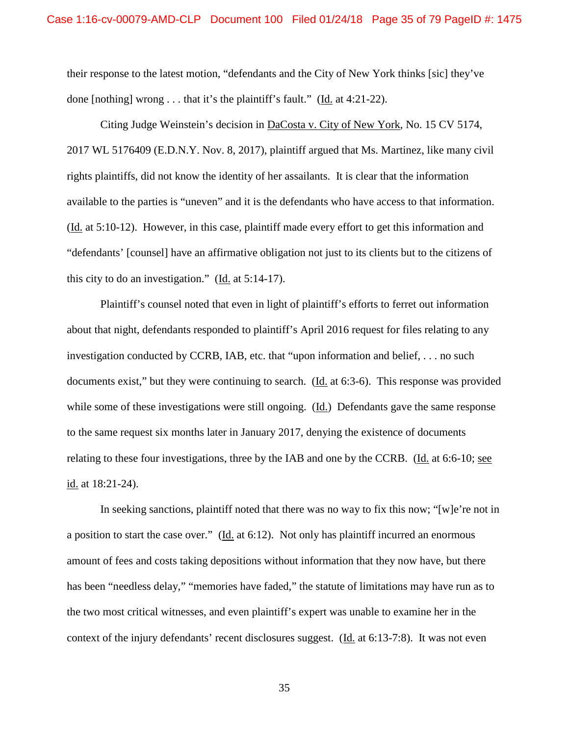their response to the latest motion, "defendants and the City of New York thinks [sic] they've done [nothing] wrong . . . that it's the plaintiff's fault." (Id. at 4:21-22).

Citing Judge Weinstein's decision in DaCosta v. City of New York, No. 15 CV 5174, 2017 WL 5176409 (E.D.N.Y. Nov. 8, 2017), plaintiff argued that Ms. Martinez, like many civil rights plaintiffs, did not know the identity of her assailants. It is clear that the information available to the parties is "uneven" and it is the defendants who have access to that information. (Id. at 5:10-12). However, in this case, plaintiff made every effort to get this information and "defendants' [counsel] have an affirmative obligation not just to its clients but to the citizens of this city to do an investigation." (Id. at 5:14-17).

Plaintiff's counsel noted that even in light of plaintiff's efforts to ferret out information about that night, defendants responded to plaintiff's April 2016 request for files relating to any investigation conducted by CCRB, IAB, etc. that "upon information and belief, . . . no such documents exist," but they were continuing to search. (Id. at 6:3-6). This response was provided while some of these investigations were still ongoing. (Id.) Defendants gave the same response to the same request six months later in January 2017, denying the existence of documents relating to these four investigations, three by the IAB and one by the CCRB. (Id. at 6:6-10; see id. at 18:21-24).

In seeking sanctions, plaintiff noted that there was no way to fix this now; "[w]e're not in a position to start the case over." (Id. at 6:12). Not only has plaintiff incurred an enormous amount of fees and costs taking depositions without information that they now have, but there has been "needless delay," "memories have faded," the statute of limitations may have run as to the two most critical witnesses, and even plaintiff's expert was unable to examine her in the context of the injury defendants' recent disclosures suggest. (Id. at 6:13-7:8). It was not even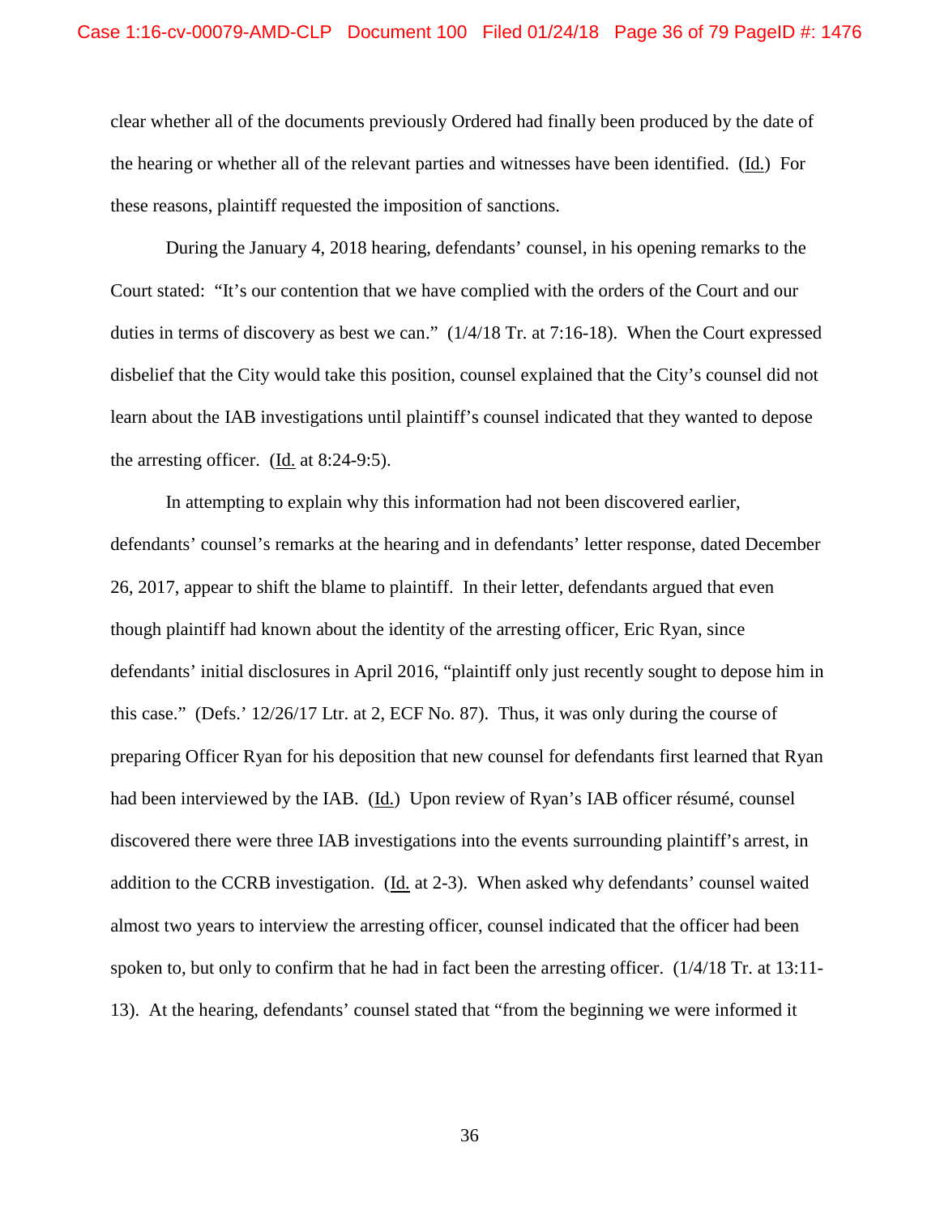clear whether all of the documents previously Ordered had finally been produced by the date of the hearing or whether all of the relevant parties and witnesses have been identified. (Id.) For these reasons, plaintiff requested the imposition of sanctions.

During the January 4, 2018 hearing, defendants' counsel, in his opening remarks to the Court stated: "It's our contention that we have complied with the orders of the Court and our duties in terms of discovery as best we can." (1/4/18 Tr. at 7:16-18). When the Court expressed disbelief that the City would take this position, counsel explained that the City's counsel did not learn about the IAB investigations until plaintiff's counsel indicated that they wanted to depose the arresting officer. (Id. at 8:24-9:5).

In attempting to explain why this information had not been discovered earlier, defendants' counsel's remarks at the hearing and in defendants' letter response, dated December 26, 2017, appear to shift the blame to plaintiff. In their letter, defendants argued that even though plaintiff had known about the identity of the arresting officer, Eric Ryan, since defendants' initial disclosures in April 2016, "plaintiff only just recently sought to depose him in this case." (Defs.' 12/26/17 Ltr. at 2, ECF No. 87). Thus, it was only during the course of preparing Officer Ryan for his deposition that new counsel for defendants first learned that Ryan had been interviewed by the IAB. (Id.) Upon review of Ryan's IAB officer résumé, counsel discovered there were three IAB investigations into the events surrounding plaintiff's arrest, in addition to the CCRB investigation. (Id. at 2-3). When asked why defendants' counsel waited almost two years to interview the arresting officer, counsel indicated that the officer had been spoken to, but only to confirm that he had in fact been the arresting officer. (1/4/18 Tr. at 13:11-13). At the hearing, defendants' counsel stated that "from the beginning we were informed it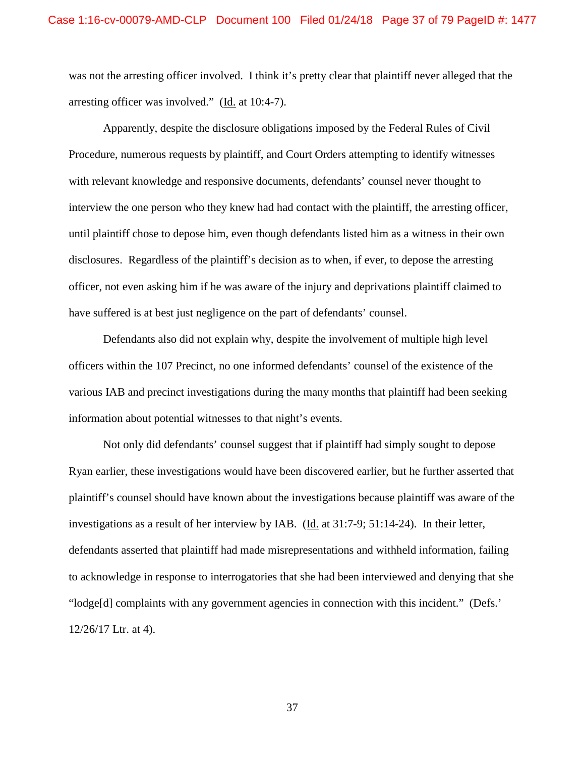was not the arresting officer involved. I think it's pretty clear that plaintiff never alleged that the arresting officer was involved." (Id. at 10:4-7).

Apparently, despite the disclosure obligations imposed by the Federal Rules of Civil Procedure, numerous requests by plaintiff, and Court Orders attempting to identify witnesses with relevant knowledge and responsive documents, defendants' counsel never thought to interview the one person who they knew had had contact with the plaintiff, the arresting officer, until plaintiff chose to depose him, even though defendants listed him as a witness in their own disclosures. Regardless of the plaintiff's decision as to when, if ever, to depose the arresting officer, not even asking him if he was aware of the injury and deprivations plaintiff claimed to have suffered is at best just negligence on the part of defendants' counsel.

Defendants also did not explain why, despite the involvement of multiple high level officers within the 107 Precinct, no one informed defendants' counsel of the existence of the various IAB and precinct investigations during the many months that plaintiff had been seeking information about potential witnesses to that night's events.

Not only did defendants' counsel suggest that if plaintiff had simply sought to depose Ryan earlier, these investigations would have been discovered earlier, but he further asserted that plaintiff's counsel should have known about the investigations because plaintiff was aware of the investigations as a result of her interview by IAB. (Id. at 31:7-9; 51:14-24). In their letter, defendants asserted that plaintiff had made misrepresentations and withheld information, failing to acknowledge in response to interrogatories that she had been interviewed and denying that she "lodge[d] complaints with any government agencies in connection with this incident." (Defs.' 12/26/17 Ltr. at 4).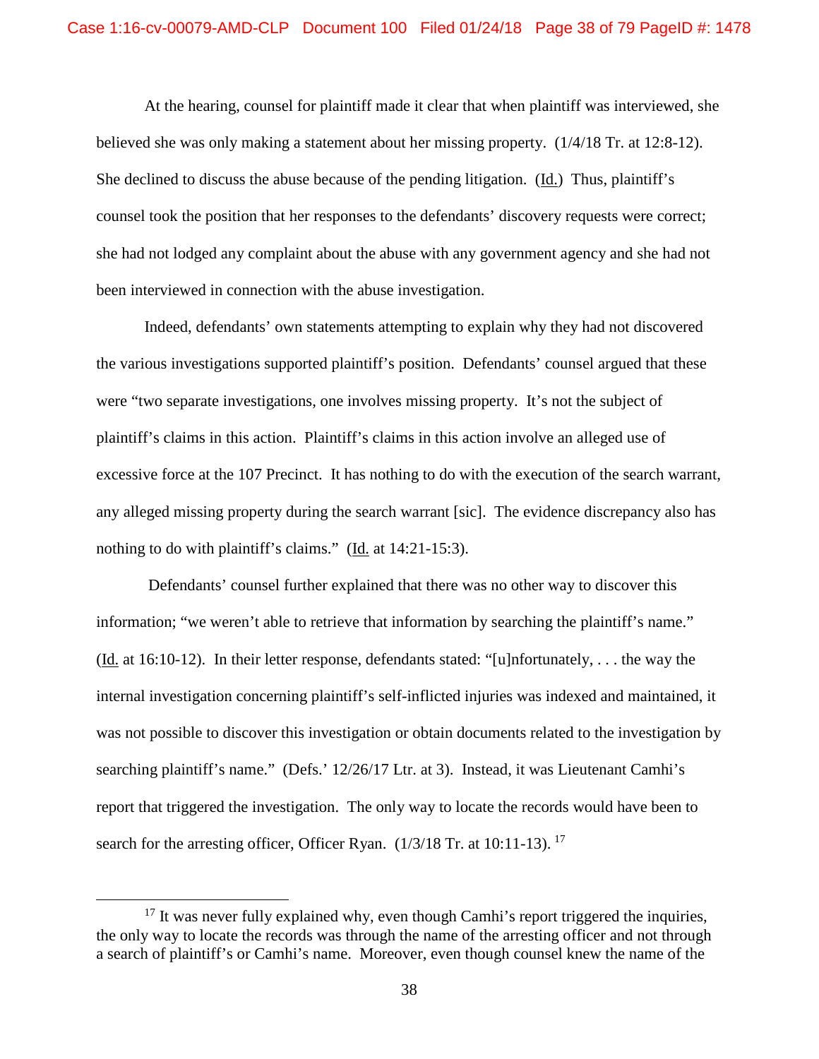At the hearing, counsel for plaintiff made it clear that when plaintiff was interviewed, she believed she was only making a statement about her missing property. (1/4/18 Tr. at 12:8-12). She declined to discuss the abuse because of the pending litigation. (Id.) Thus, plaintiff's counsel took the position that her responses to the defendants' discovery requests were correct; she had not lodged any complaint about the abuse with any government agency and she had not been interviewed in connection with the abuse investigation.

Indeed, defendants' own statements attempting to explain why they had not discovered the various investigations supported plaintiff's position. Defendants' counsel argued that these were "two separate investigations, one involves missing property. It's not the subject of plaintiff's claims in this action. Plaintiff's claims in this action involve an alleged use of excessive force at the 107 Precinct. It has nothing to do with the execution of the search warrant, any alleged missing property during the search warrant [sic]. The evidence discrepancy also has nothing to do with plaintiff's claims." (Id. at 14:21-15:3).

Defendants' counsel further explained that there was no other way to discover this information; "we weren't able to retrieve that information by searching the plaintiff's name." (Id. at 16:10-12). In their letter response, defendants stated: "[u]nfortunately, . . . the way the internal investigation concerning plaintiff's self-inflicted injuries was indexed and maintained, it was not possible to discover this investigation or obtain documents related to the investigation by searching plaintiff's name." (Defs.' 12/26/17 Ltr. at 3). Instead, it was Lieutenant Camhi's report that triggered the investigation. The only way to locate the records would have been to search for the arresting officer, Officer Ryan. (1/3/18 Tr. at 10:11-13). [17]

---

[17] It was never fully explained why, even though Camhi's report triggered the inquiries, the only way to locate the records was through the name of the arresting officer and not through a search of plaintiff's or Camhi's name. Moreover, even though counsel knew the name of the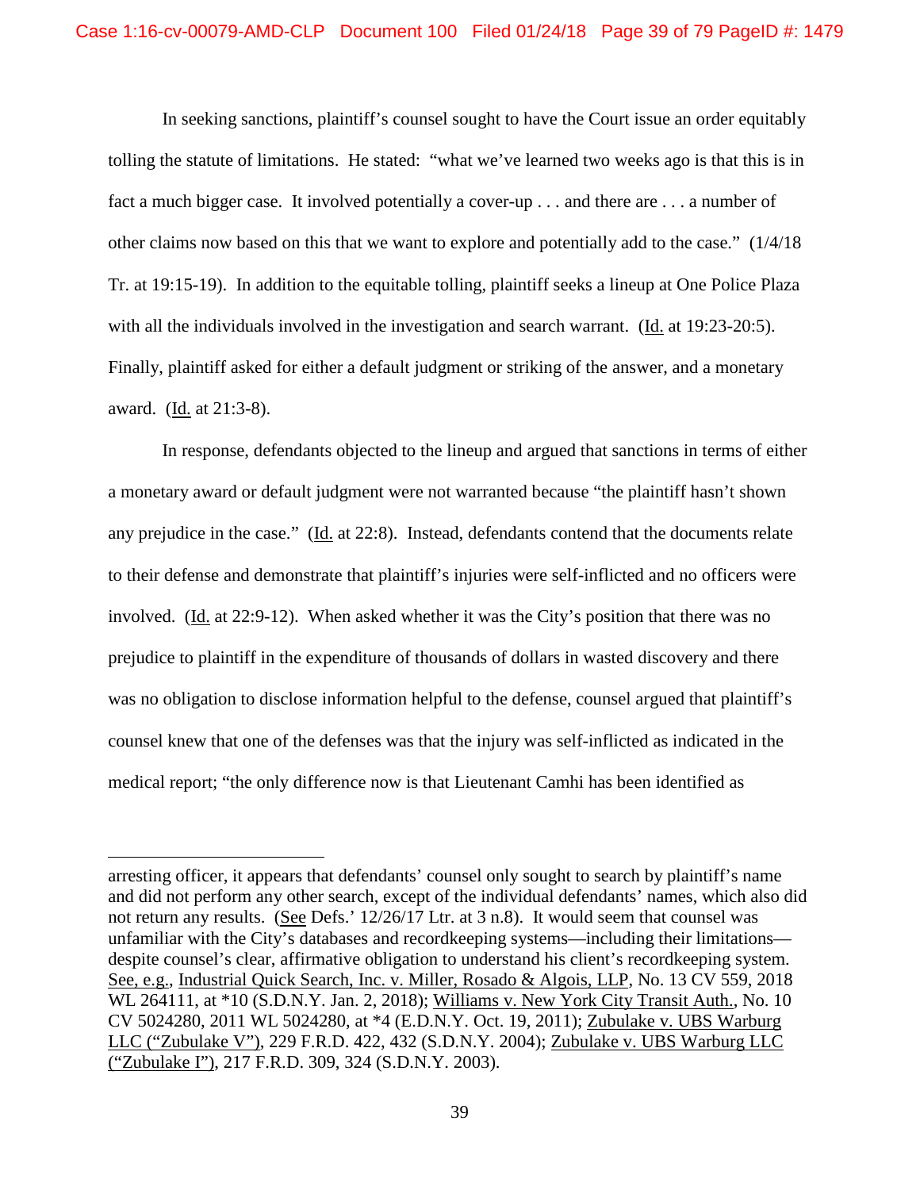In seeking sanctions, plaintiff's counsel sought to have the Court issue an order equitably tolling the statute of limitations. He stated: "what we've learned two weeks ago is that this is in fact a much bigger case. It involved potentially a cover-up . . . and there are . . . a number of other claims now based on this that we want to explore and potentially add to the case." (1/4/18 Tr. at 19:15-19). In addition to the equitable tolling, plaintiff seeks a lineup at One Police Plaza with all the individuals involved in the investigation and search warrant. (Id. at 19:23-20:5). Finally, plaintiff asked for either a default judgment or striking of the answer, and a monetary award. (Id. at 21:3-8).

In response, defendants objected to the lineup and argued that sanctions in terms of either a monetary award or default judgment were not warranted because "the plaintiff hasn't shown any prejudice in the case." (Id. at 22:8). Instead, defendants contend that the documents relate to their defense and demonstrate that plaintiff's injuries were self-inflicted and no officers were involved. (Id. at 22:9-12). When asked whether it was the City's position that there was no prejudice to plaintiff in the expenditure of thousands of dollars in wasted discovery and there was no obligation to disclose information helpful to the defense, counsel argued that plaintiff's counsel knew that one of the defenses was that the injury was self-inflicted as indicated in the medical report; "the only difference now is that Lieutenant Camhi has been identified as

---

arresting officer, it appears that defendants' counsel only sought to search by plaintiff's name and did not perform any other search, except of the individual defendants' names, which also did not return any results. (See Defs.' 12/26/17 Ltr. at 3 n.8). It would seem that counsel was unfamiliar with the City's databases and recordkeeping systems—including their limitations—despite counsel's clear, affirmative obligation to understand his client's recordkeeping system. See, e.g., Industrial Quick Search, Inc. v. Miller, Rosado & Algois, LLP, No. 13 CV 559, 2018 WL 264111, at *10 (S.D.N.Y. Jan. 2, 2018); Williams v. New York City Transit Auth., No. 10 CV 5024280, 2011 WL 5024280, at *4 (E.D.N.Y. Oct. 19, 2011); Zubulake v. UBS Warburg LLC ("Zubulake V"), 229 F.R.D. 422, 432 (S.D.N.Y. 2004); Zubulake v. UBS Warburg LLC ("Zubulake I"), 217 F.R.D. 309, 324 (S.D.N.Y. 2003).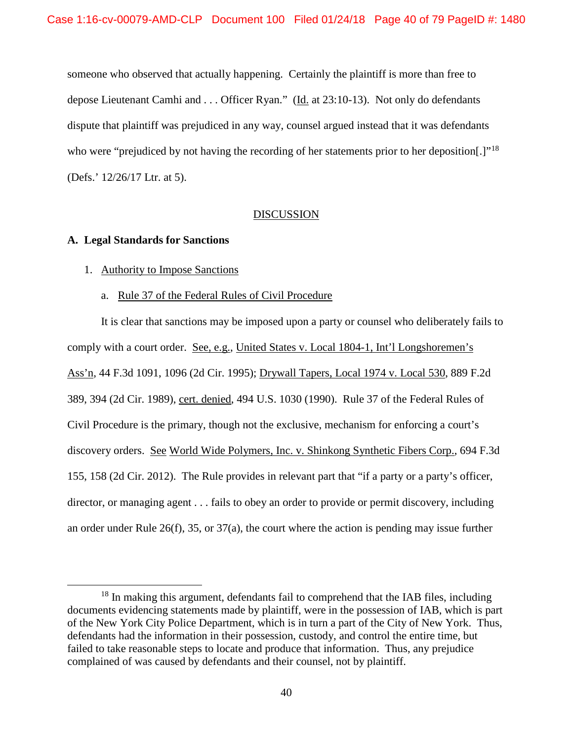someone who observed that actually happening. Certainly the plaintiff is more than free to depose Lieutenant Camhi and . . . Officer Ryan." (Id. at 23:10-13). Not only do defendants dispute that plaintiff was prejudiced in any way, counsel argued instead that it was defendants who were "prejudiced by not having the recording of her statements prior to her deposition[.]"[18] (Defs.' 12/26/17 Ltr. at 5).

## DISCUSSION

### A. Legal Standards for Sanctions

1. Authority to Impose Sanctions

a. Rule 37 of the Federal Rules of Civil Procedure

It is clear that sanctions may be imposed upon a party or counsel who deliberately fails to comply with a court order. See, e.g., United States v. Local 1804-1, Int'l Longshoremen's Ass'n, 44 F.3d 1091, 1096 (2d Cir. 1995); Drywall Tapers, Local 1974 v. Local 530, 889 F.2d 389, 394 (2d Cir. 1989), cert. denied, 494 U.S. 1030 (1990). Rule 37 of the Federal Rules of Civil Procedure is the primary, though not the exclusive, mechanism for enforcing a court's discovery orders. See World Wide Polymers, Inc. v. Shinkong Synthetic Fibers Corp., 694 F.3d 155, 158 (2d Cir. 2012). The Rule provides in relevant part that "if a party or a party's officer, director, or managing agent . . . fails to obey an order to provide or permit discovery, including an order under Rule 26(f), 35, or 37(a), the court where the action is pending may issue further

[18] In making this argument, defendants fail to comprehend that the IAB files, including documents evidencing statements made by plaintiff, were in the possession of IAB, which is part of the New York City Police Department, which is in turn a part of the City of New York. Thus, defendants had the information in their possession, custody, and control the entire time, but failed to take reasonable steps to locate and produce that information. Thus, any prejudice complained of was caused by defendants and their counsel, not by plaintiff.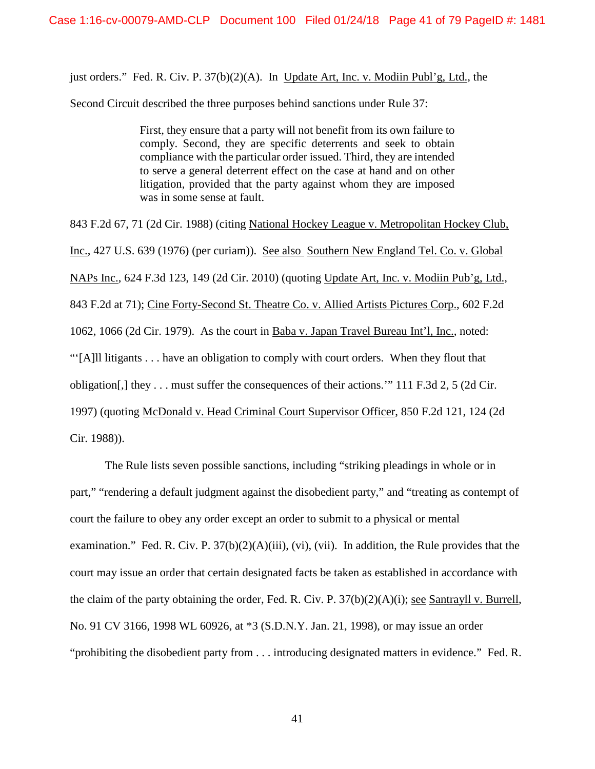just orders." Fed. R. Civ. P. 37(b)(2)(A). In Update Art, Inc. v. Modiin Publ'g, Ltd., the Second Circuit described the three purposes behind sanctions under Rule 37:

> First, they ensure that a party will not benefit from its own failure to comply. Second, they are specific deterrents and seek to obtain compliance with the particular order issued. Third, they are intended to serve a general deterrent effect on the case at hand and on other litigation, provided that the party against whom they are imposed was in some sense at fault.

843 F.2d 67, 71 (2d Cir. 1988) (citing National Hockey League v. Metropolitan Hockey Club, Inc., 427 U.S. 639 (1976) (per curiam)). See also Southern New England Tel. Co. v. Global NAPs Inc., 624 F.3d 123, 149 (2d Cir. 2010) (quoting Update Art, Inc. v. Modiin Pub'g, Ltd., 843 F.2d at 71); Cine Forty-Second St. Theatre Co. v. Allied Artists Pictures Corp., 602 F.2d 1062, 1066 (2d Cir. 1979). As the court in Baba v. Japan Travel Bureau Int'l, Inc., noted: "'[A]ll litigants . . . have an obligation to comply with court orders. When they flout that obligation[,] they . . . must suffer the consequences of their actions.'" 111 F.3d 2, 5 (2d Cir. 1997) (quoting McDonald v. Head Criminal Court Supervisor Officer, 850 F.2d 121, 124 (2d Cir. 1988)).

The Rule lists seven possible sanctions, including "striking pleadings in whole or in part," "rendering a default judgment against the disobedient party," and "treating as contempt of court the failure to obey any order except an order to submit to a physical or mental examination." Fed. R. Civ. P. 37(b)(2)(A)(iii), (vi), (vii). In addition, the Rule provides that the court may issue an order that certain designated facts be taken as established in accordance with the claim of the party obtaining the order, Fed. R. Civ. P. 37(b)(2)(A)(i); see Santrayll v. Burrell, No. 91 CV 3166, 1998 WL 60926, at *3 (S.D.N.Y. Jan. 21, 1998), or may issue an order "prohibiting the disobedient party from . . . introducing designated matters in evidence." Fed. R.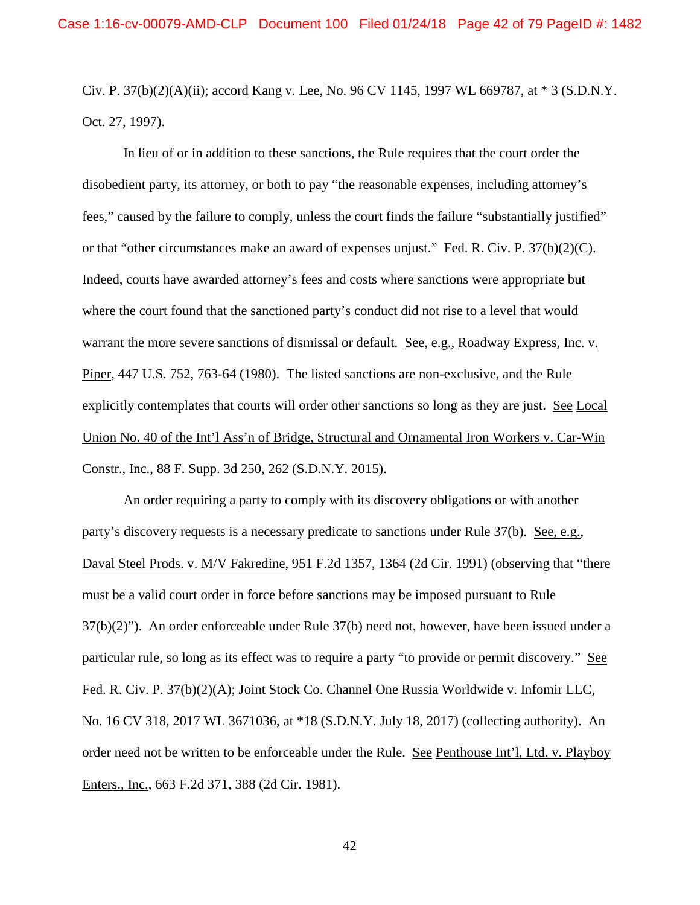Civ. P. 37(b)(2)(A)(ii); accord Kang v. Lee, No. 96 CV 1145, 1997 WL 669787, at * 3 (S.D.N.Y. Oct. 27, 1997).

In lieu of or in addition to these sanctions, the Rule requires that the court order the disobedient party, its attorney, or both to pay "the reasonable expenses, including attorney's fees," caused by the failure to comply, unless the court finds the failure "substantially justified" or that "other circumstances make an award of expenses unjust." Fed. R. Civ. P. 37(b)(2)(C). Indeed, courts have awarded attorney's fees and costs where sanctions were appropriate but where the court found that the sanctioned party's conduct did not rise to a level that would warrant the more severe sanctions of dismissal or default. See, e.g., Roadway Express, Inc. v. Piper, 447 U.S. 752, 763-64 (1980). The listed sanctions are non-exclusive, and the Rule explicitly contemplates that courts will order other sanctions so long as they are just. See Local Union No. 40 of the Int'l Ass'n of Bridge, Structural and Ornamental Iron Workers v. Car-Win Constr., Inc., 88 F. Supp. 3d 250, 262 (S.D.N.Y. 2015).

An order requiring a party to comply with its discovery obligations or with another party's discovery requests is a necessary predicate to sanctions under Rule 37(b). See, e.g., Daval Steel Prods. v. M/V Fakredine, 951 F.2d 1357, 1364 (2d Cir. 1991) (observing that "there must be a valid court order in force before sanctions may be imposed pursuant to Rule 37(b)(2)"). An order enforceable under Rule 37(b) need not, however, have been issued under a particular rule, so long as its effect was to require a party "to provide or permit discovery." See Fed. R. Civ. P. 37(b)(2)(A); Joint Stock Co. Channel One Russia Worldwide v. Infomir LLC, No. 16 CV 318, 2017 WL 3671036, at *18 (S.D.N.Y. July 18, 2017) (collecting authority). An order need not be written to be enforceable under the Rule. See Penthouse Int'l, Ltd. v. Playboy Enters., Inc., 663 F.2d 371, 388 (2d Cir. 1981).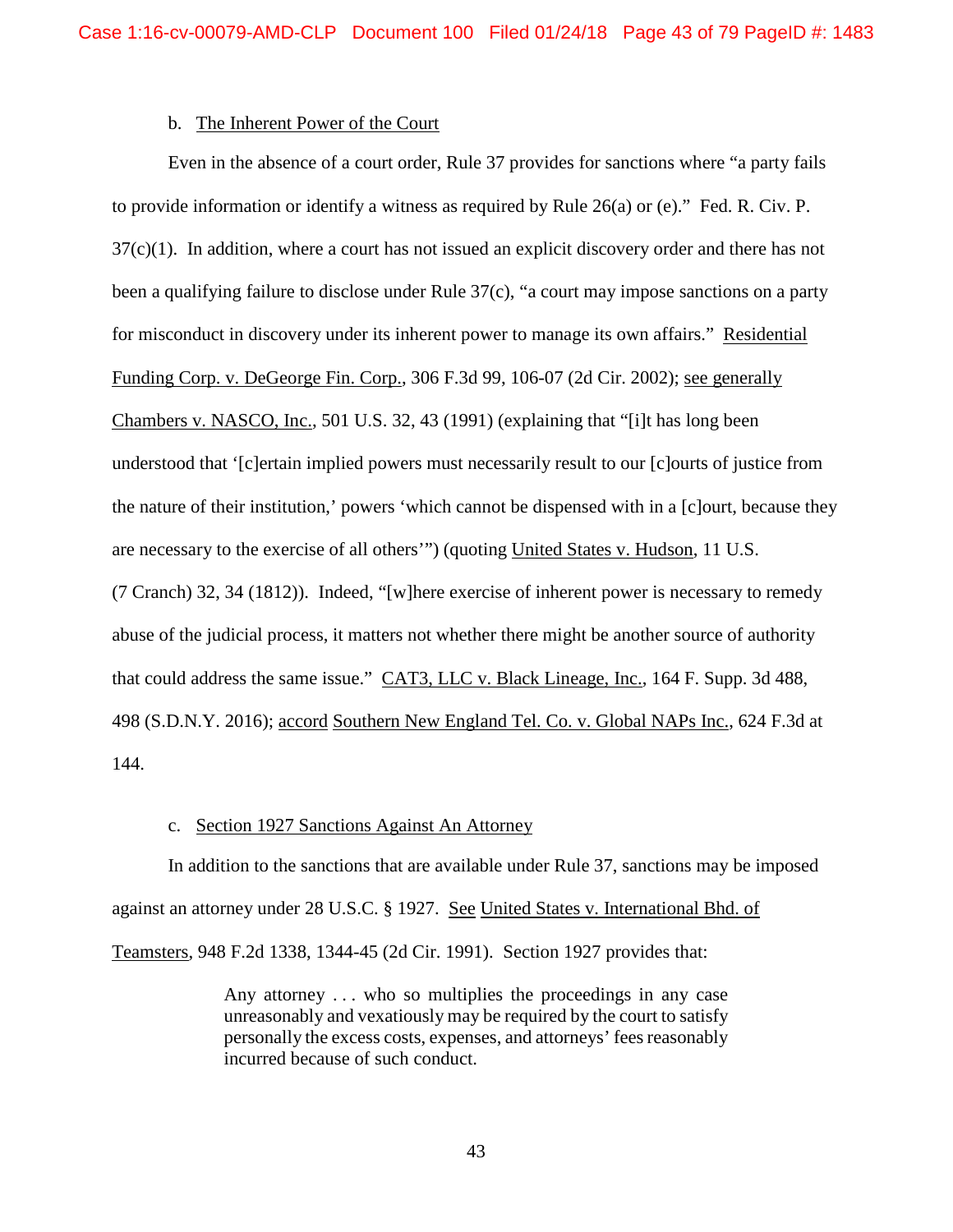b. The Inherent Power of the Court

Even in the absence of a court order, Rule 37 provides for sanctions where "a party fails to provide information or identify a witness as required by Rule 26(a) or (e)." Fed. R. Civ. P. 37(c)(1). In addition, where a court has not issued an explicit discovery order and there has not been a qualifying failure to disclose under Rule 37(c), "a court may impose sanctions on a party for misconduct in discovery under its inherent power to manage its own affairs." Residential Funding Corp. v. DeGeorge Fin. Corp., 306 F.3d 99, 106-07 (2d Cir. 2002); see generally Chambers v. NASCO, Inc., 501 U.S. 32, 43 (1991) (explaining that "[i]t has long been understood that '[c]ertain implied powers must necessarily result to our [c]ourts of justice from the nature of their institution,' powers 'which cannot be dispensed with in a [c]ourt, because they are necessary to the exercise of all others'") (quoting United States v. Hudson, 11 U.S. (7 Cranch) 32, 34 (1812)). Indeed, "[w]here exercise of inherent power is necessary to remedy abuse of the judicial process, it matters not whether there might be another source of authority that could address the same issue." CAT3, LLC v. Black Lineage, Inc., 164 F. Supp. 3d 488, 498 (S.D.N.Y. 2016); accord Southern New England Tel. Co. v. Global NAPs Inc., 624 F.3d at 144.

c. Section 1927 Sanctions Against An Attorney

In addition to the sanctions that are available under Rule 37, sanctions may be imposed against an attorney under 28 U.S.C. § 1927. See United States v. International Bhd. of Teamsters, 948 F.2d 1338, 1344-45 (2d Cir. 1991). Section 1927 provides that:

> Any attorney . . . who so multiplies the proceedings in any case unreasonably and vexatiously may be required by the court to satisfy personally the excess costs, expenses, and attorneys' fees reasonably incurred because of such conduct.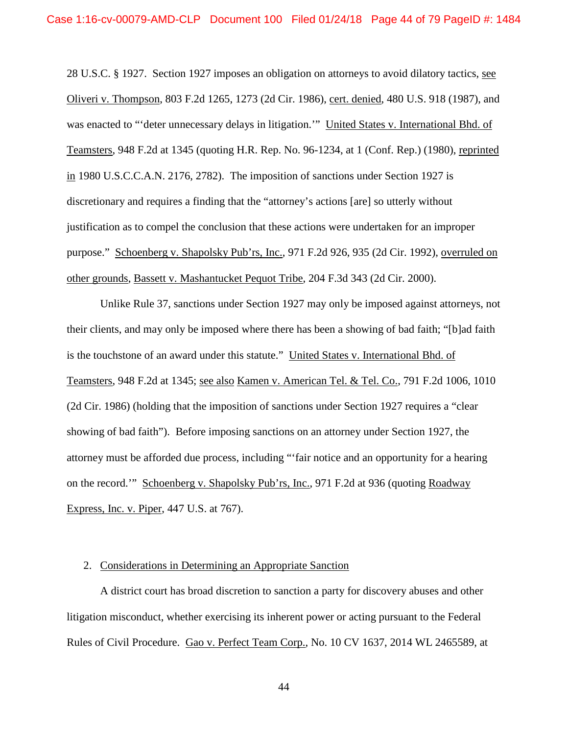28 U.S.C. § 1927. Section 1927 imposes an obligation on attorneys to avoid dilatory tactics, see Oliveri v. Thompson, 803 F.2d 1265, 1273 (2d Cir. 1986), cert. denied, 480 U.S. 918 (1987), and was enacted to "'deter unnecessary delays in litigation.'" United States v. International Bhd. of Teamsters, 948 F.2d at 1345 (quoting H.R. Rep. No. 96-1234, at 1 (Conf. Rep.) (1980), reprinted in 1980 U.S.C.C.A.N. 2176, 2782). The imposition of sanctions under Section 1927 is discretionary and requires a finding that the "attorney's actions [are] so utterly without justification as to compel the conclusion that these actions were undertaken for an improper purpose." Schoenberg v. Shapolsky Pub'rs, Inc., 971 F.2d 926, 935 (2d Cir. 1992), overruled on other grounds, Bassett v. Mashantucket Pequot Tribe, 204 F.3d 343 (2d Cir. 2000).

Unlike Rule 37, sanctions under Section 1927 may only be imposed against attorneys, not their clients, and may only be imposed where there has been a showing of bad faith; "[b]ad faith is the touchstone of an award under this statute." United States v. International Bhd. of Teamsters, 948 F.2d at 1345; see also Kamen v. American Tel. & Tel. Co., 791 F.2d 1006, 1010 (2d Cir. 1986) (holding that the imposition of sanctions under Section 1927 requires a "clear showing of bad faith"). Before imposing sanctions on an attorney under Section 1927, the attorney must be afforded due process, including "'fair notice and an opportunity for a hearing on the record.'" Schoenberg v. Shapolsky Pub'rs, Inc., 971 F.2d at 936 (quoting Roadway Express, Inc. v. Piper, 447 U.S. at 767).

2. Considerations in Determining an Appropriate Sanction

A district court has broad discretion to sanction a party for discovery abuses and other litigation misconduct, whether exercising its inherent power or acting pursuant to the Federal Rules of Civil Procedure. Gao v. Perfect Team Corp., No. 10 CV 1637, 2014 WL 2465589, at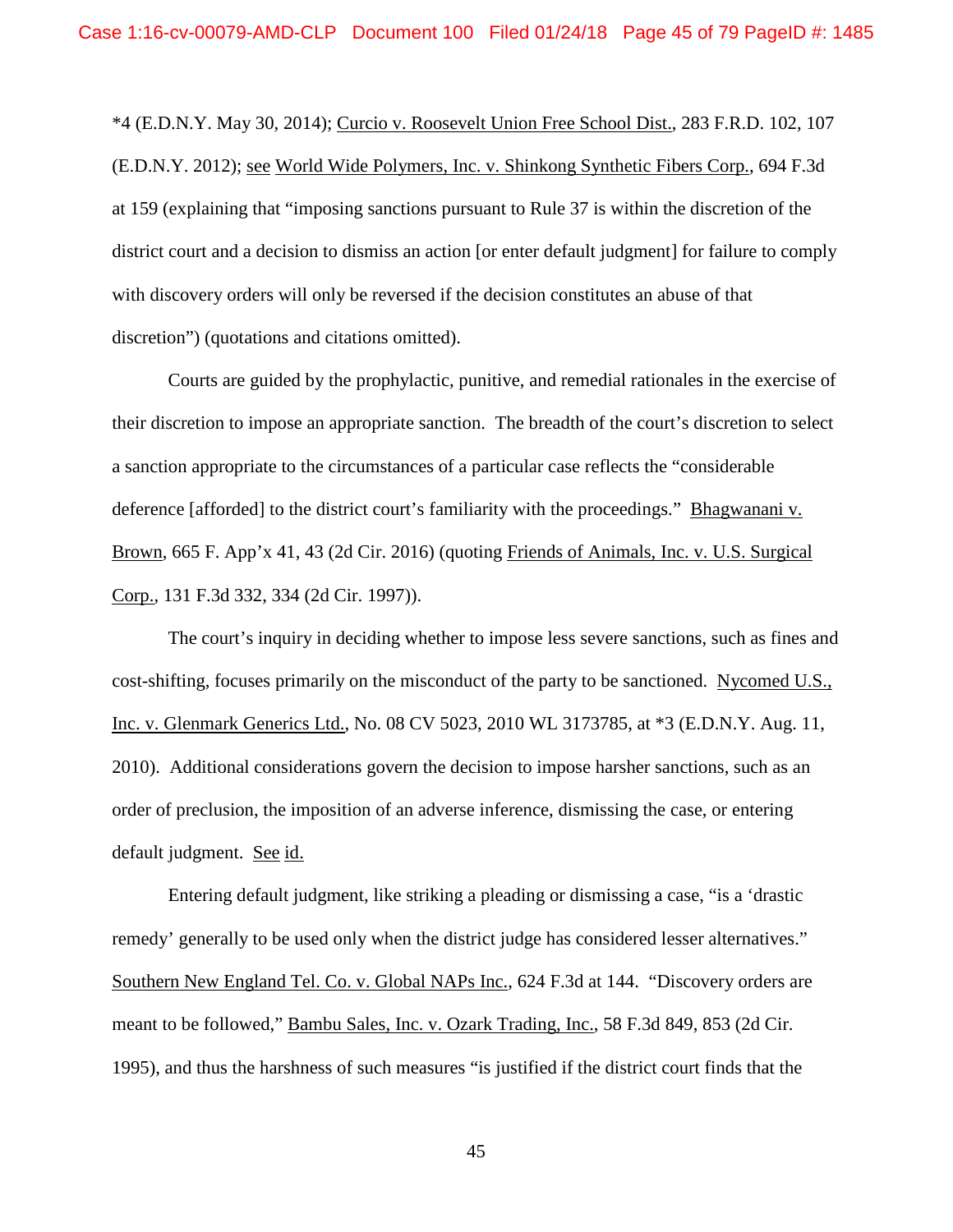*4 (E.D.N.Y. May 30, 2014); Curcio v. Roosevelt Union Free School Dist., 283 F.R.D. 102, 107 (E.D.N.Y. 2012); see World Wide Polymers, Inc. v. Shinkong Synthetic Fibers Corp., 694 F.3d at 159 (explaining that "imposing sanctions pursuant to Rule 37 is within the discretion of the district court and a decision to dismiss an action [or enter default judgment] for failure to comply with discovery orders will only be reversed if the decision constitutes an abuse of that discretion") (quotations and citations omitted).

Courts are guided by the prophylactic, punitive, and remedial rationales in the exercise of their discretion to impose an appropriate sanction. The breadth of the court's discretion to select a sanction appropriate to the circumstances of a particular case reflects the "considerable deference [afforded] to the district court's familiarity with the proceedings." Bhagwanani v. Brown, 665 F. App'x 41, 43 (2d Cir. 2016) (quoting Friends of Animals, Inc. v. U.S. Surgical Corp., 131 F.3d 332, 334 (2d Cir. 1997)).

The court's inquiry in deciding whether to impose less severe sanctions, such as fines and cost-shifting, focuses primarily on the misconduct of the party to be sanctioned. Nycomed U.S., Inc. v. Glenmark Generics Ltd., No. 08 CV 5023, 2010 WL 3173785, at *3 (E.D.N.Y. Aug. 11, 2010). Additional considerations govern the decision to impose harsher sanctions, such as an order of preclusion, the imposition of an adverse inference, dismissing the case, or entering default judgment. See id.

Entering default judgment, like striking a pleading or dismissing a case, "is a 'drastic remedy' generally to be used only when the district judge has considered lesser alternatives." Southern New England Tel. Co. v. Global NAPs Inc., 624 F.3d at 144. "Discovery orders are meant to be followed," Bambu Sales, Inc. v. Ozark Trading, Inc., 58 F.3d 849, 853 (2d Cir. 1995), and thus the harshness of such measures "is justified if the district court finds that the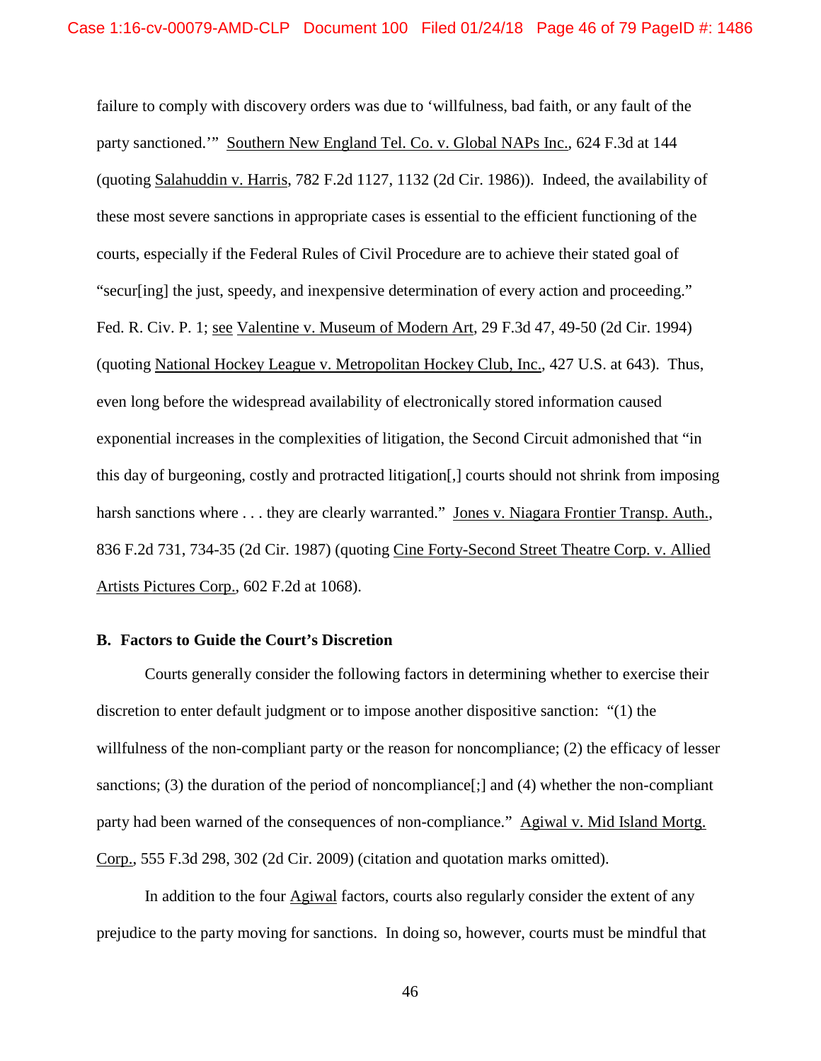failure to comply with discovery orders was due to 'willfulness, bad faith, or any fault of the party sanctioned.'" Southern New England Tel. Co. v. Global NAPs Inc., 624 F.3d at 144 (quoting Salahuddin v. Harris, 782 F.2d 1127, 1132 (2d Cir. 1986)). Indeed, the availability of these most severe sanctions in appropriate cases is essential to the efficient functioning of the courts, especially if the Federal Rules of Civil Procedure are to achieve their stated goal of "secur[ing] the just, speedy, and inexpensive determination of every action and proceeding." Fed. R. Civ. P. 1; see Valentine v. Museum of Modern Art, 29 F.3d 47, 49-50 (2d Cir. 1994) (quoting National Hockey League v. Metropolitan Hockey Club, Inc., 427 U.S. at 643). Thus, even long before the widespread availability of electronically stored information caused exponential increases in the complexities of litigation, the Second Circuit admonished that "in this day of burgeoning, costly and protracted litigation[,] courts should not shrink from imposing harsh sanctions where . . . they are clearly warranted." Jones v. Niagara Frontier Transp. Auth., 836 F.2d 731, 734-35 (2d Cir. 1987) (quoting Cine Forty-Second Street Theatre Corp. v. Allied Artists Pictures Corp., 602 F.2d at 1068).

### B. Factors to Guide the Court's Discretion

Courts generally consider the following factors in determining whether to exercise their discretion to enter default judgment or to impose another dispositive sanction: "(1) the willfulness of the non-compliant party or the reason for noncompliance; (2) the efficacy of lesser sanctions; (3) the duration of the period of noncompliance[;] and (4) whether the non-compliant party had been warned of the consequences of non-compliance." Agiwal v. Mid Island Mortg. Corp., 555 F.3d 298, 302 (2d Cir. 2009) (citation and quotation marks omitted).

In addition to the four Agiwal factors, courts also regularly consider the extent of any prejudice to the party moving for sanctions. In doing so, however, courts must be mindful that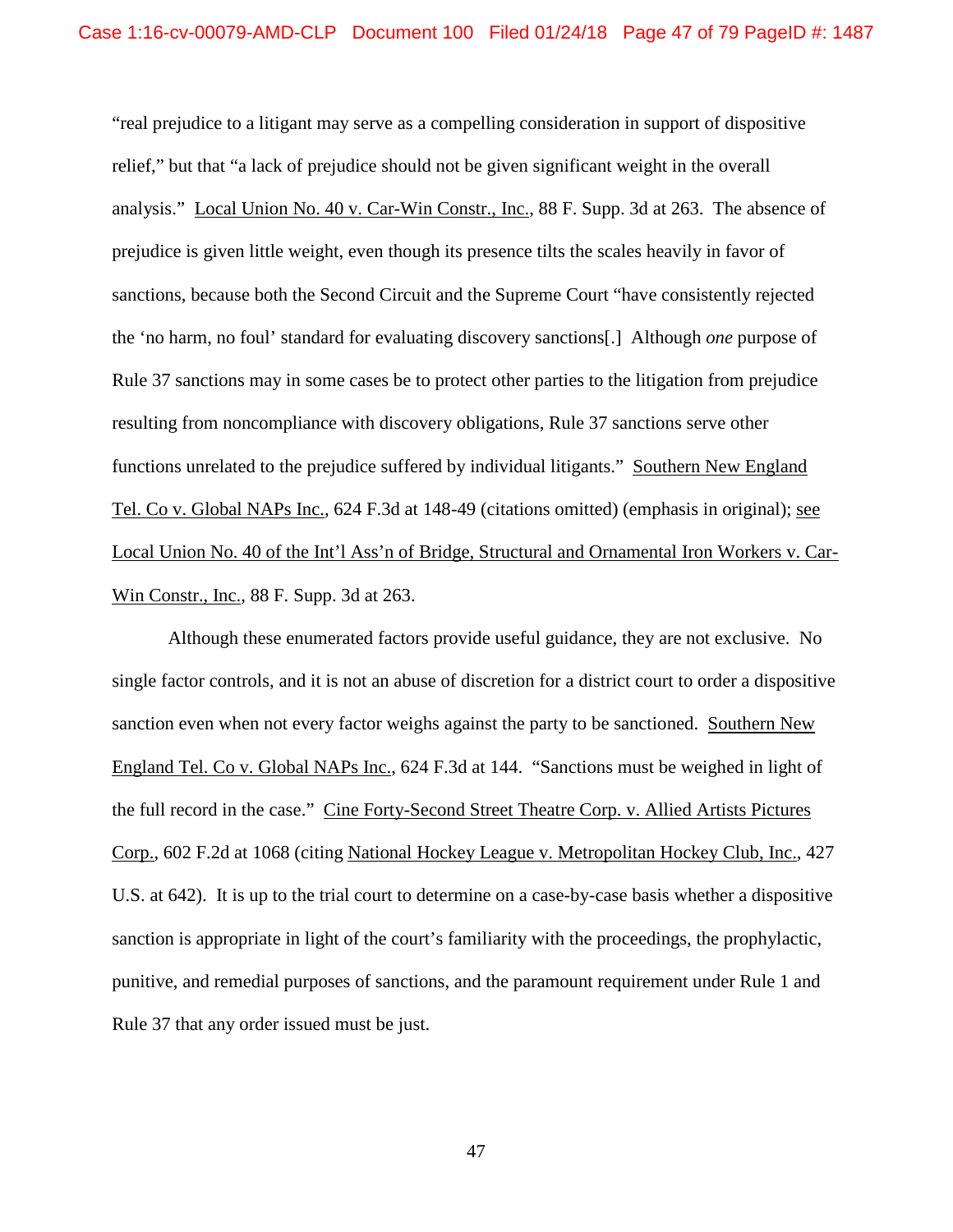"real prejudice to a litigant may serve as a compelling consideration in support of dispositive relief," but that "a lack of prejudice should not be given significant weight in the overall analysis." Local Union No. 40 v. Car-Win Constr., Inc., 88 F. Supp. 3d at 263. The absence of prejudice is given little weight, even though its presence tilts the scales heavily in favor of sanctions, because both the Second Circuit and the Supreme Court "have consistently rejected the 'no harm, no foul' standard for evaluating discovery sanctions[.] Although *one* purpose of Rule 37 sanctions may in some cases be to protect other parties to the litigation from prejudice resulting from noncompliance with discovery obligations, Rule 37 sanctions serve other functions unrelated to the prejudice suffered by individual litigants." Southern New England Tel. Co v. Global NAPs Inc., 624 F.3d at 148-49 (citations omitted) (emphasis in original); see Local Union No. 40 of the Int'l Ass'n of Bridge, Structural and Ornamental Iron Workers v. Car-Win Constr., Inc., 88 F. Supp. 3d at 263.

Although these enumerated factors provide useful guidance, they are not exclusive. No single factor controls, and it is not an abuse of discretion for a district court to order a dispositive sanction even when not every factor weighs against the party to be sanctioned. Southern New England Tel. Co v. Global NAPs Inc., 624 F.3d at 144. "Sanctions must be weighed in light of the full record in the case." Cine Forty-Second Street Theatre Corp. v. Allied Artists Pictures Corp., 602 F.2d at 1068 (citing National Hockey League v. Metropolitan Hockey Club, Inc., 427 U.S. at 642). It is up to the trial court to determine on a case-by-case basis whether a dispositive sanction is appropriate in light of the court's familiarity with the proceedings, the prophylactic, punitive, and remedial purposes of sanctions, and the paramount requirement under Rule 1 and Rule 37 that any order issued must be just.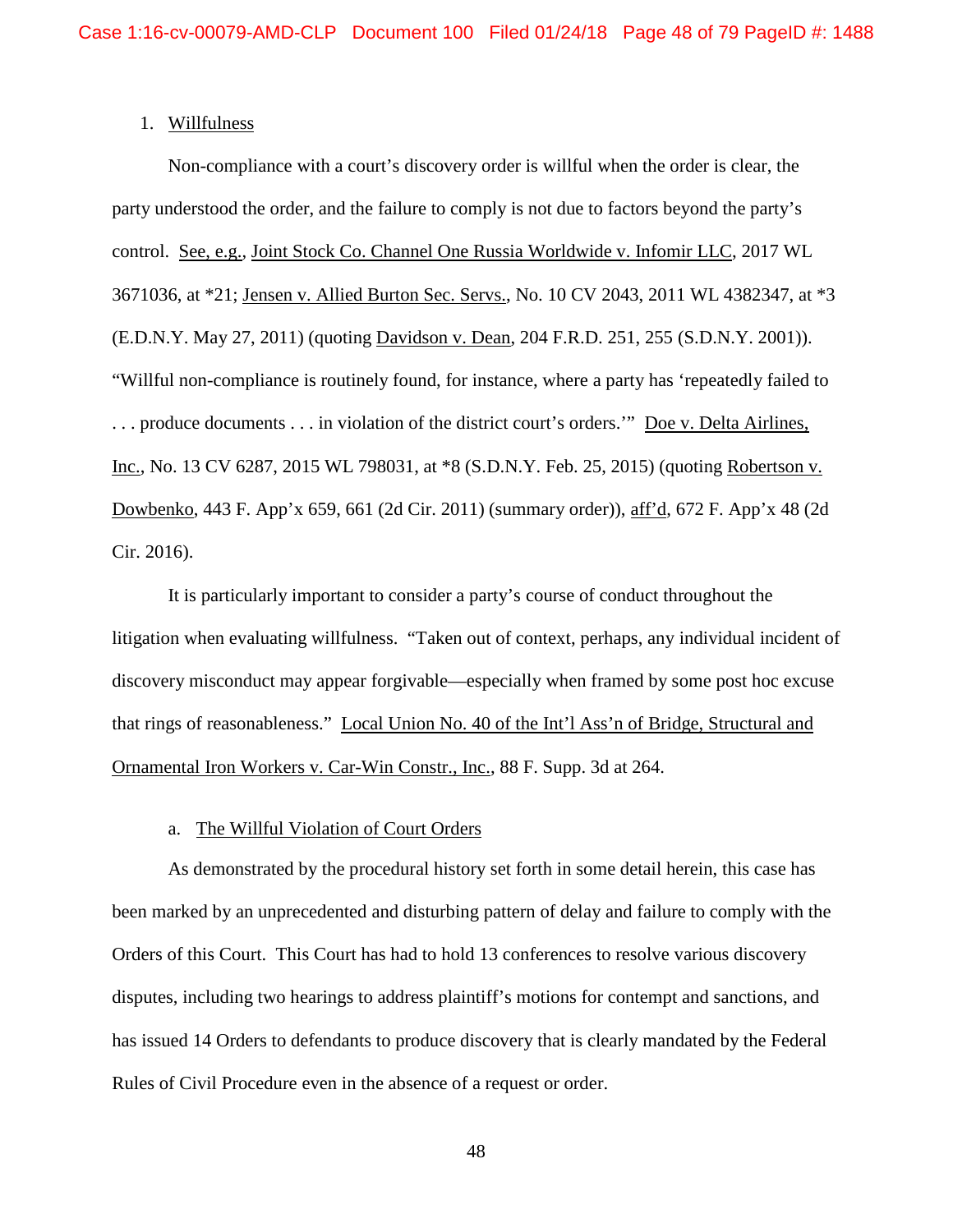1. Willfulness

Non-compliance with a court's discovery order is willful when the order is clear, the party understood the order, and the failure to comply is not due to factors beyond the party's control. See, e.g., Joint Stock Co. Channel One Russia Worldwide v. Infomir LLC, 2017 WL 3671036, at *21; Jensen v. Allied Burton Sec. Servs., No. 10 CV 2043, 2011 WL 4382347, at *3 (E.D.N.Y. May 27, 2011) (quoting Davidson v. Dean, 204 F.R.D. 251, 255 (S.D.N.Y. 2001)). "Willful non-compliance is routinely found, for instance, where a party has 'repeatedly failed to . . . produce documents . . . in violation of the district court's orders.'" Doe v. Delta Airlines, Inc., No. 13 CV 6287, 2015 WL 798031, at *8 (S.D.N.Y. Feb. 25, 2015) (quoting Robertson v. Dowbenko, 443 F. App'x 659, 661 (2d Cir. 2011) (summary order)), aff'd, 672 F. App'x 48 (2d Cir. 2016).

It is particularly important to consider a party's course of conduct throughout the litigation when evaluating willfulness. "Taken out of context, perhaps, any individual incident of discovery misconduct may appear forgivable—especially when framed by some post hoc excuse that rings of reasonableness." Local Union No. 40 of the Int'l Ass'n of Bridge, Structural and Ornamental Iron Workers v. Car-Win Constr., Inc., 88 F. Supp. 3d at 264.

a. The Willful Violation of Court Orders

As demonstrated by the procedural history set forth in some detail herein, this case has been marked by an unprecedented and disturbing pattern of delay and failure to comply with the Orders of this Court. This Court has had to hold 13 conferences to resolve various discovery disputes, including two hearings to address plaintiff's motions for contempt and sanctions, and has issued 14 Orders to defendants to produce discovery that is clearly mandated by the Federal Rules of Civil Procedure even in the absence of a request or order.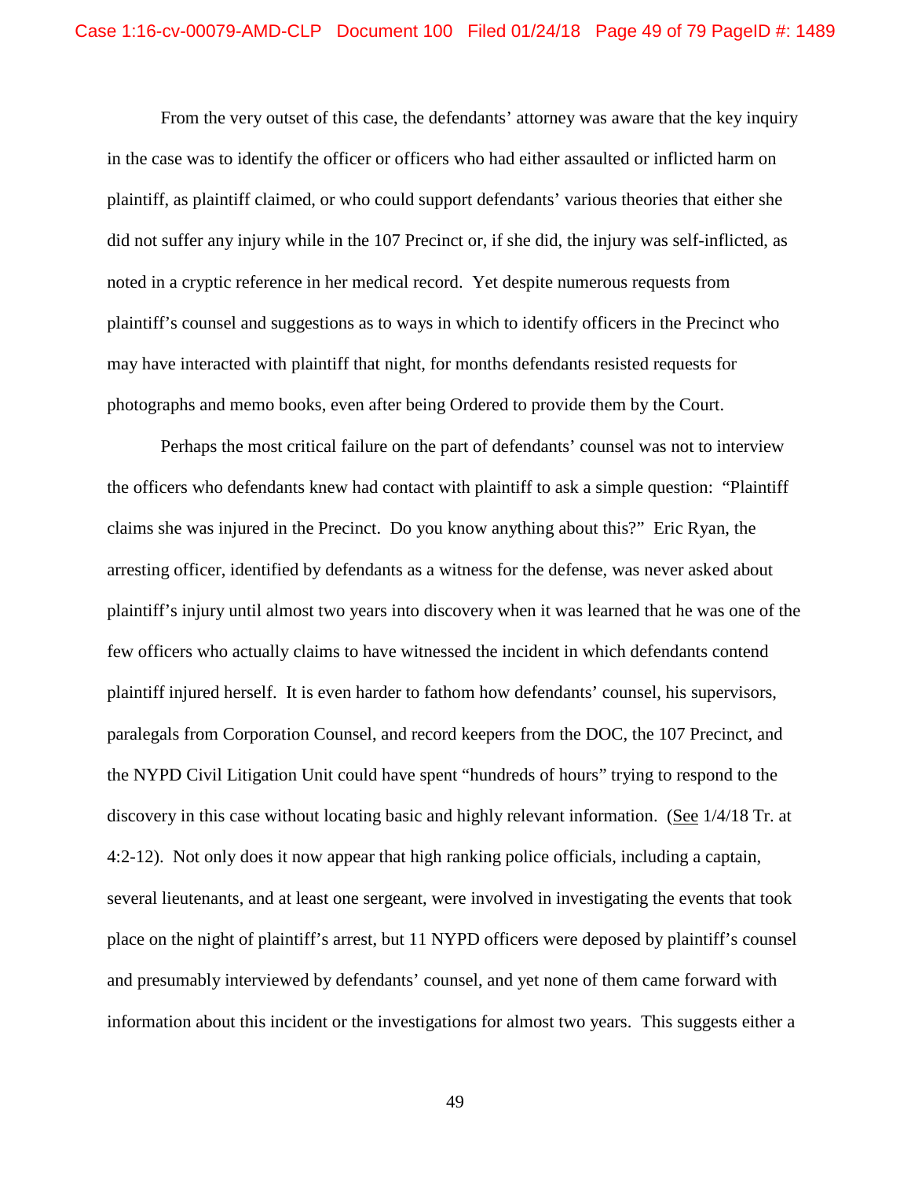From the very outset of this case, the defendants' attorney was aware that the key inquiry in the case was to identify the officer or officers who had either assaulted or inflicted harm on plaintiff, as plaintiff claimed, or who could support defendants' various theories that either she did not suffer any injury while in the 107 Precinct or, if she did, the injury was self-inflicted, as noted in a cryptic reference in her medical record. Yet despite numerous requests from plaintiff's counsel and suggestions as to ways in which to identify officers in the Precinct who may have interacted with plaintiff that night, for months defendants resisted requests for photographs and memo books, even after being Ordered to provide them by the Court.

Perhaps the most critical failure on the part of defendants' counsel was not to interview the officers who defendants knew had contact with plaintiff to ask a simple question: "Plaintiff claims she was injured in the Precinct. Do you know anything about this?" Eric Ryan, the arresting officer, identified by defendants as a witness for the defense, was never asked about plaintiff's injury until almost two years into discovery when it was learned that he was one of the few officers who actually claims to have witnessed the incident in which defendants contend plaintiff injured herself. It is even harder to fathom how defendants' counsel, his supervisors, paralegals from Corporation Counsel, and record keepers from the DOC, the 107 Precinct, and the NYPD Civil Litigation Unit could have spent "hundreds of hours" trying to respond to the discovery in this case without locating basic and highly relevant information. (See 1/4/18 Tr. at 4:2-12). Not only does it now appear that high ranking police officials, including a captain, several lieutenants, and at least one sergeant, were involved in investigating the events that took place on the night of plaintiff's arrest, but 11 NYPD officers were deposed by plaintiff's counsel and presumably interviewed by defendants' counsel, and yet none of them came forward with information about this incident or the investigations for almost two years. This suggests either a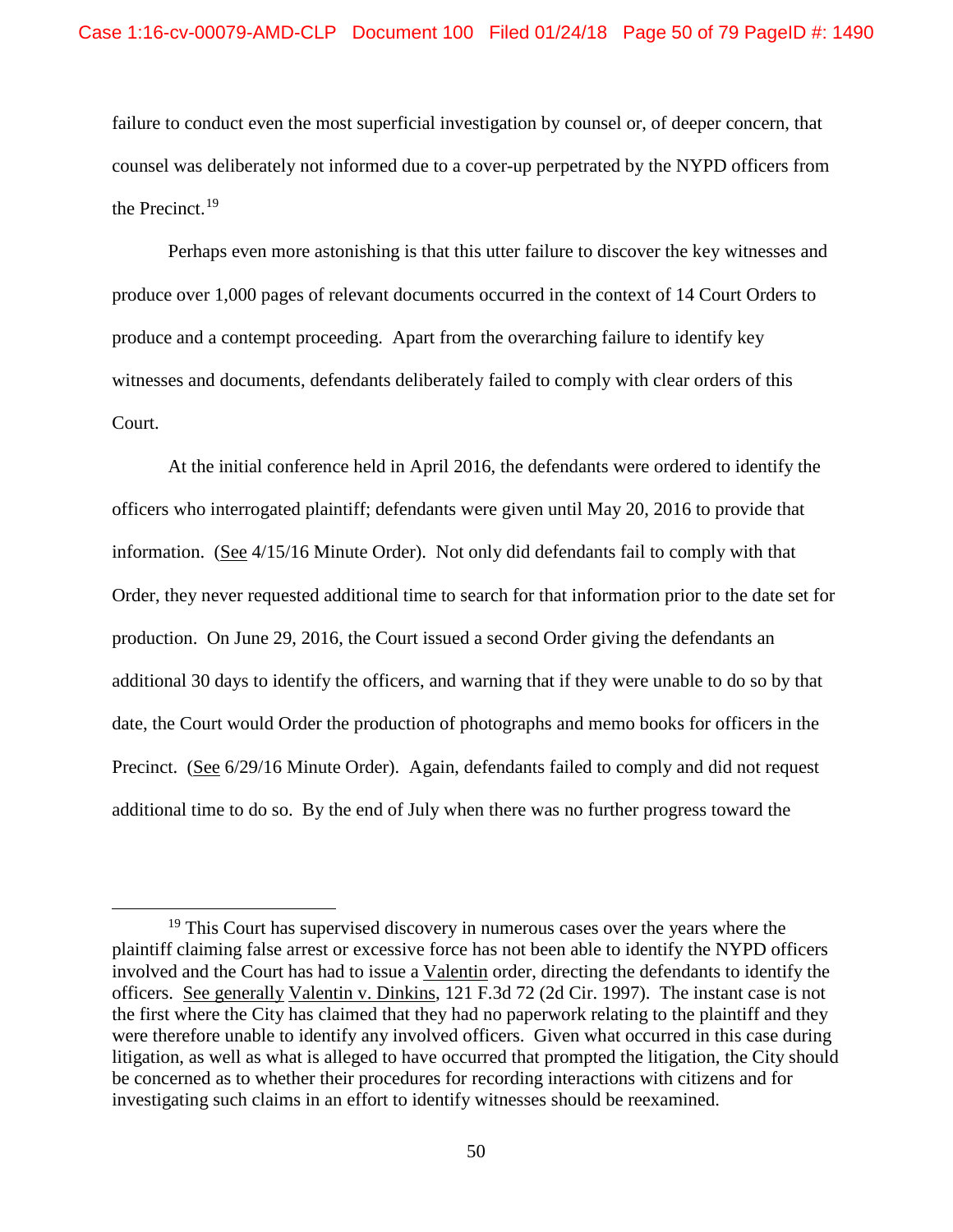failure to conduct even the most superficial investigation by counsel or, of deeper concern, that counsel was deliberately not informed due to a cover-up perpetrated by the NYPD officers from the Precinct.[19]

Perhaps even more astonishing is that this utter failure to discover the key witnesses and produce over 1,000 pages of relevant documents occurred in the context of 14 Court Orders to produce and a contempt proceeding. Apart from the overarching failure to identify key witnesses and documents, defendants deliberately failed to comply with clear orders of this Court.

At the initial conference held in April 2016, the defendants were ordered to identify the officers who interrogated plaintiff; defendants were given until May 20, 2016 to provide that information. (See 4/15/16 Minute Order). Not only did defendants fail to comply with that Order, they never requested additional time to search for that information prior to the date set for production. On June 29, 2016, the Court issued a second Order giving the defendants an additional 30 days to identify the officers, and warning that if they were unable to do so by that date, the Court would Order the production of photographs and memo books for officers in the Precinct. (See 6/29/16 Minute Order). Again, defendants failed to comply and did not request additional time to do so. By the end of July when there was no further progress toward the

---

[19] This Court has supervised discovery in numerous cases over the years where the plaintiff claiming false arrest or excessive force has not been able to identify the NYPD officers involved and the Court has had to issue a Valentin order, directing the defendants to identify the officers. See generally Valentin v. Dinkins, 121 F.3d 72 (2d Cir. 1997). The instant case is not the first where the City has claimed that they had no paperwork relating to the plaintiff and they were therefore unable to identify any involved officers. Given what occurred in this case during litigation, as well as what is alleged to have occurred that prompted the litigation, the City should be concerned as to whether their procedures for recording interactions with citizens and for investigating such claims in an effort to identify witnesses should be reexamined.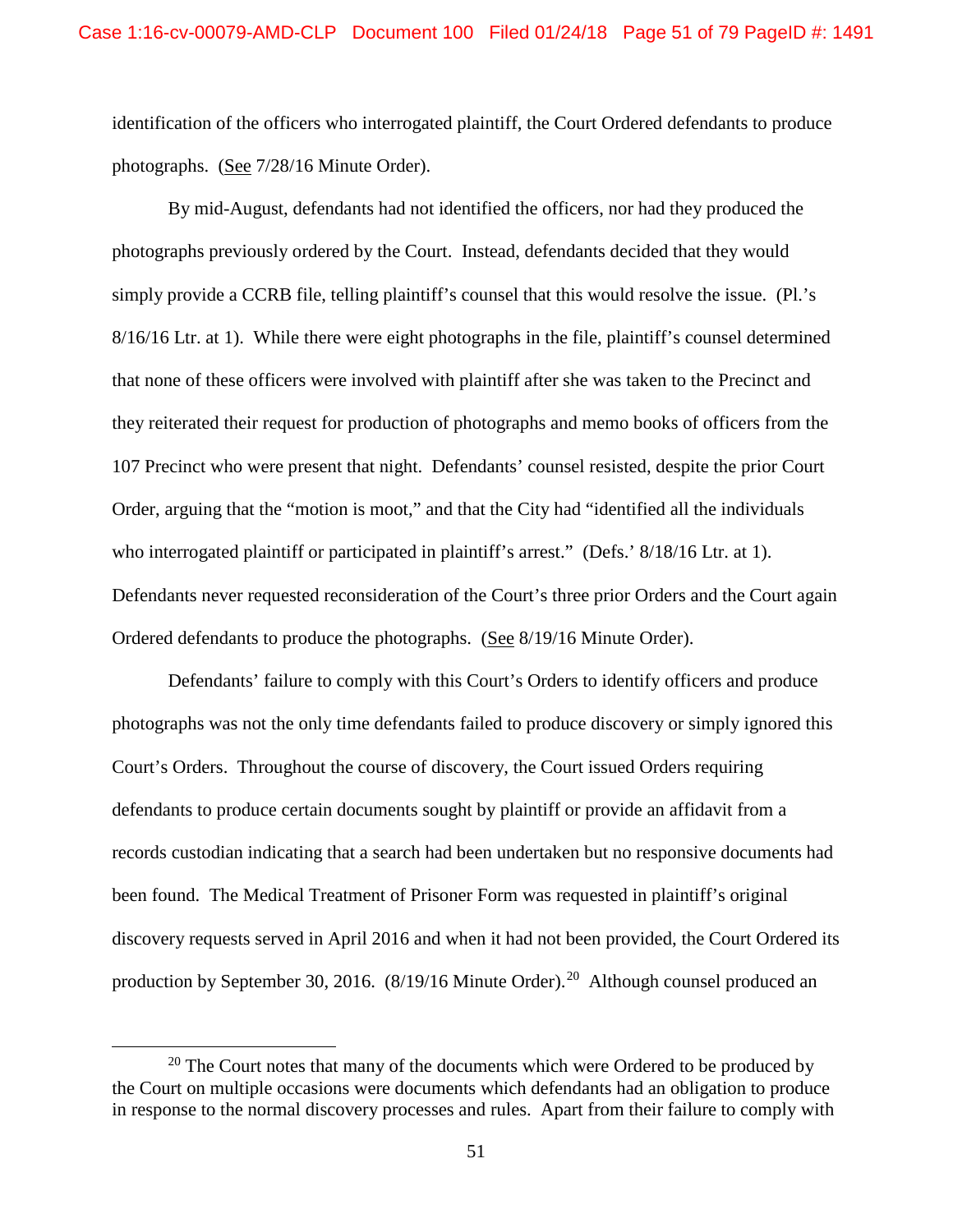identification of the officers who interrogated plaintiff, the Court Ordered defendants to produce photographs. (See 7/28/16 Minute Order).

By mid-August, defendants had not identified the officers, nor had they produced the photographs previously ordered by the Court. Instead, defendants decided that they would simply provide a CCRB file, telling plaintiff's counsel that this would resolve the issue. (Pl.'s 8/16/16 Ltr. at 1). While there were eight photographs in the file, plaintiff's counsel determined that none of these officers were involved with plaintiff after she was taken to the Precinct and they reiterated their request for production of photographs and memo books of officers from the 107 Precinct who were present that night. Defendants' counsel resisted, despite the prior Court Order, arguing that the "motion is moot," and that the City had "identified all the individuals who interrogated plaintiff or participated in plaintiff's arrest." (Defs.' 8/18/16 Ltr. at 1). Defendants never requested reconsideration of the Court's three prior Orders and the Court again Ordered defendants to produce the photographs. (See 8/19/16 Minute Order).

Defendants' failure to comply with this Court's Orders to identify officers and produce photographs was not the only time defendants failed to produce discovery or simply ignored this Court's Orders. Throughout the course of discovery, the Court issued Orders requiring defendants to produce certain documents sought by plaintiff or provide an affidavit from a records custodian indicating that a search had been undertaken but no responsive documents had been found. The Medical Treatment of Prisoner Form was requested in plaintiff's original discovery requests served in April 2016 and when it had not been provided, the Court Ordered its production by September 30, 2016. (8/19/16 Minute Order).[20] Although counsel produced an

[20] The Court notes that many of the documents which were Ordered to be produced by the Court on multiple occasions were documents which defendants had an obligation to produce in response to the normal discovery processes and rules. Apart from their failure to comply with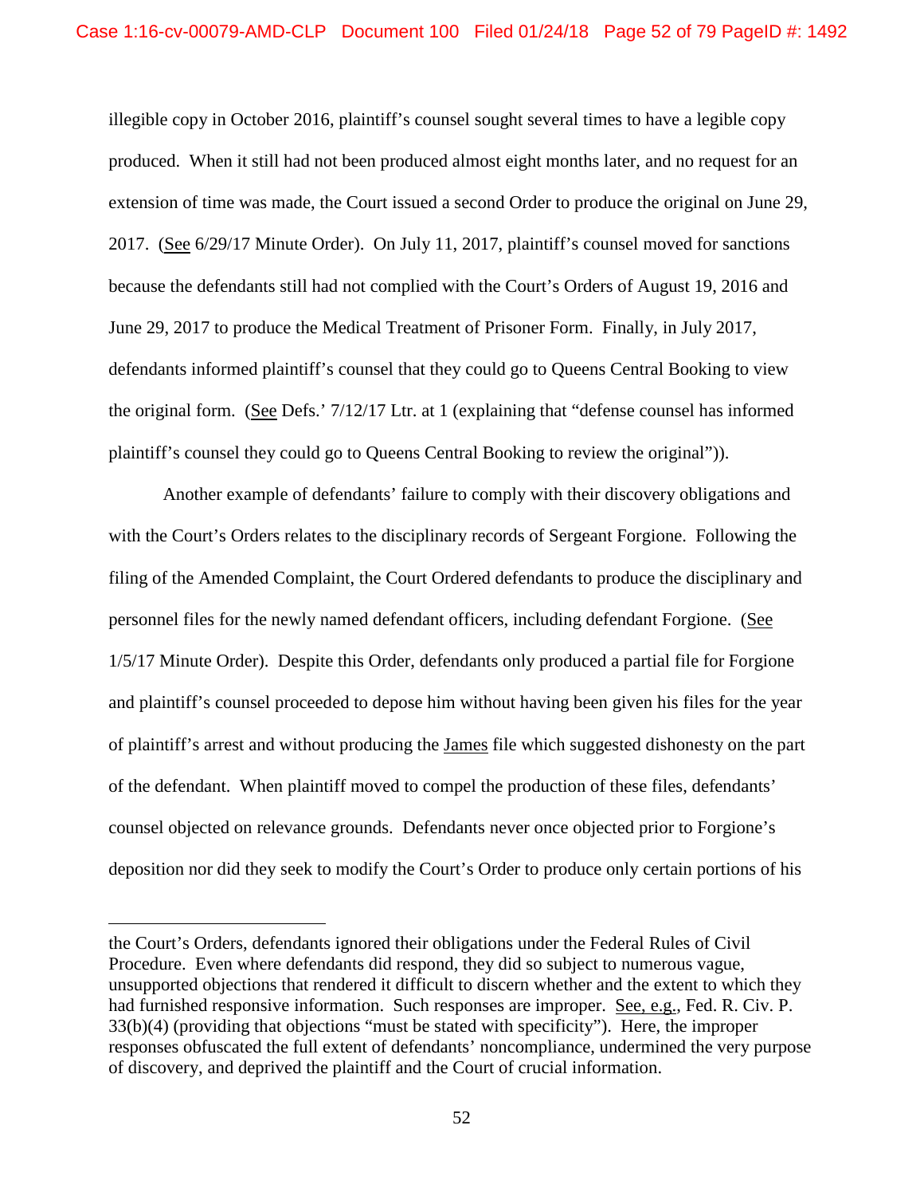illegible copy in October 2016, plaintiff's counsel sought several times to have a legible copy produced. When it still had not been produced almost eight months later, and no request for an extension of time was made, the Court issued a second Order to produce the original on June 29, 2017. (See 6/29/17 Minute Order). On July 11, 2017, plaintiff's counsel moved for sanctions because the defendants still had not complied with the Court's Orders of August 19, 2016 and June 29, 2017 to produce the Medical Treatment of Prisoner Form. Finally, in July 2017, defendants informed plaintiff's counsel that they could go to Queens Central Booking to view the original form. (See Defs.' 7/12/17 Ltr. at 1 (explaining that "defense counsel has informed plaintiff's counsel they could go to Queens Central Booking to review the original")).

Another example of defendants' failure to comply with their discovery obligations and with the Court's Orders relates to the disciplinary records of Sergeant Forgione. Following the filing of the Amended Complaint, the Court Ordered defendants to produce the disciplinary and personnel files for the newly named defendant officers, including defendant Forgione. (See 1/5/17 Minute Order). Despite this Order, defendants only produced a partial file for Forgione and plaintiff's counsel proceeded to depose him without having been given his files for the year of plaintiff's arrest and without producing the James file which suggested dishonesty on the part of the defendant. When plaintiff moved to compel the production of these files, defendants' counsel objected on relevance grounds. Defendants never once objected prior to Forgione's deposition nor did they seek to modify the Court's Order to produce only certain portions of his

---

the Court's Orders, defendants ignored their obligations under the Federal Rules of Civil Procedure. Even where defendants did respond, they did so subject to numerous vague, unsupported objections that rendered it difficult to discern whether and the extent to which they had furnished responsive information. Such responses are improper. See, e.g., Fed. R. Civ. P. 33(b)(4) (providing that objections "must be stated with specificity"). Here, the improper responses obfuscated the full extent of defendants' noncompliance, undermined the very purpose of discovery, and deprived the plaintiff and the Court of crucial information.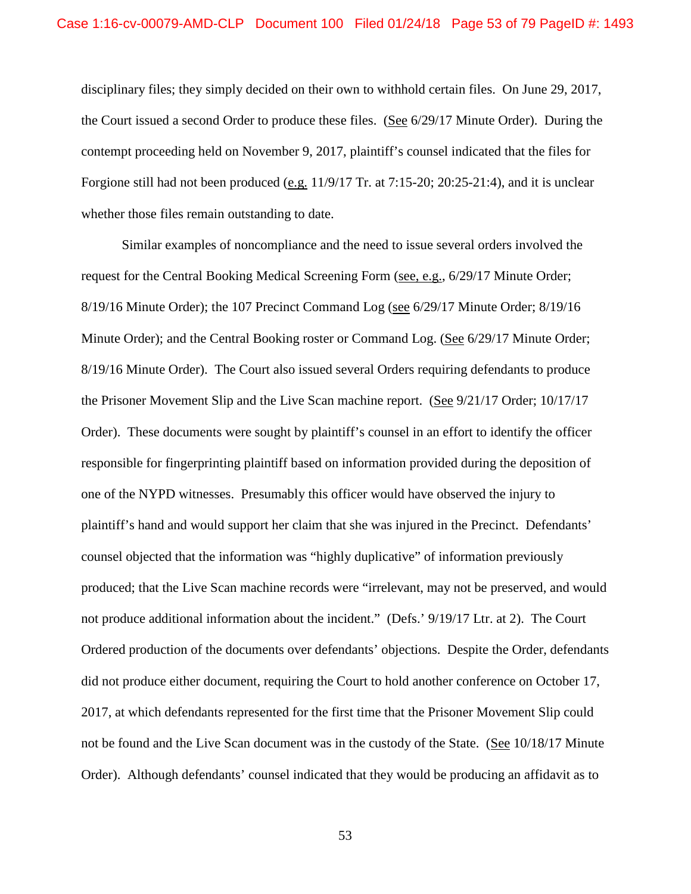disciplinary files; they simply decided on their own to withhold certain files. On June 29, 2017, the Court issued a second Order to produce these files. (See 6/29/17 Minute Order). During the contempt proceeding held on November 9, 2017, plaintiff's counsel indicated that the files for Forgione still had not been produced (e.g. 11/9/17 Tr. at 7:15-20; 20:25-21:4), and it is unclear whether those files remain outstanding to date.

Similar examples of noncompliance and the need to issue several orders involved the request for the Central Booking Medical Screening Form (see, e.g., 6/29/17 Minute Order; 8/19/16 Minute Order); the 107 Precinct Command Log (see 6/29/17 Minute Order; 8/19/16 Minute Order); and the Central Booking roster or Command Log. (See 6/29/17 Minute Order; 8/19/16 Minute Order). The Court also issued several Orders requiring defendants to produce the Prisoner Movement Slip and the Live Scan machine report. (See 9/21/17 Order; 10/17/17 Order). These documents were sought by plaintiff's counsel in an effort to identify the officer responsible for fingerprinting plaintiff based on information provided during the deposition of one of the NYPD witnesses. Presumably this officer would have observed the injury to plaintiff's hand and would support her claim that she was injured in the Precinct. Defendants' counsel objected that the information was "highly duplicative" of information previously produced; that the Live Scan machine records were "irrelevant, may not be preserved, and would not produce additional information about the incident." (Defs.' 9/19/17 Ltr. at 2). The Court Ordered production of the documents over defendants' objections. Despite the Order, defendants did not produce either document, requiring the Court to hold another conference on October 17, 2017, at which defendants represented for the first time that the Prisoner Movement Slip could not be found and the Live Scan document was in the custody of the State. (See 10/18/17 Minute Order). Although defendants' counsel indicated that they would be producing an affidavit as to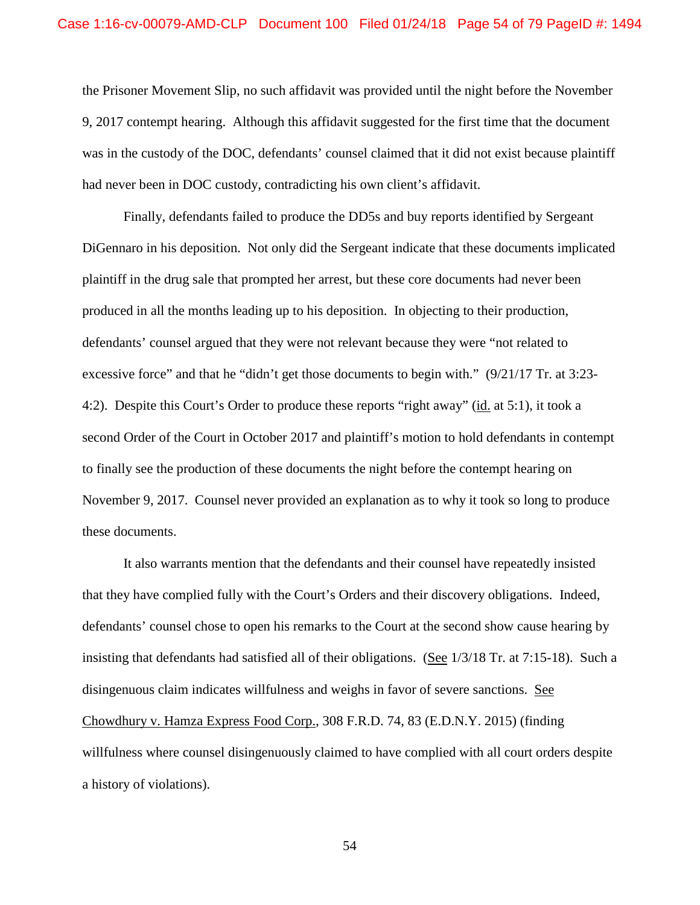the Prisoner Movement Slip, no such affidavit was provided until the night before the November 9, 2017 contempt hearing. Although this affidavit suggested for the first time that the document was in the custody of the DOC, defendants' counsel claimed that it did not exist because plaintiff had never been in DOC custody, contradicting his own client's affidavit.

Finally, defendants failed to produce the DD5s and buy reports identified by Sergeant DiGennaro in his deposition. Not only did the Sergeant indicate that these documents implicated plaintiff in the drug sale that prompted her arrest, but these core documents had never been produced in all the months leading up to his deposition. In objecting to their production, defendants' counsel argued that they were not relevant because they were "not related to excessive force" and that he "didn't get those documents to begin with." (9/21/17 Tr. at 3:23-4:2). Despite this Court's Order to produce these reports "right away" (id. at 5:1), it took a second Order of the Court in October 2017 and plaintiff's motion to hold defendants in contempt to finally see the production of these documents the night before the contempt hearing on November 9, 2017. Counsel never provided an explanation as to why it took so long to produce these documents.

It also warrants mention that the defendants and their counsel have repeatedly insisted that they have complied fully with the Court's Orders and their discovery obligations. Indeed, defendants' counsel chose to open his remarks to the Court at the second show cause hearing by insisting that defendants had satisfied all of their obligations. (See 1/3/18 Tr. at 7:15-18). Such a disingenuous claim indicates willfulness and weighs in favor of severe sanctions. See Chowdhury v. Hamza Express Food Corp., 308 F.R.D. 74, 83 (E.D.N.Y. 2015) (finding willfulness where counsel disingenuously claimed to have complied with all court orders despite a history of violations).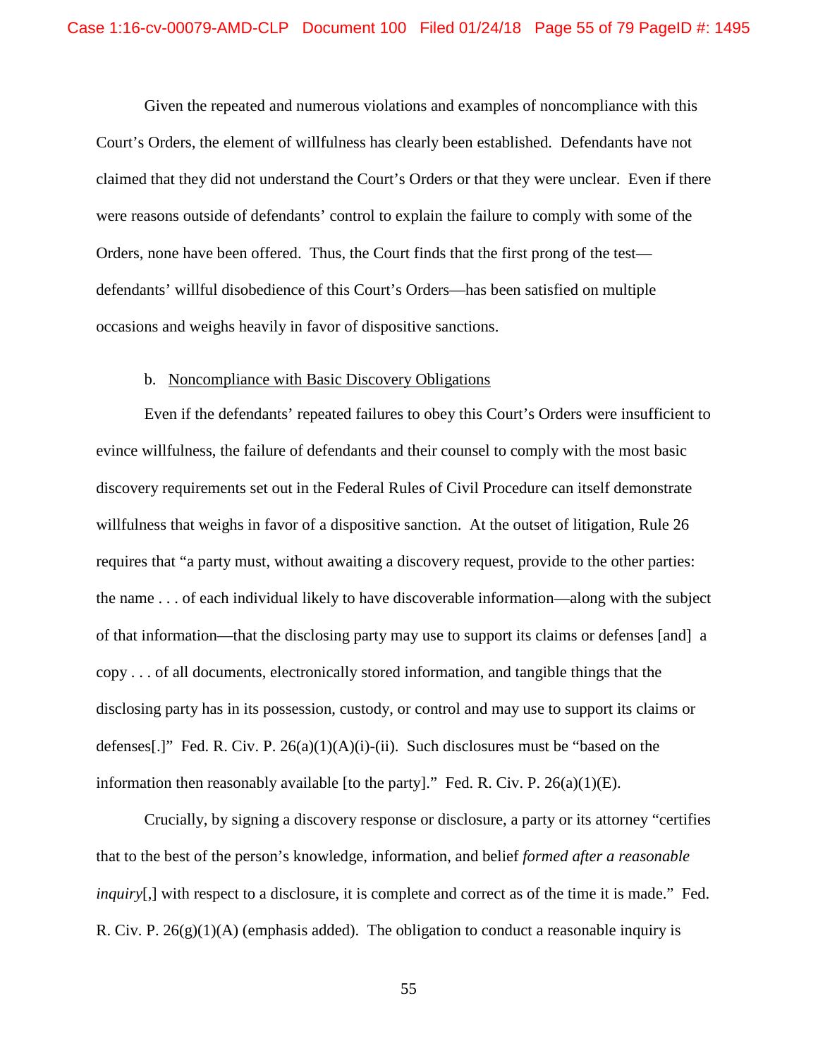Given the repeated and numerous violations and examples of noncompliance with this Court's Orders, the element of willfulness has clearly been established. Defendants have not claimed that they did not understand the Court's Orders or that they were unclear. Even if there were reasons outside of defendants' control to explain the failure to comply with some of the Orders, none have been offered. Thus, the Court finds that the first prong of the test—defendants' willful disobedience of this Court's Orders—has been satisfied on multiple occasions and weighs heavily in favor of dispositive sanctions.

b. <u>Noncompliance with Basic Discovery Obligations</u>

Even if the defendants' repeated failures to obey this Court's Orders were insufficient to evince willfulness, the failure of defendants and their counsel to comply with the most basic discovery requirements set out in the Federal Rules of Civil Procedure can itself demonstrate willfulness that weighs in favor of a dispositive sanction. At the outset of litigation, Rule 26 requires that "a party must, without awaiting a discovery request, provide to the other parties: the name . . . of each individual likely to have discoverable information—along with the subject of that information—that the disclosing party may use to support its claims or defenses [and] a copy . . . of all documents, electronically stored information, and tangible things that the disclosing party has in its possession, custody, or control and may use to support its claims or defenses[.]" Fed. R. Civ. P. 26(a)(1)(A)(i)-(ii). Such disclosures must be "based on the information then reasonably available [to the party]." Fed. R. Civ. P. 26(a)(1)(E).

Crucially, by signing a discovery response or disclosure, a party or its attorney "certifies that to the best of the person's knowledge, information, and belief *formed after a reasonable inquiry*[,] with respect to a disclosure, it is complete and correct as of the time it is made." Fed. R. Civ. P. 26(g)(1)(A) (emphasis added). The obligation to conduct a reasonable inquiry is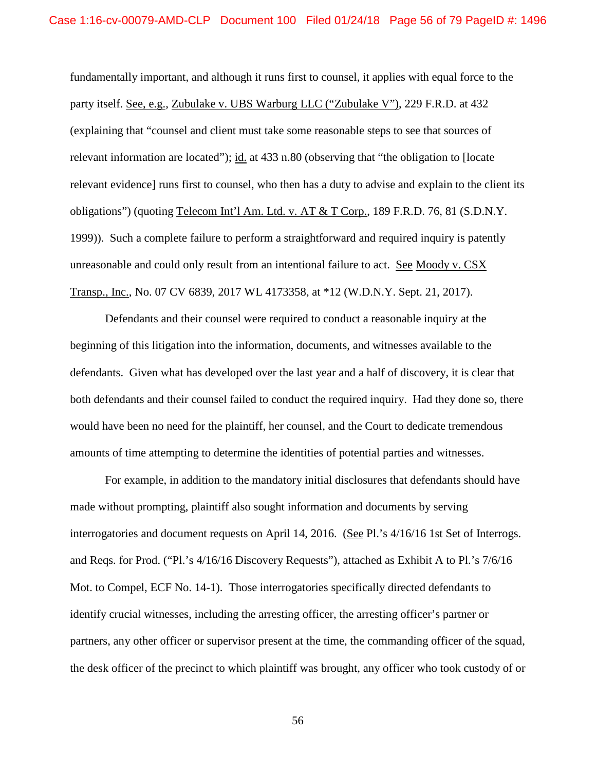fundamentally important, and although it runs first to counsel, it applies with equal force to the party itself. See, e.g., Zubulake v. UBS Warburg LLC ("Zubulake V"), 229 F.R.D. at 432 (explaining that "counsel and client must take some reasonable steps to see that sources of relevant information are located"); id. at 433 n.80 (observing that "the obligation to [locate relevant evidence] runs first to counsel, who then has a duty to advise and explain to the client its obligations") (quoting Telecom Int'l Am. Ltd. v. AT & T Corp., 189 F.R.D. 76, 81 (S.D.N.Y. 1999)). Such a complete failure to perform a straightforward and required inquiry is patently unreasonable and could only result from an intentional failure to act. See Moody v. CSX Transp., Inc., No. 07 CV 6839, 2017 WL 4173358, at *12 (W.D.N.Y. Sept. 21, 2017).

Defendants and their counsel were required to conduct a reasonable inquiry at the beginning of this litigation into the information, documents, and witnesses available to the defendants. Given what has developed over the last year and a half of discovery, it is clear that both defendants and their counsel failed to conduct the required inquiry. Had they done so, there would have been no need for the plaintiff, her counsel, and the Court to dedicate tremendous amounts of time attempting to determine the identities of potential parties and witnesses.

For example, in addition to the mandatory initial disclosures that defendants should have made without prompting, plaintiff also sought information and documents by serving interrogatories and document requests on April 14, 2016. (See Pl.'s 4/16/16 1st Set of Interrogs. and Reqs. for Prod. ("Pl.'s 4/16/16 Discovery Requests"), attached as Exhibit A to Pl.'s 7/6/16 Mot. to Compel, ECF No. 14-1). Those interrogatories specifically directed defendants to identify crucial witnesses, including the arresting officer, the arresting officer's partner or partners, any other officer or supervisor present at the time, the commanding officer of the squad, the desk officer of the precinct to which plaintiff was brought, any officer who took custody of or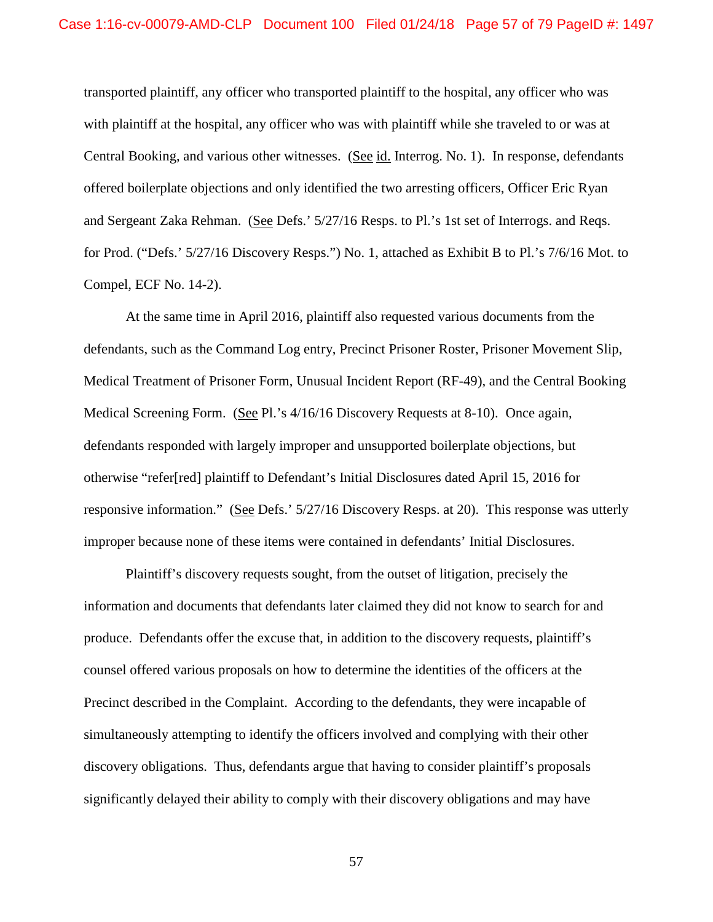transported plaintiff, any officer who transported plaintiff to the hospital, any officer who was with plaintiff at the hospital, any officer who was with plaintiff while she traveled to or was at Central Booking, and various other witnesses. (See id. Interrog. No. 1). In response, defendants offered boilerplate objections and only identified the two arresting officers, Officer Eric Ryan and Sergeant Zaka Rehman. (See Defs.' 5/27/16 Resps. to Pl.'s 1st set of Interrogs. and Reqs. for Prod. ("Defs.' 5/27/16 Discovery Resps.") No. 1, attached as Exhibit B to Pl.'s 7/6/16 Mot. to Compel, ECF No. 14-2).

At the same time in April 2016, plaintiff also requested various documents from the defendants, such as the Command Log entry, Precinct Prisoner Roster, Prisoner Movement Slip, Medical Treatment of Prisoner Form, Unusual Incident Report (RF-49), and the Central Booking Medical Screening Form. (See Pl.'s 4/16/16 Discovery Requests at 8-10). Once again, defendants responded with largely improper and unsupported boilerplate objections, but otherwise "refer[red] plaintiff to Defendant's Initial Disclosures dated April 15, 2016 for responsive information." (See Defs.' 5/27/16 Discovery Resps. at 20). This response was utterly improper because none of these items were contained in defendants' Initial Disclosures.

Plaintiff's discovery requests sought, from the outset of litigation, precisely the information and documents that defendants later claimed they did not know to search for and produce. Defendants offer the excuse that, in addition to the discovery requests, plaintiff's counsel offered various proposals on how to determine the identities of the officers at the Precinct described in the Complaint. According to the defendants, they were incapable of simultaneously attempting to identify the officers involved and complying with their other discovery obligations. Thus, defendants argue that having to consider plaintiff's proposals significantly delayed their ability to comply with their discovery obligations and may have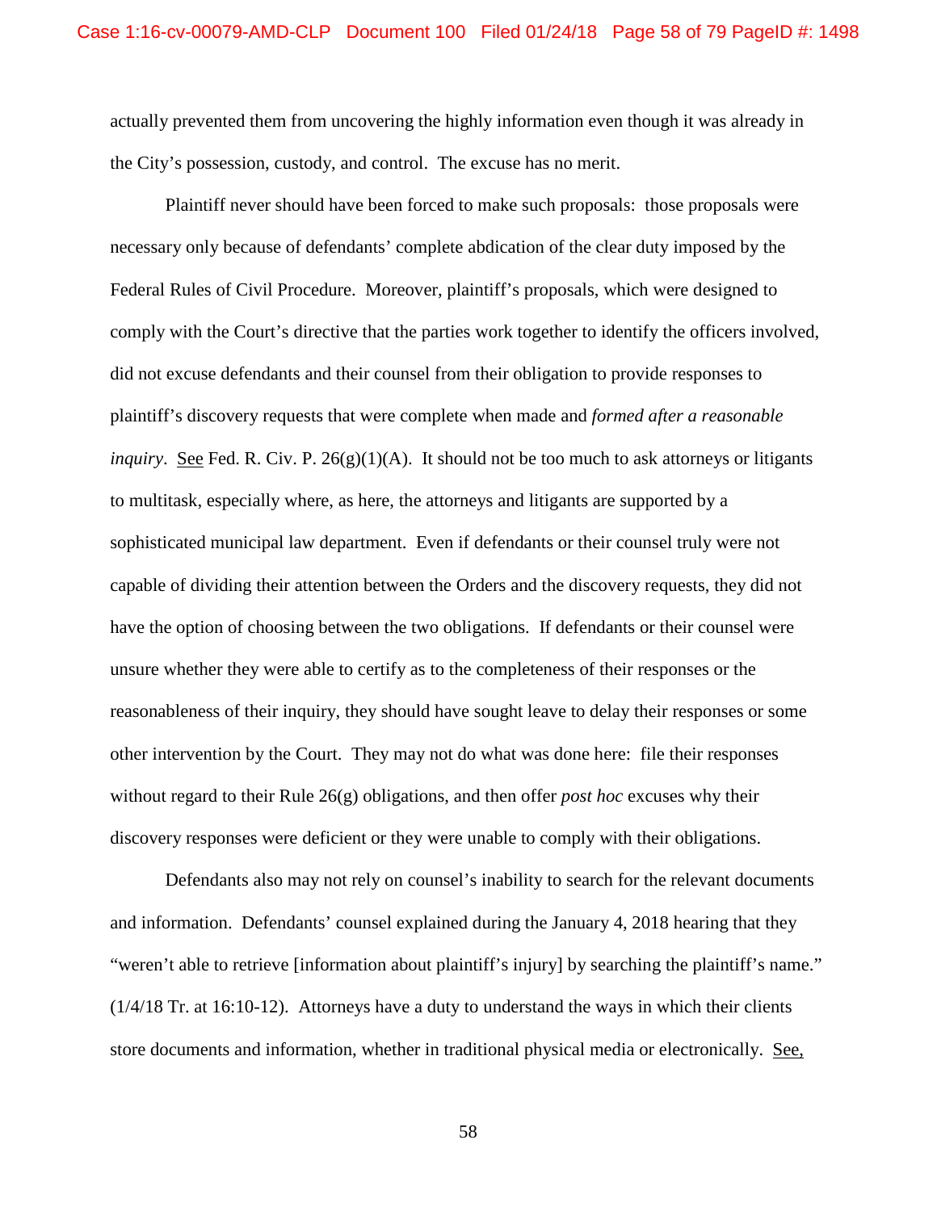actually prevented them from uncovering the highly information even though it was already in the City's possession, custody, and control. The excuse has no merit.

Plaintiff never should have been forced to make such proposals: those proposals were necessary only because of defendants' complete abdication of the clear duty imposed by the Federal Rules of Civil Procedure. Moreover, plaintiff's proposals, which were designed to comply with the Court's directive that the parties work together to identify the officers involved, did not excuse defendants and their counsel from their obligation to provide responses to plaintiff's discovery requests that were complete when made and *formed after a reasonable inquiry*. See Fed. R. Civ. P. 26(g)(1)(A). It should not be too much to ask attorneys or litigants to multitask, especially where, as here, the attorneys and litigants are supported by a sophisticated municipal law department. Even if defendants or their counsel truly were not capable of dividing their attention between the Orders and the discovery requests, they did not have the option of choosing between the two obligations. If defendants or their counsel were unsure whether they were able to certify as to the completeness of their responses or the reasonableness of their inquiry, they should have sought leave to delay their responses or some other intervention by the Court. They may not do what was done here: file their responses without regard to their Rule 26(g) obligations, and then offer *post hoc* excuses why their discovery responses were deficient or they were unable to comply with their obligations.

Defendants also may not rely on counsel's inability to search for the relevant documents and information. Defendants' counsel explained during the January 4, 2018 hearing that they "weren't able to retrieve [information about plaintiff's injury] by searching the plaintiff's name." (1/4/18 Tr. at 16:10-12). Attorneys have a duty to understand the ways in which their clients store documents and information, whether in traditional physical media or electronically. See,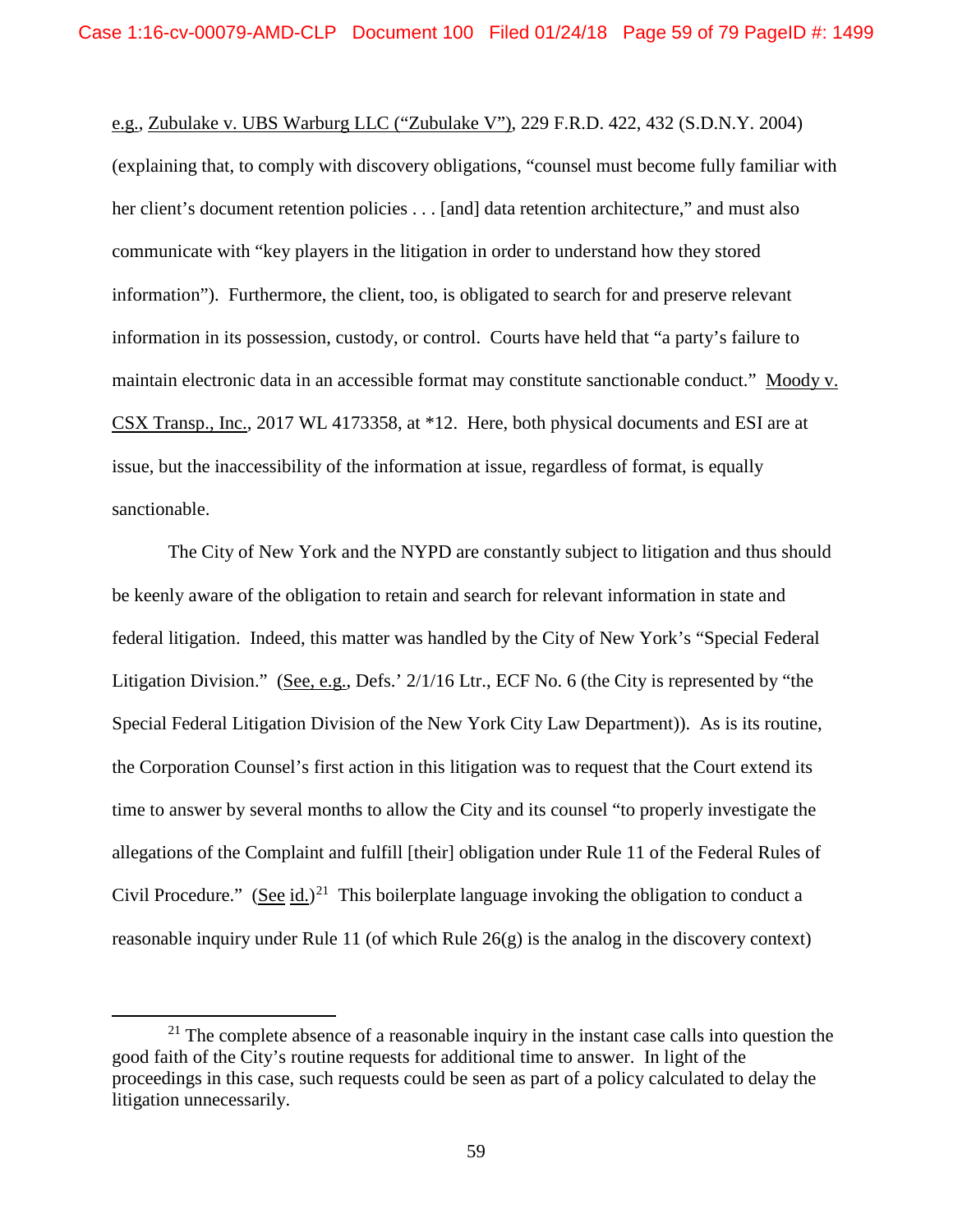e.g., Zubulake v. UBS Warburg LLC ("Zubulake V"), 229 F.R.D. 422, 432 (S.D.N.Y. 2004) (explaining that, to comply with discovery obligations, "counsel must become fully familiar with her client's document retention policies . . . [and] data retention architecture," and must also communicate with "key players in the litigation in order to understand how they stored information"). Furthermore, the client, too, is obligated to search for and preserve relevant information in its possession, custody, or control. Courts have held that "a party's failure to maintain electronic data in an accessible format may constitute sanctionable conduct." Moody v. CSX Transp., Inc., 2017 WL 4173358, at *12. Here, both physical documents and ESI are at issue, but the inaccessibility of the information at issue, regardless of format, is equally sanctionable.

The City of New York and the NYPD are constantly subject to litigation and thus should be keenly aware of the obligation to retain and search for relevant information in state and federal litigation. Indeed, this matter was handled by the City of New York's "Special Federal Litigation Division." (See, e.g., Defs.' 2/1/16 Ltr., ECF No. 6 (the City is represented by "the Special Federal Litigation Division of the New York City Law Department)). As is its routine, the Corporation Counsel's first action in this litigation was to request that the Court extend its time to answer by several months to allow the City and its counsel "to properly investigate the allegations of the Complaint and fulfill [their] obligation under Rule 11 of the Federal Rules of Civil Procedure." (See id.)[21] This boilerplate language invoking the obligation to conduct a reasonable inquiry under Rule 11 (of which Rule 26(g) is the analog in the discovery context)

[21] The complete absence of a reasonable inquiry in the instant case calls into question the good faith of the City's routine requests for additional time to answer. In light of the proceedings in this case, such requests could be seen as part of a policy calculated to delay the litigation unnecessarily.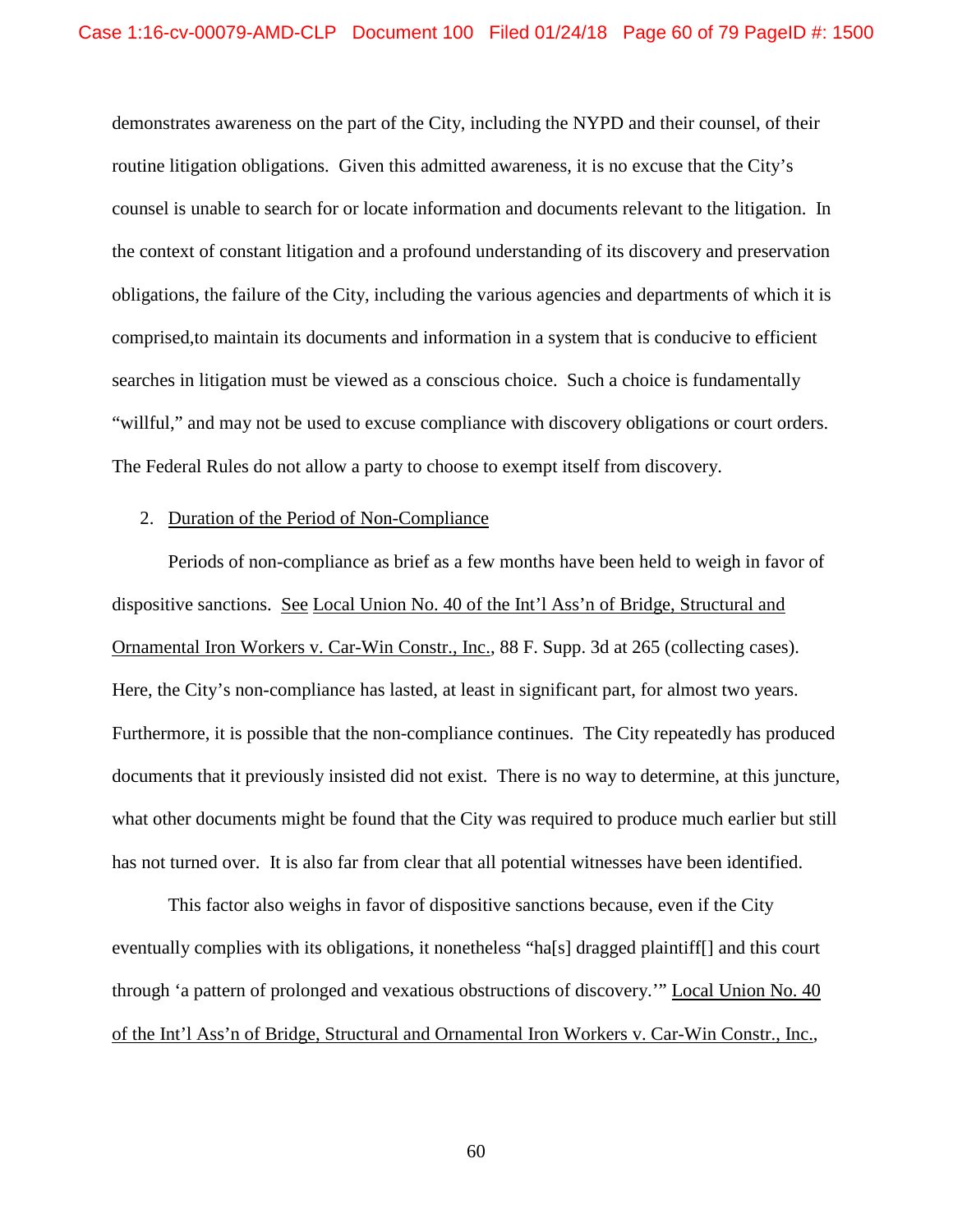demonstrates awareness on the part of the City, including the NYPD and their counsel, of their routine litigation obligations. Given this admitted awareness, it is no excuse that the City's counsel is unable to search for or locate information and documents relevant to the litigation. In the context of constant litigation and a profound understanding of its discovery and preservation obligations, the failure of the City, including the various agencies and departments of which it is comprised,to maintain its documents and information in a system that is conducive to efficient searches in litigation must be viewed as a conscious choice. Such a choice is fundamentally "willful," and may not be used to excuse compliance with discovery obligations or court orders. The Federal Rules do not allow a party to choose to exempt itself from discovery.

2. <u>Duration of the Period of Non-Compliance</u>

Periods of non-compliance as brief as a few months have been held to weigh in favor of dispositive sanctions. <u>See</u> <u>Local Union No. 40 of the Int'l Ass'n of Bridge, Structural and Ornamental Iron Workers v. Car-Win Constr., Inc.</u>, 88 F. Supp. 3d at 265 (collecting cases). Here, the City's non-compliance has lasted, at least in significant part, for almost two years. Furthermore, it is possible that the non-compliance continues. The City repeatedly has produced documents that it previously insisted did not exist. There is no way to determine, at this juncture, what other documents might be found that the City was required to produce much earlier but still has not turned over. It is also far from clear that all potential witnesses have been identified.

This factor also weighs in favor of dispositive sanctions because, even if the City eventually complies with its obligations, it nonetheless "ha[s] dragged plaintiff[] and this court through 'a pattern of prolonged and vexatious obstructions of discovery.'" <u>Local Union No. 40 of the Int'l Ass'n of Bridge, Structural and Ornamental Iron Workers v. Car-Win Constr., Inc.</u>,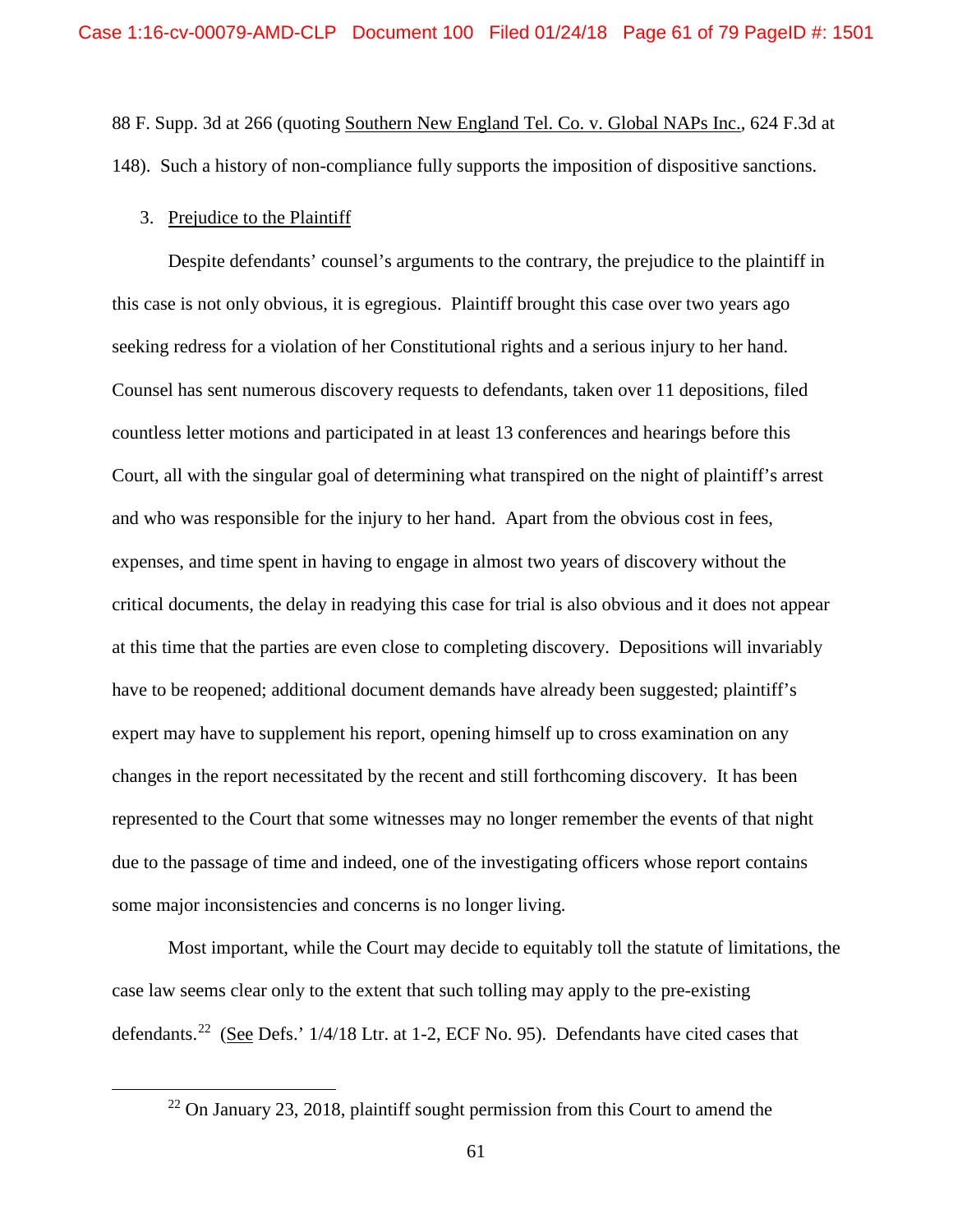88 F. Supp. 3d at 266 (quoting Southern New England Tel. Co. v. Global NAPs Inc., 624 F.3d at 148). Such a history of non-compliance fully supports the imposition of dispositive sanctions.

3. Prejudice to the Plaintiff

Despite defendants' counsel's arguments to the contrary, the prejudice to the plaintiff in this case is not only obvious, it is egregious. Plaintiff brought this case over two years ago seeking redress for a violation of her Constitutional rights and a serious injury to her hand. Counsel has sent numerous discovery requests to defendants, taken over 11 depositions, filed countless letter motions and participated in at least 13 conferences and hearings before this Court, all with the singular goal of determining what transpired on the night of plaintiff's arrest and who was responsible for the injury to her hand. Apart from the obvious cost in fees, expenses, and time spent in having to engage in almost two years of discovery without the critical documents, the delay in readying this case for trial is also obvious and it does not appear at this time that the parties are even close to completing discovery. Depositions will invariably have to be reopened; additional document demands have already been suggested; plaintiff's expert may have to supplement his report, opening himself up to cross examination on any changes in the report necessitated by the recent and still forthcoming discovery. It has been represented to the Court that some witnesses may no longer remember the events of that night due to the passage of time and indeed, one of the investigating officers whose report contains some major inconsistencies and concerns is no longer living.

Most important, while the Court may decide to equitably toll the statute of limitations, the case law seems clear only to the extent that such tolling may apply to the pre-existing defendants.[22] (See Defs.' 1/4/18 Ltr. at 1-2, ECF No. 95). Defendants have cited cases that

[22] On January 23, 2018, plaintiff sought permission from this Court to amend the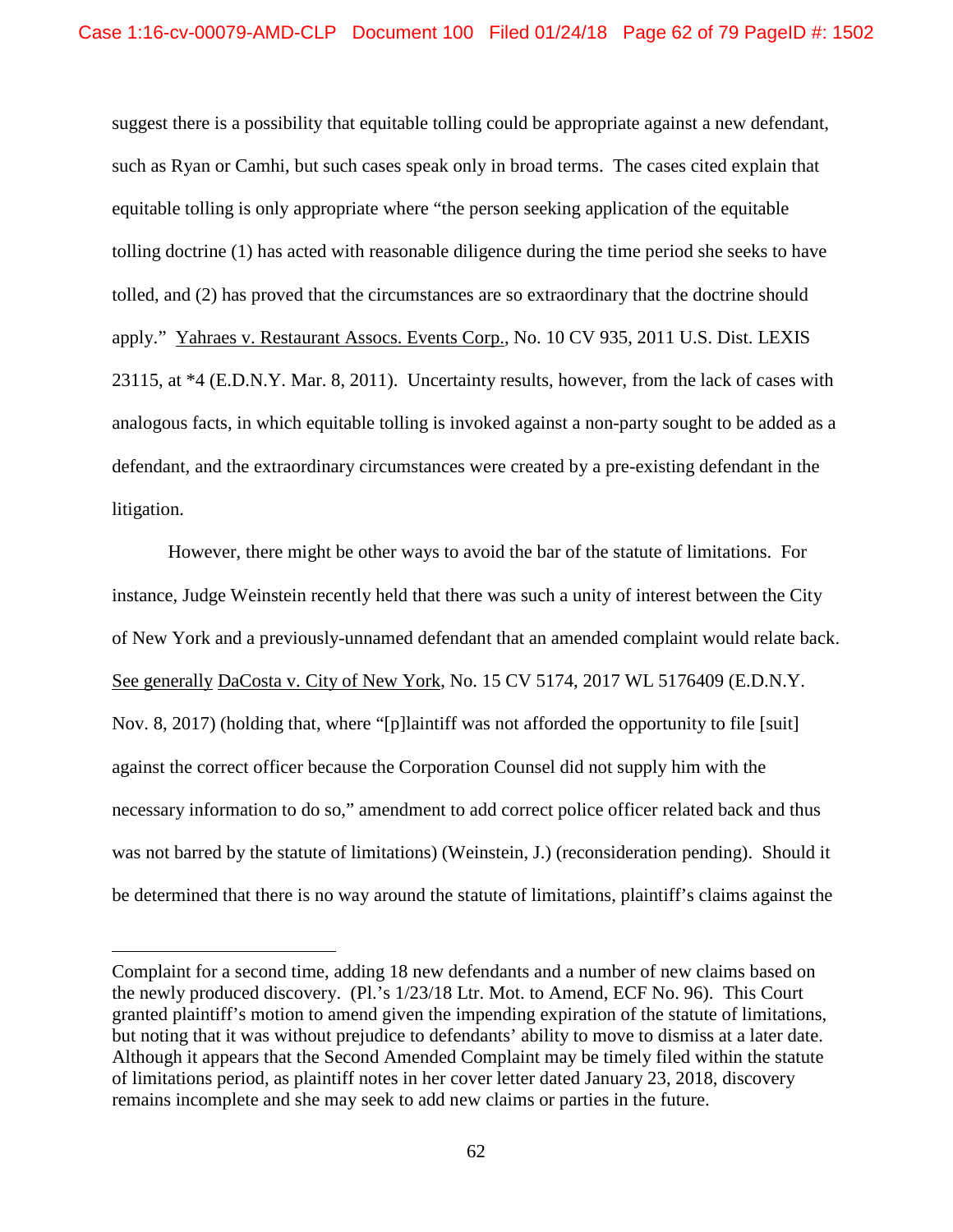suggest there is a possibility that equitable tolling could be appropriate against a new defendant, such as Ryan or Camhi, but such cases speak only in broad terms. The cases cited explain that equitable tolling is only appropriate where "the person seeking application of the equitable tolling doctrine (1) has acted with reasonable diligence during the time period she seeks to have tolled, and (2) has proved that the circumstances are so extraordinary that the doctrine should apply." Yahraes v. Restaurant Assocs. Events Corp., No. 10 CV 935, 2011 U.S. Dist. LEXIS 23115, at *4 (E.D.N.Y. Mar. 8, 2011). Uncertainty results, however, from the lack of cases with analogous facts, in which equitable tolling is invoked against a non-party sought to be added as a defendant, and the extraordinary circumstances were created by a pre-existing defendant in the litigation.

However, there might be other ways to avoid the bar of the statute of limitations. For instance, Judge Weinstein recently held that there was such a unity of interest between the City of New York and a previously-unnamed defendant that an amended complaint would relate back. See generally DaCosta v. City of New York, No. 15 CV 5174, 2017 WL 5176409 (E.D.N.Y. Nov. 8, 2017) (holding that, where "[p]laintiff was not afforded the opportunity to file [suit] against the correct officer because the Corporation Counsel did not supply him with the necessary information to do so," amendment to add correct police officer related back and thus was not barred by the statute of limitations) (Weinstein, J.) (reconsideration pending). Should it be determined that there is no way around the statute of limitations, plaintiff's claims against the

---

Complaint for a second time, adding 18 new defendants and a number of new claims based on the newly produced discovery. (Pl.'s 1/23/18 Ltr. Mot. to Amend, ECF No. 96). This Court granted plaintiff's motion to amend given the impending expiration of the statute of limitations, but noting that it was without prejudice to defendants' ability to move to dismiss at a later date. Although it appears that the Second Amended Complaint may be timely filed within the statute of limitations period, as plaintiff notes in her cover letter dated January 23, 2018, discovery remains incomplete and she may seek to add new claims or parties in the future.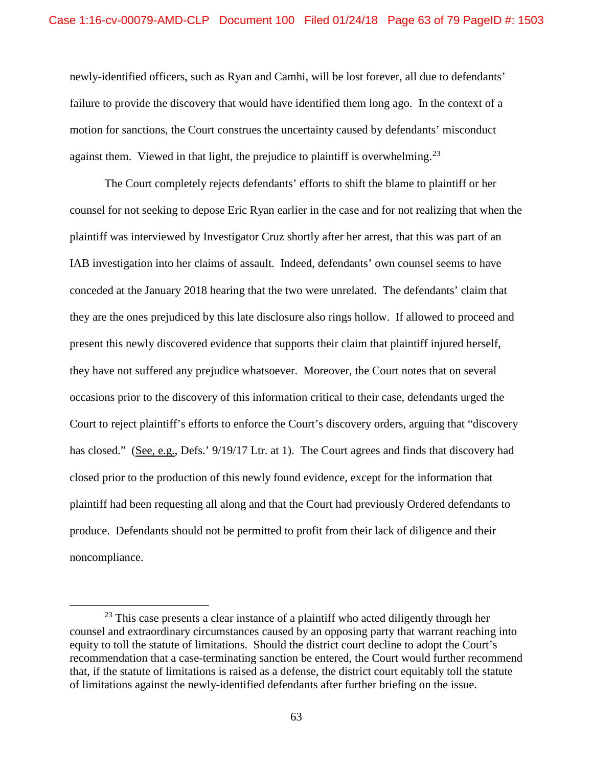newly-identified officers, such as Ryan and Camhi, will be lost forever, all due to defendants' failure to provide the discovery that would have identified them long ago. In the context of a motion for sanctions, the Court construes the uncertainty caused by defendants' misconduct against them. Viewed in that light, the prejudice to plaintiff is overwhelming.[23]

The Court completely rejects defendants' efforts to shift the blame to plaintiff or her counsel for not seeking to depose Eric Ryan earlier in the case and for not realizing that when the plaintiff was interviewed by Investigator Cruz shortly after her arrest, that this was part of an IAB investigation into her claims of assault. Indeed, defendants' own counsel seems to have conceded at the January 2018 hearing that the two were unrelated. The defendants' claim that they are the ones prejudiced by this late disclosure also rings hollow. If allowed to proceed and present this newly discovered evidence that supports their claim that plaintiff injured herself, they have not suffered any prejudice whatsoever. Moreover, the Court notes that on several occasions prior to the discovery of this information critical to their case, defendants urged the Court to reject plaintiff's efforts to enforce the Court's discovery orders, arguing that "discovery has closed." (See, e.g., Defs.' 9/19/17 Ltr. at 1). The Court agrees and finds that discovery had closed prior to the production of this newly found evidence, except for the information that plaintiff had been requesting all along and that the Court had previously Ordered defendants to produce. Defendants should not be permitted to profit from their lack of diligence and their noncompliance.

---

[23] This case presents a clear instance of a plaintiff who acted diligently through her counsel and extraordinary circumstances caused by an opposing party that warrant reaching into equity to toll the statute of limitations. Should the district court decline to adopt the Court's recommendation that a case-terminating sanction be entered, the Court would further recommend that, if the statute of limitations is raised as a defense, the district court equitably toll the statute of limitations against the newly-identified defendants after further briefing on the issue.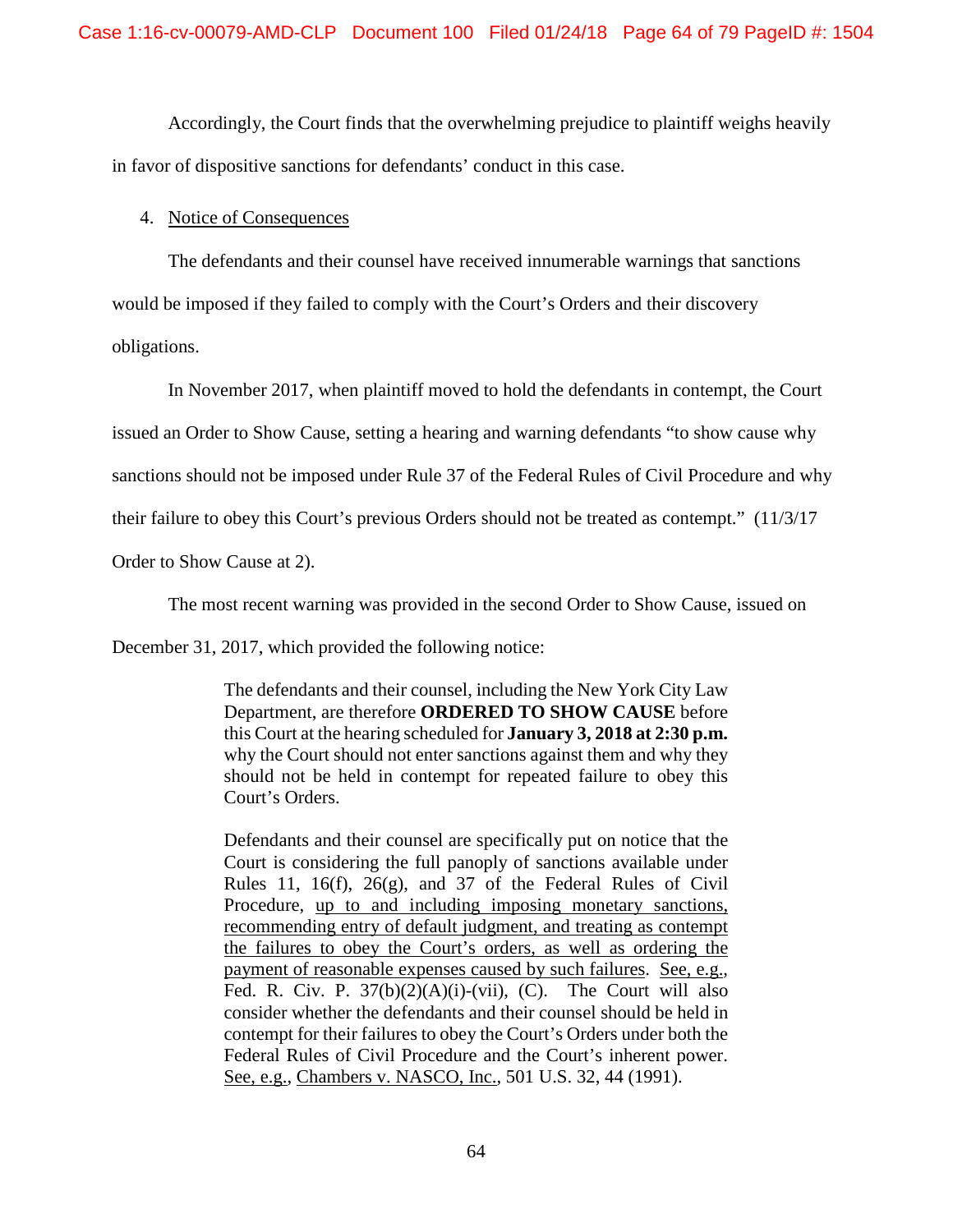Accordingly, the Court finds that the overwhelming prejudice to plaintiff weighs heavily in favor of dispositive sanctions for defendants' conduct in this case.

4. Notice of Consequences

The defendants and their counsel have received innumerable warnings that sanctions would be imposed if they failed to comply with the Court's Orders and their discovery obligations.

In November 2017, when plaintiff moved to hold the defendants in contempt, the Court issued an Order to Show Cause, setting a hearing and warning defendants "to show cause why sanctions should not be imposed under Rule 37 of the Federal Rules of Civil Procedure and why their failure to obey this Court's previous Orders should not be treated as contempt." (11/3/17 Order to Show Cause at 2).

The most recent warning was provided in the second Order to Show Cause, issued on December 31, 2017, which provided the following notice:

> The defendants and their counsel, including the New York City Law Department, are therefore **ORDERED TO SHOW CAUSE** before this Court at the hearing scheduled for **January 3, 2018 at 2:30 p.m.** why the Court should not enter sanctions against them and why they should not be held in contempt for repeated failure to obey this Court's Orders.
>
> Defendants and their counsel are specifically put on notice that the Court is considering the full panoply of sanctions available under Rules 11, 16(f), 26(g), and 37 of the Federal Rules of Civil Procedure, up to and including imposing monetary sanctions, recommending entry of default judgment, and treating as contempt the failures to obey the Court's orders, as well as ordering the payment of reasonable expenses caused by such failures. See, e.g., Fed. R. Civ. P. 37(b)(2)(A)(i)-(vii), (C). The Court will also consider whether the defendants and their counsel should be held in contempt for their failures to obey the Court's Orders under both the Federal Rules of Civil Procedure and the Court's inherent power. See, e.g., Chambers v. NASCO, Inc., 501 U.S. 32, 44 (1991).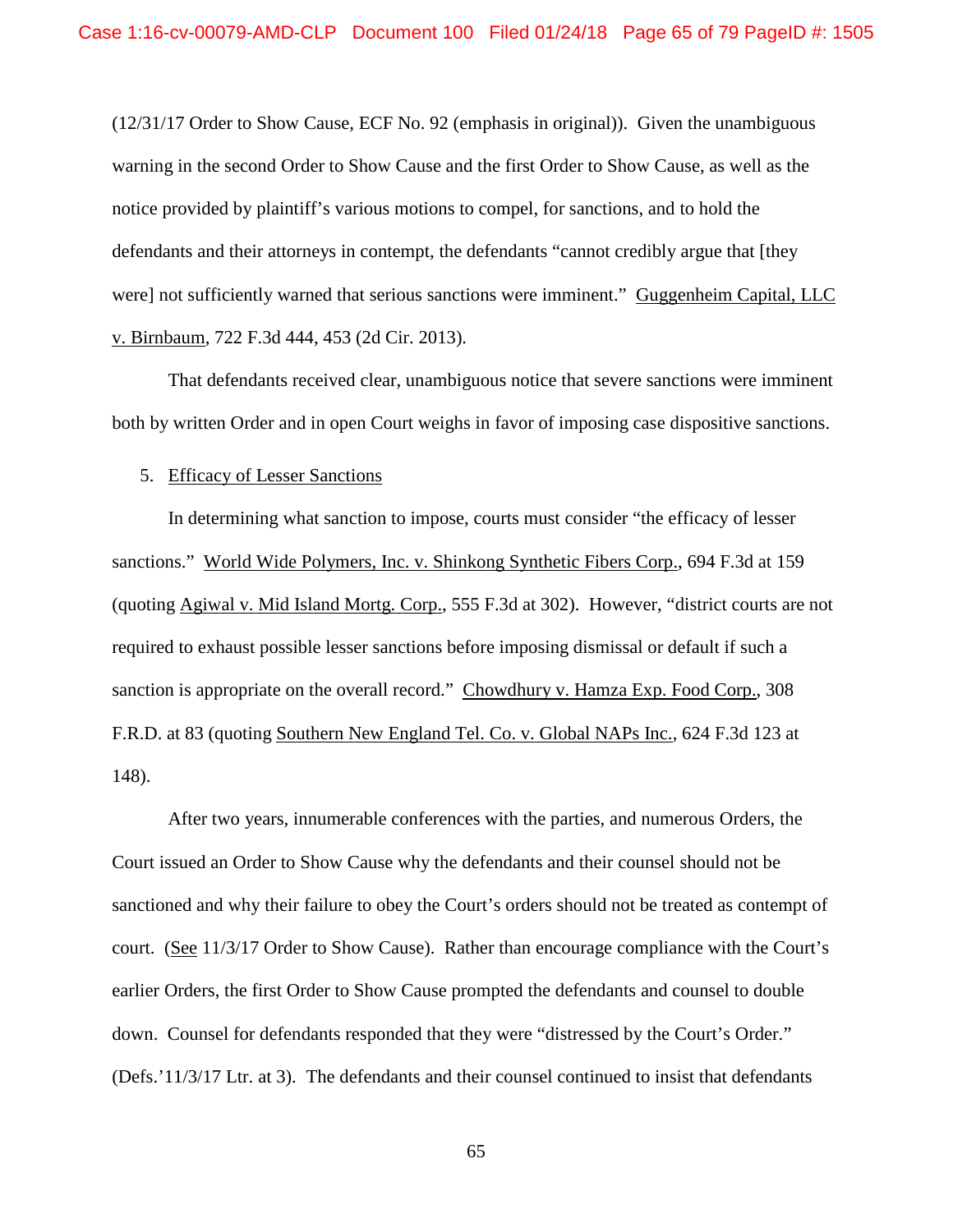(12/31/17 Order to Show Cause, ECF No. 92 (emphasis in original)). Given the unambiguous warning in the second Order to Show Cause and the first Order to Show Cause, as well as the notice provided by plaintiff's various motions to compel, for sanctions, and to hold the defendants and their attorneys in contempt, the defendants "cannot credibly argue that [they were] not sufficiently warned that serious sanctions were imminent." Guggenheim Capital, LLC v. Birnbaum, 722 F.3d 444, 453 (2d Cir. 2013).

That defendants received clear, unambiguous notice that severe sanctions were imminent both by written Order and in open Court weighs in favor of imposing case dispositive sanctions.

5. Efficacy of Lesser Sanctions

In determining what sanction to impose, courts must consider "the efficacy of lesser sanctions." World Wide Polymers, Inc. v. Shinkong Synthetic Fibers Corp., 694 F.3d at 159 (quoting Agiwal v. Mid Island Mortg. Corp., 555 F.3d at 302). However, "district courts are not required to exhaust possible lesser sanctions before imposing dismissal or default if such a sanction is appropriate on the overall record." Chowdhury v. Hamza Exp. Food Corp., 308 F.R.D. at 83 (quoting Southern New England Tel. Co. v. Global NAPs Inc., 624 F.3d 123 at 148).

After two years, innumerable conferences with the parties, and numerous Orders, the Court issued an Order to Show Cause why the defendants and their counsel should not be sanctioned and why their failure to obey the Court's orders should not be treated as contempt of court. (See 11/3/17 Order to Show Cause). Rather than encourage compliance with the Court's earlier Orders, the first Order to Show Cause prompted the defendants and counsel to double down. Counsel for defendants responded that they were "distressed by the Court's Order." (Defs.'11/3/17 Ltr. at 3). The defendants and their counsel continued to insist that defendants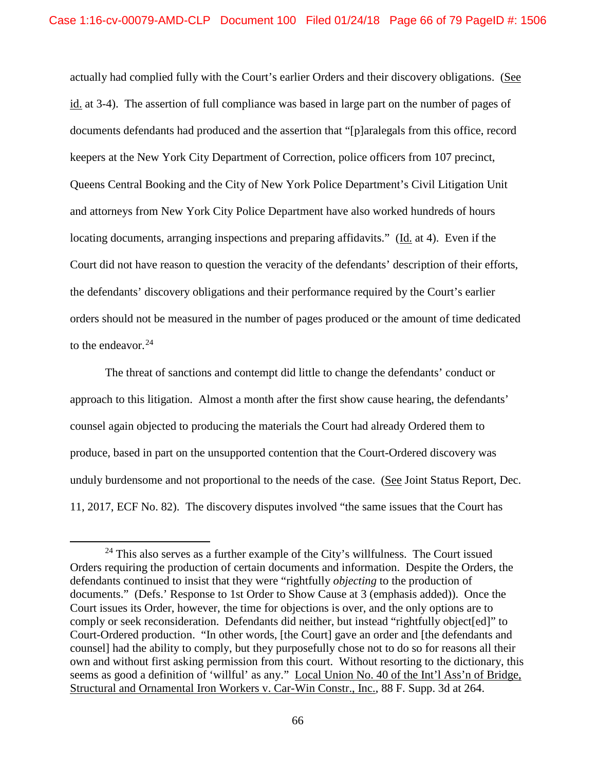actually had complied fully with the Court's earlier Orders and their discovery obligations. (See id. at 3-4). The assertion of full compliance was based in large part on the number of pages of documents defendants had produced and the assertion that "[p]aralegals from this office, record keepers at the New York City Department of Correction, police officers from 107 precinct, Queens Central Booking and the City of New York Police Department's Civil Litigation Unit and attorneys from New York City Police Department have also worked hundreds of hours locating documents, arranging inspections and preparing affidavits." (Id. at 4). Even if the Court did not have reason to question the veracity of the defendants' description of their efforts, the defendants' discovery obligations and their performance required by the Court's earlier orders should not be measured in the number of pages produced or the amount of time dedicated to the endeavor.[24]

The threat of sanctions and contempt did little to change the defendants' conduct or approach to this litigation. Almost a month after the first show cause hearing, the defendants' counsel again objected to producing the materials the Court had already Ordered them to produce, based in part on the unsupported contention that the Court-Ordered discovery was unduly burdensome and not proportional to the needs of the case. (See Joint Status Report, Dec. 11, 2017, ECF No. 82). The discovery disputes involved "the same issues that the Court has

---

[24] This also serves as a further example of the City's willfulness. The Court issued Orders requiring the production of certain documents and information. Despite the Orders, the defendants continued to insist that they were "rightfully *objecting* to the production of documents." (Defs.' Response to 1st Order to Show Cause at 3 (emphasis added)). Once the Court issues its Order, however, the time for objections is over, and the only options are to comply or seek reconsideration. Defendants did neither, but instead "rightfully object[ed]" to Court-Ordered production. "In other words, [the Court] gave an order and [the defendants and counsel] had the ability to comply, but they purposefully chose not to do so for reasons all their own and without first asking permission from this court. Without resorting to the dictionary, this seems as good a definition of 'willful' as any." Local Union No. 40 of the Int'l Ass'n of Bridge, Structural and Ornamental Iron Workers v. Car-Win Constr., Inc., 88 F. Supp. 3d at 264.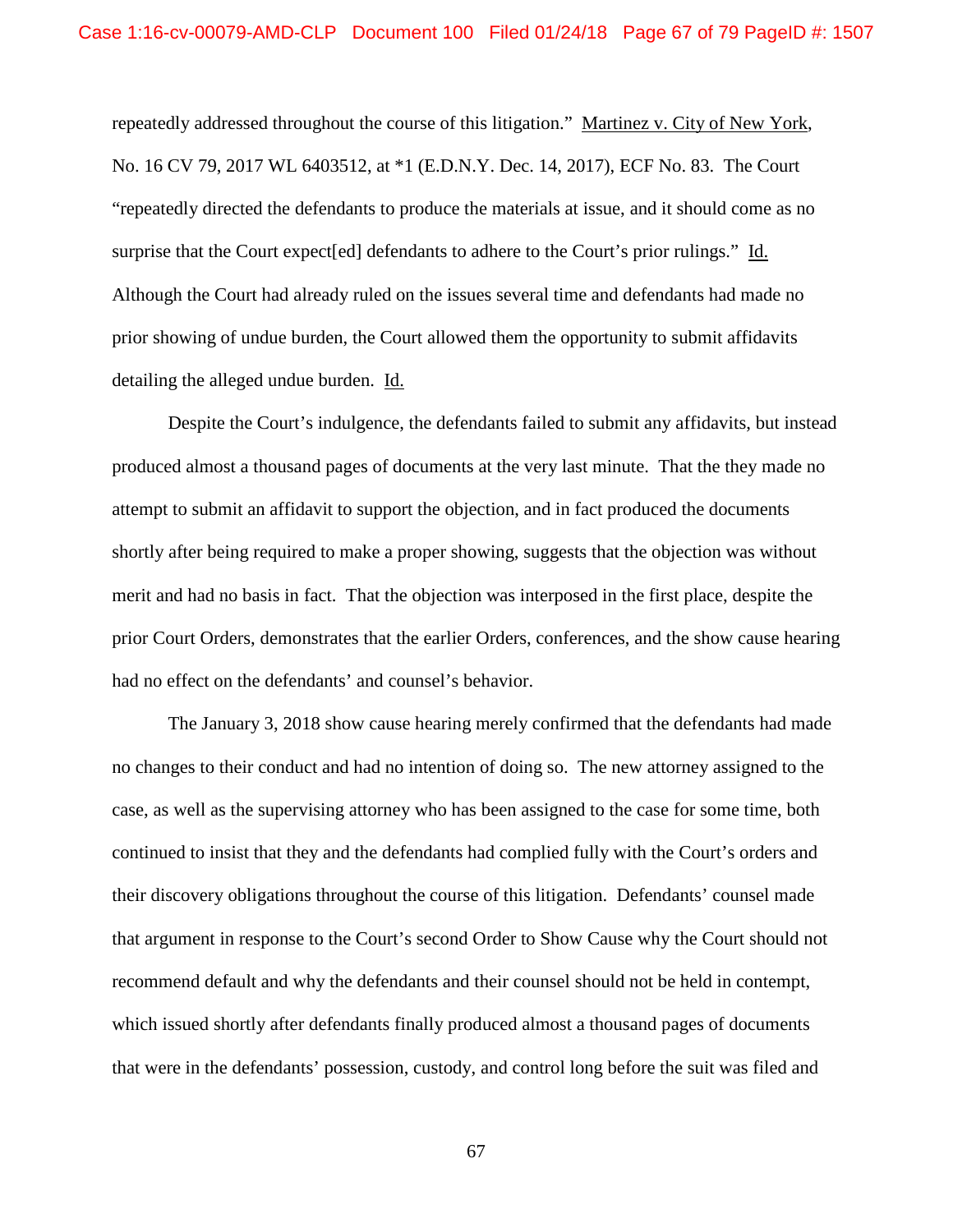repeatedly addressed throughout the course of this litigation." Martinez v. City of New York, No. 16 CV 79, 2017 WL 6403512, at *1 (E.D.N.Y. Dec. 14, 2017), ECF No. 83. The Court "repeatedly directed the defendants to produce the materials at issue, and it should come as no surprise that the Court expect[ed] defendants to adhere to the Court's prior rulings." Id. Although the Court had already ruled on the issues several time and defendants had made no prior showing of undue burden, the Court allowed them the opportunity to submit affidavits detailing the alleged undue burden. Id.

Despite the Court's indulgence, the defendants failed to submit any affidavits, but instead produced almost a thousand pages of documents at the very last minute. That the they made no attempt to submit an affidavit to support the objection, and in fact produced the documents shortly after being required to make a proper showing, suggests that the objection was without merit and had no basis in fact. That the objection was interposed in the first place, despite the prior Court Orders, demonstrates that the earlier Orders, conferences, and the show cause hearing had no effect on the defendants' and counsel's behavior.

The January 3, 2018 show cause hearing merely confirmed that the defendants had made no changes to their conduct and had no intention of doing so. The new attorney assigned to the case, as well as the supervising attorney who has been assigned to the case for some time, both continued to insist that they and the defendants had complied fully with the Court's orders and their discovery obligations throughout the course of this litigation. Defendants' counsel made that argument in response to the Court's second Order to Show Cause why the Court should not recommend default and why the defendants and their counsel should not be held in contempt, which issued shortly after defendants finally produced almost a thousand pages of documents that were in the defendants' possession, custody, and control long before the suit was filed and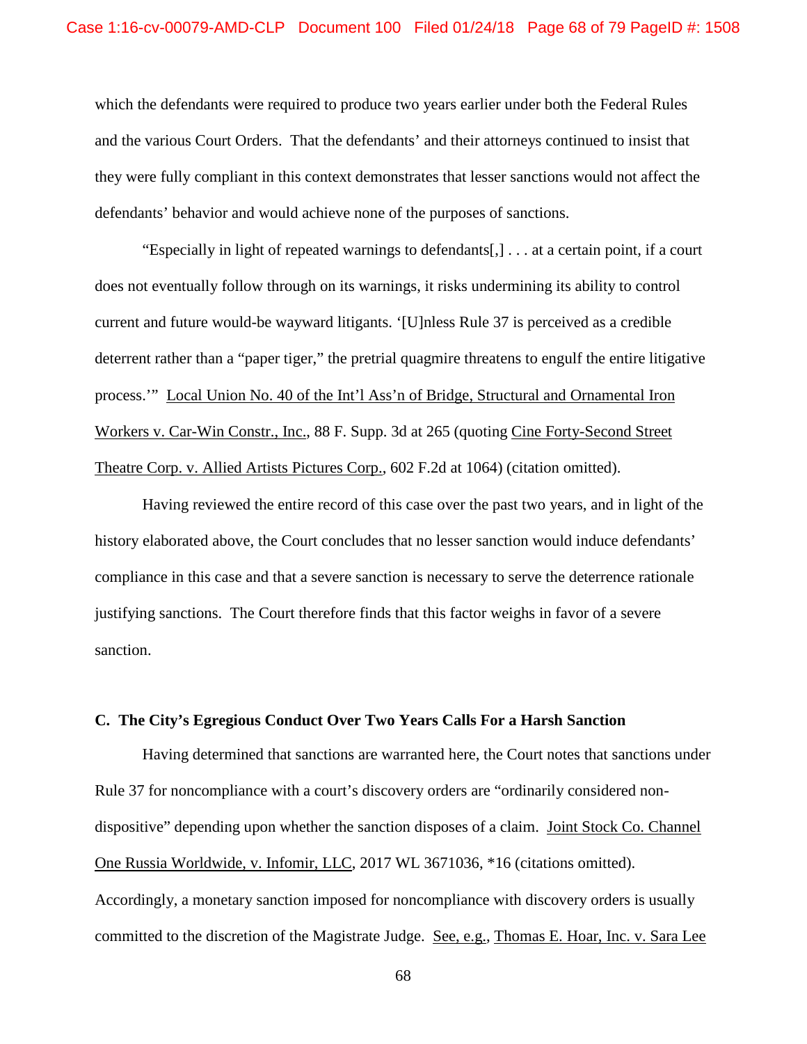which the defendants were required to produce two years earlier under both the Federal Rules and the various Court Orders. That the defendants' and their attorneys continued to insist that they were fully compliant in this context demonstrates that lesser sanctions would not affect the defendants' behavior and would achieve none of the purposes of sanctions.

"Especially in light of repeated warnings to defendants[,] . . . at a certain point, if a court does not eventually follow through on its warnings, it risks undermining its ability to control current and future would-be wayward litigants. '[U]nless Rule 37 is perceived as a credible deterrent rather than a "paper tiger," the pretrial quagmire threatens to engulf the entire litigative process.'" Local Union No. 40 of the Int'l Ass'n of Bridge, Structural and Ornamental Iron Workers v. Car-Win Constr., Inc., 88 F. Supp. 3d at 265 (quoting Cine Forty-Second Street Theatre Corp. v. Allied Artists Pictures Corp., 602 F.2d at 1064) (citation omitted).

Having reviewed the entire record of this case over the past two years, and in light of the history elaborated above, the Court concludes that no lesser sanction would induce defendants' compliance in this case and that a severe sanction is necessary to serve the deterrence rationale justifying sanctions. The Court therefore finds that this factor weighs in favor of a severe sanction.

**C. The City's Egregious Conduct Over Two Years Calls For a Harsh Sanction**

Having determined that sanctions are warranted here, the Court notes that sanctions under Rule 37 for noncompliance with a court's discovery orders are "ordinarily considered non-dispositive" depending upon whether the sanction disposes of a claim. Joint Stock Co. Channel One Russia Worldwide, v. Infomir, LLC, 2017 WL 3671036, *16 (citations omitted). Accordingly, a monetary sanction imposed for noncompliance with discovery orders is usually committed to the discretion of the Magistrate Judge. See, e.g., Thomas E. Hoar, Inc. v. Sara Lee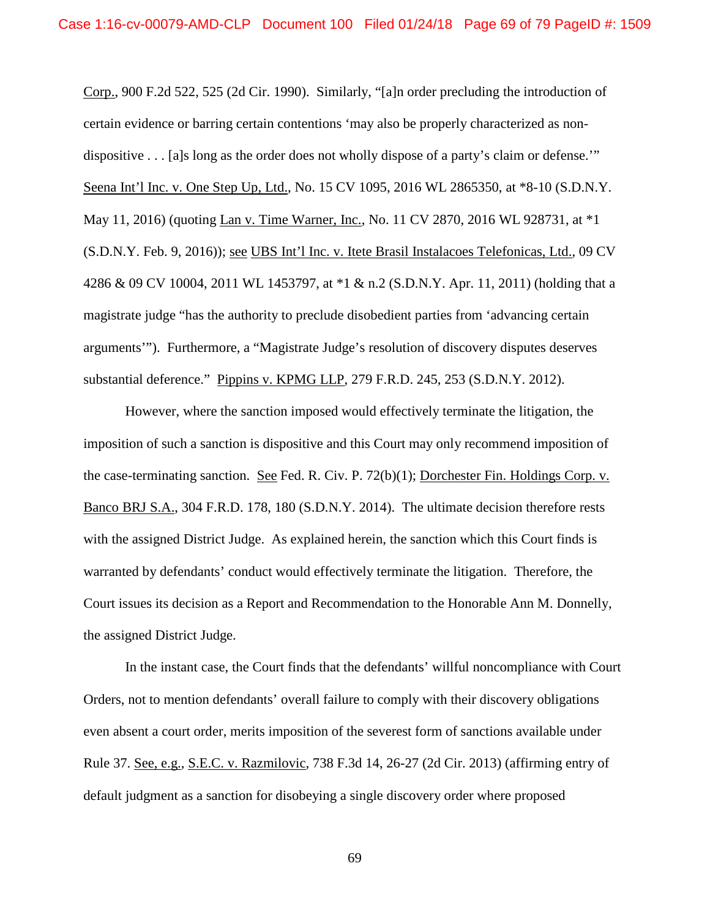Corp., 900 F.2d 522, 525 (2d Cir. 1990). Similarly, "[a]n order precluding the introduction of certain evidence or barring certain contentions 'may also be properly characterized as non-dispositive . . . [a]s long as the order does not wholly dispose of a party's claim or defense.'" Seena Int'l Inc. v. One Step Up, Ltd., No. 15 CV 1095, 2016 WL 2865350, at *8-10 (S.D.N.Y. May 11, 2016) (quoting Lan v. Time Warner, Inc., No. 11 CV 2870, 2016 WL 928731, at *1 (S.D.N.Y. Feb. 9, 2016)); see UBS Int'l Inc. v. Itete Brasil Instalacoes Telefonicas, Ltd., 09 CV 4286 & 09 CV 10004, 2011 WL 1453797, at *1 & n.2 (S.D.N.Y. Apr. 11, 2011) (holding that a magistrate judge "has the authority to preclude disobedient parties from 'advancing certain arguments'"). Furthermore, a "Magistrate Judge's resolution of discovery disputes deserves substantial deference." Pippins v. KPMG LLP, 279 F.R.D. 245, 253 (S.D.N.Y. 2012).

However, where the sanction imposed would effectively terminate the litigation, the imposition of such a sanction is dispositive and this Court may only recommend imposition of the case-terminating sanction. See Fed. R. Civ. P. 72(b)(1); Dorchester Fin. Holdings Corp. v. Banco BRJ S.A., 304 F.R.D. 178, 180 (S.D.N.Y. 2014). The ultimate decision therefore rests with the assigned District Judge. As explained herein, the sanction which this Court finds is warranted by defendants' conduct would effectively terminate the litigation. Therefore, the Court issues its decision as a Report and Recommendation to the Honorable Ann M. Donnelly, the assigned District Judge.

In the instant case, the Court finds that the defendants' willful noncompliance with Court Orders, not to mention defendants' overall failure to comply with their discovery obligations even absent a court order, merits imposition of the severest form of sanctions available under Rule 37. See, e.g., S.E.C. v. Razmilovic, 738 F.3d 14, 26-27 (2d Cir. 2013) (affirming entry of default judgment as a sanction for disobeying a single discovery order where proposed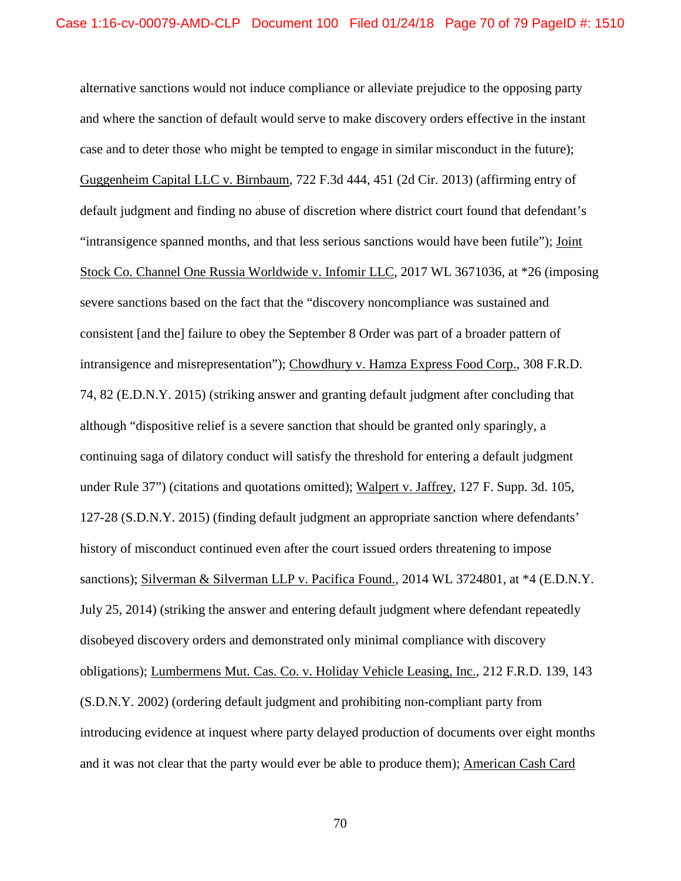alternative sanctions would not induce compliance or alleviate prejudice to the opposing party and where the sanction of default would serve to make discovery orders effective in the instant case and to deter those who might be tempted to engage in similar misconduct in the future); Guggenheim Capital LLC v. Birnbaum, 722 F.3d 444, 451 (2d Cir. 2013) (affirming entry of default judgment and finding no abuse of discretion where district court found that defendant's "intransigence spanned months, and that less serious sanctions would have been futile"); Joint Stock Co. Channel One Russia Worldwide v. Infomir LLC, 2017 WL 3671036, at *26 (imposing severe sanctions based on the fact that the "discovery noncompliance was sustained and consistent [and the] failure to obey the September 8 Order was part of a broader pattern of intransigence and misrepresentation"); Chowdhury v. Hamza Express Food Corp., 308 F.R.D. 74, 82 (E.D.N.Y. 2015) (striking answer and granting default judgment after concluding that although "dispositive relief is a severe sanction that should be granted only sparingly, a continuing saga of dilatory conduct will satisfy the threshold for entering a default judgment under Rule 37") (citations and quotations omitted); Walpert v. Jaffrey, 127 F. Supp. 3d. 105, 127-28 (S.D.N.Y. 2015) (finding default judgment an appropriate sanction where defendants' history of misconduct continued even after the court issued orders threatening to impose sanctions); Silverman & Silverman LLP v. Pacifica Found., 2014 WL 3724801, at *4 (E.D.N.Y. July 25, 2014) (striking the answer and entering default judgment where defendant repeatedly disobeyed discovery orders and demonstrated only minimal compliance with discovery obligations); Lumbermens Mut. Cas. Co. v. Holiday Vehicle Leasing, Inc., 212 F.R.D. 139, 143 (S.D.N.Y. 2002) (ordering default judgment and prohibiting non-compliant party from introducing evidence at inquest where party delayed production of documents over eight months and it was not clear that the party would ever be able to produce them); American Cash Card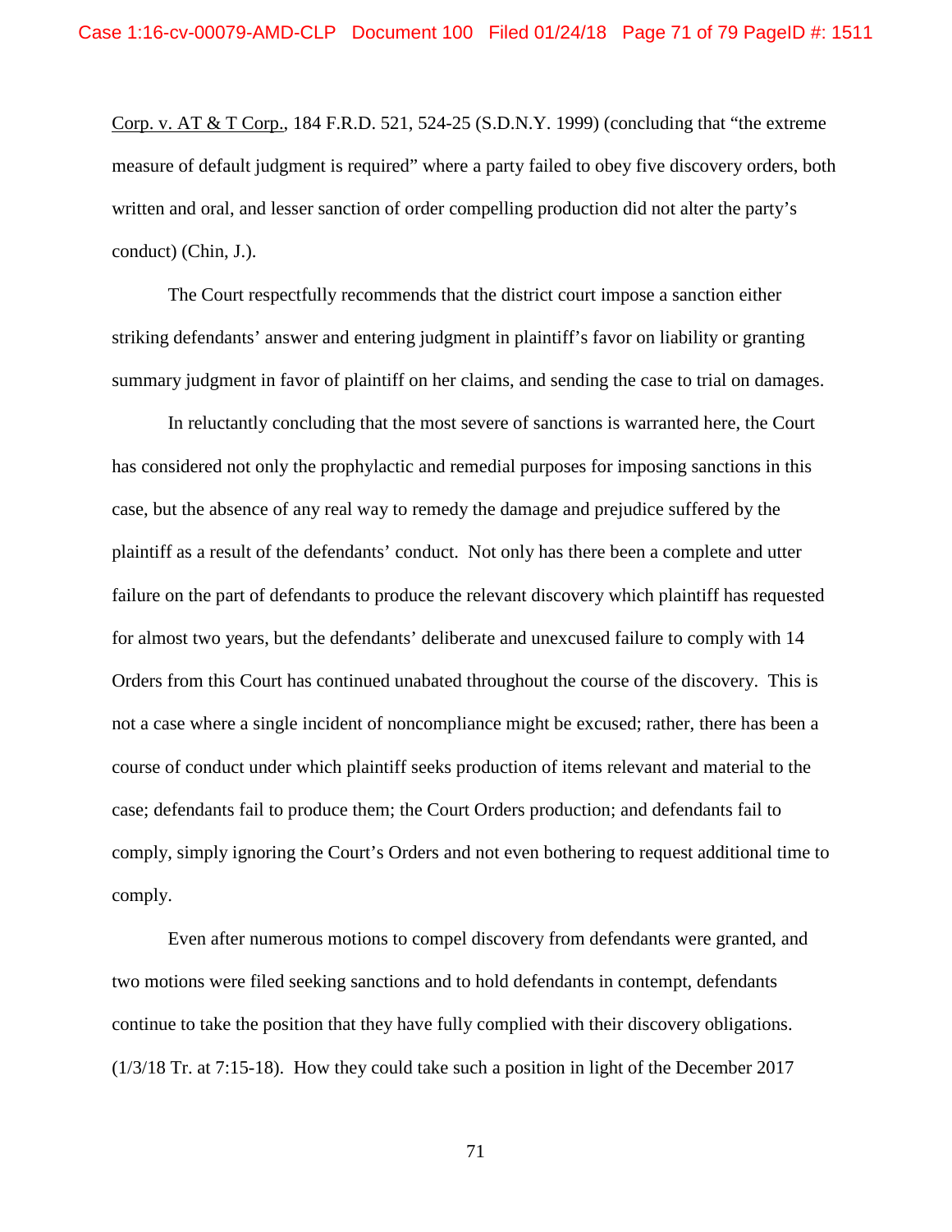Corp. v. AT & T Corp., 184 F.R.D. 521, 524-25 (S.D.N.Y. 1999) (concluding that "the extreme measure of default judgment is required" where a party failed to obey five discovery orders, both written and oral, and lesser sanction of order compelling production did not alter the party's conduct) (Chin, J.).

The Court respectfully recommends that the district court impose a sanction either striking defendants' answer and entering judgment in plaintiff's favor on liability or granting summary judgment in favor of plaintiff on her claims, and sending the case to trial on damages.

In reluctantly concluding that the most severe of sanctions is warranted here, the Court has considered not only the prophylactic and remedial purposes for imposing sanctions in this case, but the absence of any real way to remedy the damage and prejudice suffered by the plaintiff as a result of the defendants' conduct. Not only has there been a complete and utter failure on the part of defendants to produce the relevant discovery which plaintiff has requested for almost two years, but the defendants' deliberate and unexcused failure to comply with 14 Orders from this Court has continued unabated throughout the course of the discovery. This is not a case where a single incident of noncompliance might be excused; rather, there has been a course of conduct under which plaintiff seeks production of items relevant and material to the case; defendants fail to produce them; the Court Orders production; and defendants fail to comply, simply ignoring the Court's Orders and not even bothering to request additional time to comply.

Even after numerous motions to compel discovery from defendants were granted, and two motions were filed seeking sanctions and to hold defendants in contempt, defendants continue to take the position that they have fully complied with their discovery obligations. (1/3/18 Tr. at 7:15-18). How they could take such a position in light of the December 2017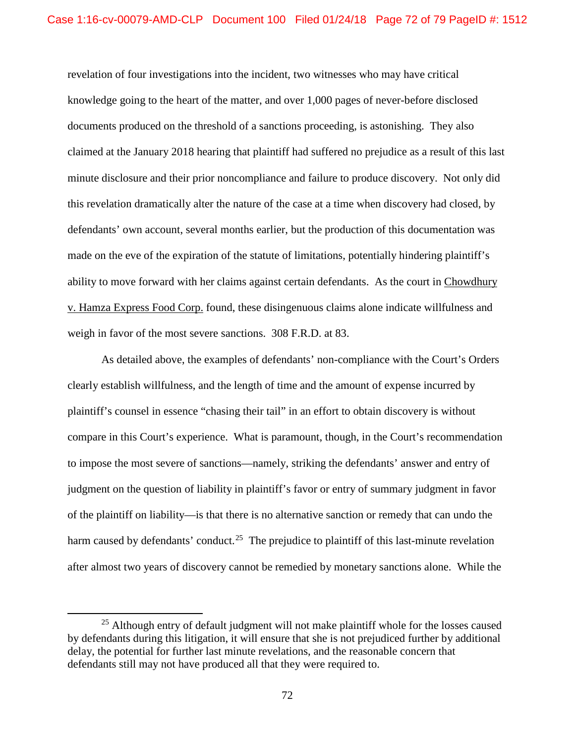revelation of four investigations into the incident, two witnesses who may have critical knowledge going to the heart of the matter, and over 1,000 pages of never-before disclosed documents produced on the threshold of a sanctions proceeding, is astonishing. They also claimed at the January 2018 hearing that plaintiff had suffered no prejudice as a result of this last minute disclosure and their prior noncompliance and failure to produce discovery. Not only did this revelation dramatically alter the nature of the case at a time when discovery had closed, by defendants' own account, several months earlier, but the production of this documentation was made on the eve of the expiration of the statute of limitations, potentially hindering plaintiff's ability to move forward with her claims against certain defendants. As the court in Chowdhury v. Hamza Express Food Corp. found, these disingenuous claims alone indicate willfulness and weigh in favor of the most severe sanctions. 308 F.R.D. at 83.

As detailed above, the examples of defendants' non-compliance with the Court's Orders clearly establish willfulness, and the length of time and the amount of expense incurred by plaintiff's counsel in essence "chasing their tail" in an effort to obtain discovery is without compare in this Court's experience. What is paramount, though, in the Court's recommendation to impose the most severe of sanctions—namely, striking the defendants' answer and entry of judgment on the question of liability in plaintiff's favor or entry of summary judgment in favor of the plaintiff on liability—is that there is no alternative sanction or remedy that can undo the harm caused by defendants' conduct.[25] The prejudice to plaintiff of this last-minute revelation after almost two years of discovery cannot be remedied by monetary sanctions alone. While the

[25] Although entry of default judgment will not make plaintiff whole for the losses caused by defendants during this litigation, it will ensure that she is not prejudiced further by additional delay, the potential for further last minute revelations, and the reasonable concern that defendants still may not have produced all that they were required to.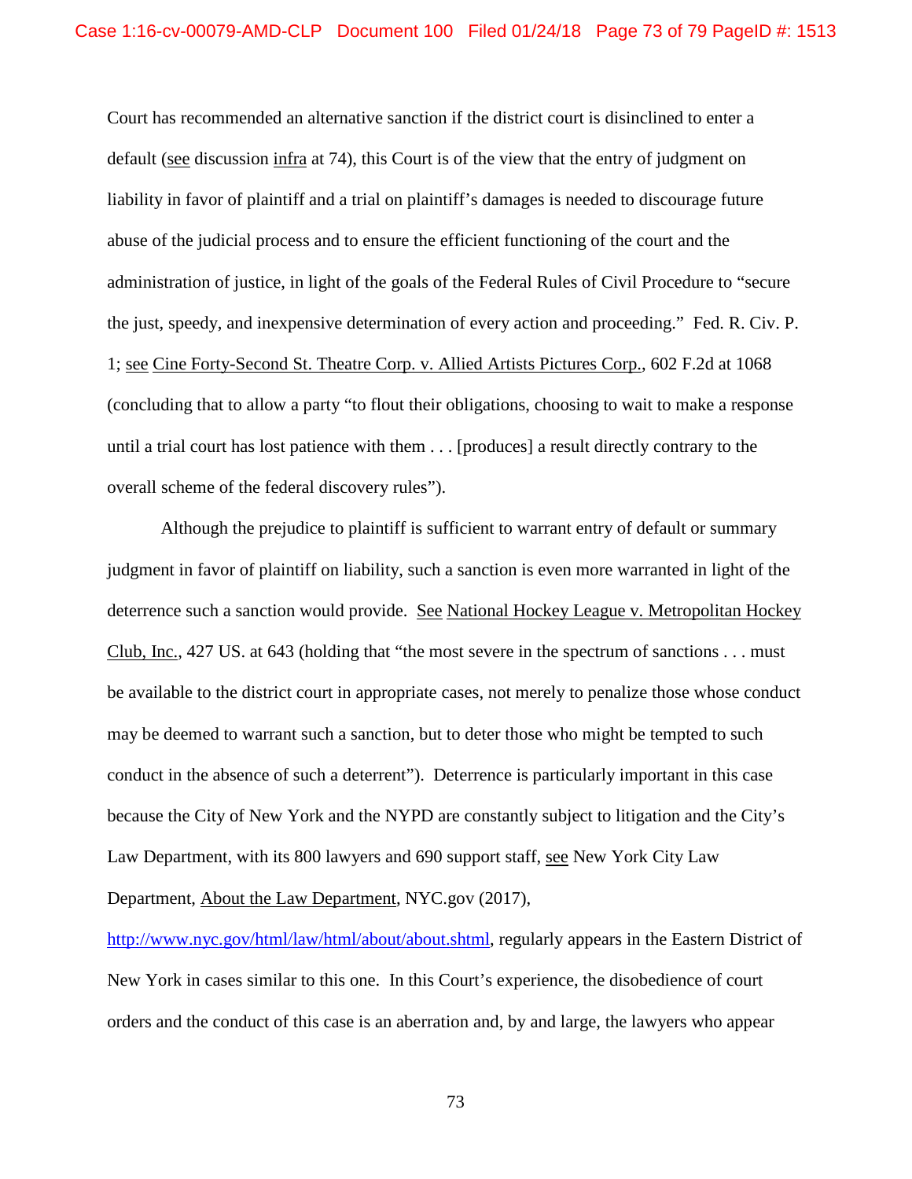Court has recommended an alternative sanction if the district court is disinclined to enter a default (see discussion infra at 74), this Court is of the view that the entry of judgment on liability in favor of plaintiff and a trial on plaintiff's damages is needed to discourage future abuse of the judicial process and to ensure the efficient functioning of the court and the administration of justice, in light of the goals of the Federal Rules of Civil Procedure to "secure the just, speedy, and inexpensive determination of every action and proceeding." Fed. R. Civ. P. 1; see Cine Forty-Second St. Theatre Corp. v. Allied Artists Pictures Corp., 602 F.2d at 1068 (concluding that to allow a party "to flout their obligations, choosing to wait to make a response until a trial court has lost patience with them . . . [produces] a result directly contrary to the overall scheme of the federal discovery rules").

Although the prejudice to plaintiff is sufficient to warrant entry of default or summary judgment in favor of plaintiff on liability, such a sanction is even more warranted in light of the deterrence such a sanction would provide. See National Hockey League v. Metropolitan Hockey Club, Inc., 427 US. at 643 (holding that "the most severe in the spectrum of sanctions . . . must be available to the district court in appropriate cases, not merely to penalize those whose conduct may be deemed to warrant such a sanction, but to deter those who might be tempted to such conduct in the absence of such a deterrent"). Deterrence is particularly important in this case because the City of New York and the NYPD are constantly subject to litigation and the City's Law Department, with its 800 lawyers and 690 support staff, see New York City Law Department, About the Law Department, NYC.gov (2017), http://www.nyc.gov/html/law/html/about/about.shtml, regularly appears in the Eastern District of New York in cases similar to this one. In this Court's experience, the disobedience of court orders and the conduct of this case is an aberration and, by and large, the lawyers who appear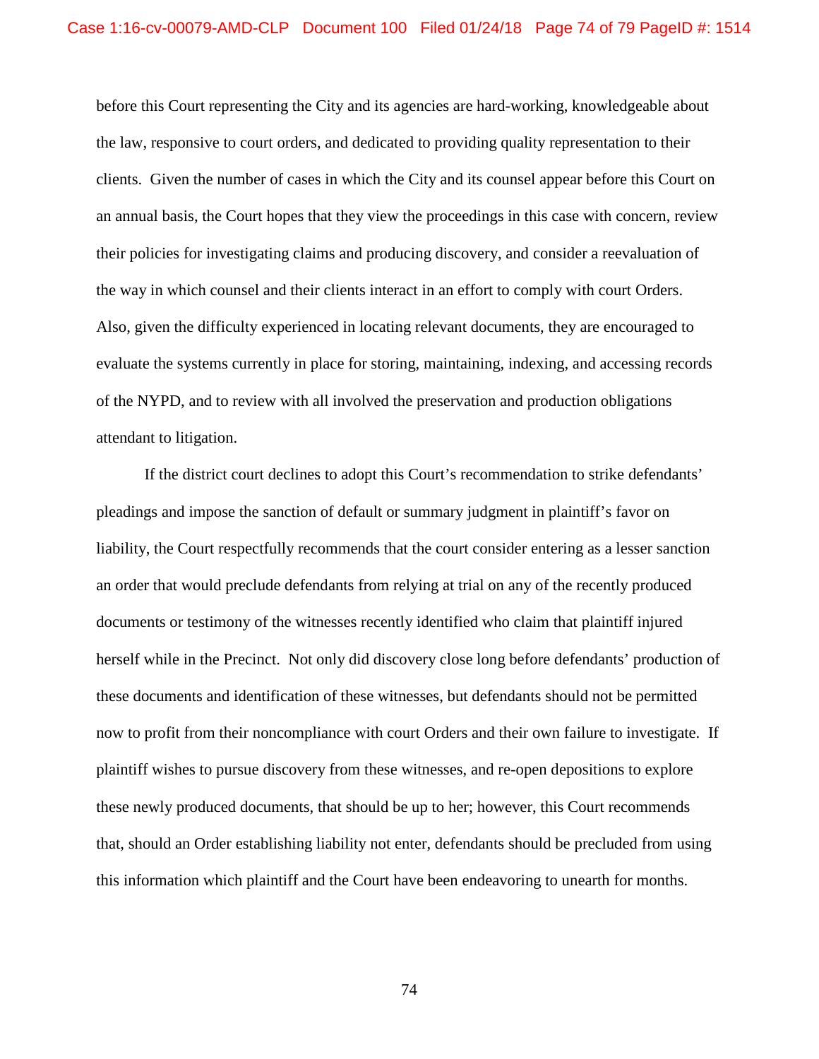before this Court representing the City and its agencies are hard-working, knowledgeable about the law, responsive to court orders, and dedicated to providing quality representation to their clients. Given the number of cases in which the City and its counsel appear before this Court on an annual basis, the Court hopes that they view the proceedings in this case with concern, review their policies for investigating claims and producing discovery, and consider a reevaluation of the way in which counsel and their clients interact in an effort to comply with court Orders. Also, given the difficulty experienced in locating relevant documents, they are encouraged to evaluate the systems currently in place for storing, maintaining, indexing, and accessing records of the NYPD, and to review with all involved the preservation and production obligations attendant to litigation.

If the district court declines to adopt this Court's recommendation to strike defendants' pleadings and impose the sanction of default or summary judgment in plaintiff's favor on liability, the Court respectfully recommends that the court consider entering as a lesser sanction an order that would preclude defendants from relying at trial on any of the recently produced documents or testimony of the witnesses recently identified who claim that plaintiff injured herself while in the Precinct. Not only did discovery close long before defendants' production of these documents and identification of these witnesses, but defendants should not be permitted now to profit from their noncompliance with court Orders and their own failure to investigate. If plaintiff wishes to pursue discovery from these witnesses, and re-open depositions to explore these newly produced documents, that should be up to her; however, this Court recommends that, should an Order establishing liability not enter, defendants should be precluded from using this information which plaintiff and the Court have been endeavoring to unearth for months.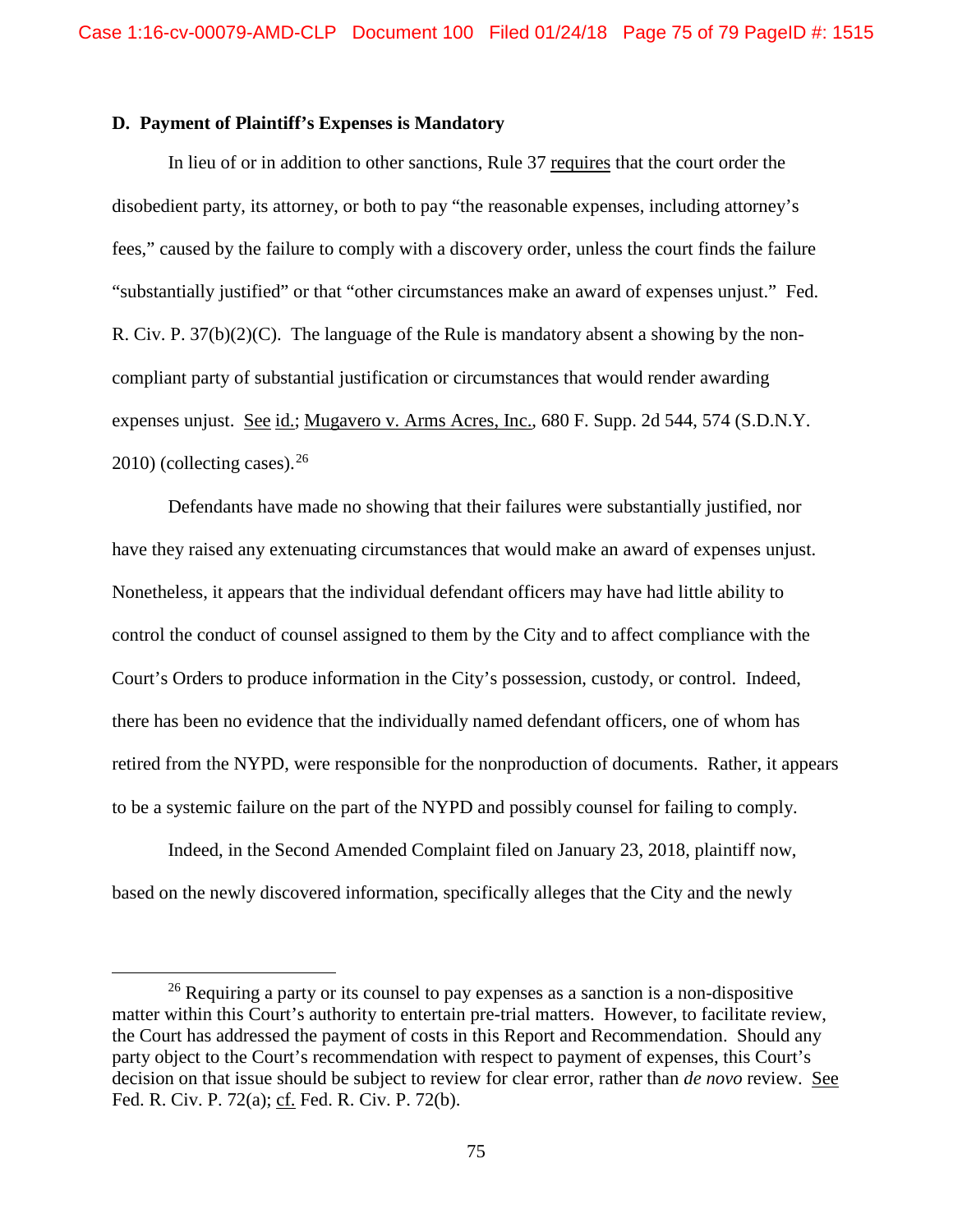### D. Payment of Plaintiff's Expenses is Mandatory

In lieu of or in addition to other sanctions, Rule 37 requires that the court order the disobedient party, its attorney, or both to pay "the reasonable expenses, including attorney's fees," caused by the failure to comply with a discovery order, unless the court finds the failure "substantially justified" or that "other circumstances make an award of expenses unjust." Fed. R. Civ. P. 37(b)(2)(C). The language of the Rule is mandatory absent a showing by the non-compliant party of substantial justification or circumstances that would render awarding expenses unjust. See id.; Mugavero v. Arms Acres, Inc., 680 F. Supp. 2d 544, 574 (S.D.N.Y. 2010) (collecting cases).[26]

Defendants have made no showing that their failures were substantially justified, nor have they raised any extenuating circumstances that would make an award of expenses unjust. Nonetheless, it appears that the individual defendant officers may have had little ability to control the conduct of counsel assigned to them by the City and to affect compliance with the Court's Orders to produce information in the City's possession, custody, or control. Indeed, there has been no evidence that the individually named defendant officers, one of whom has retired from the NYPD, were responsible for the nonproduction of documents. Rather, it appears to be a systemic failure on the part of the NYPD and possibly counsel for failing to comply.

Indeed, in the Second Amended Complaint filed on January 23, 2018, plaintiff now, based on the newly discovered information, specifically alleges that the City and the newly

---

[26] Requiring a party or its counsel to pay expenses as a sanction is a non-dispositive matter within this Court's authority to entertain pre-trial matters. However, to facilitate review, the Court has addressed the payment of costs in this Report and Recommendation. Should any party object to the Court's recommendation with respect to payment of expenses, this Court's decision on that issue should be subject to review for clear error, rather than *de novo* review. See Fed. R. Civ. P. 72(a); cf. Fed. R. Civ. P. 72(b).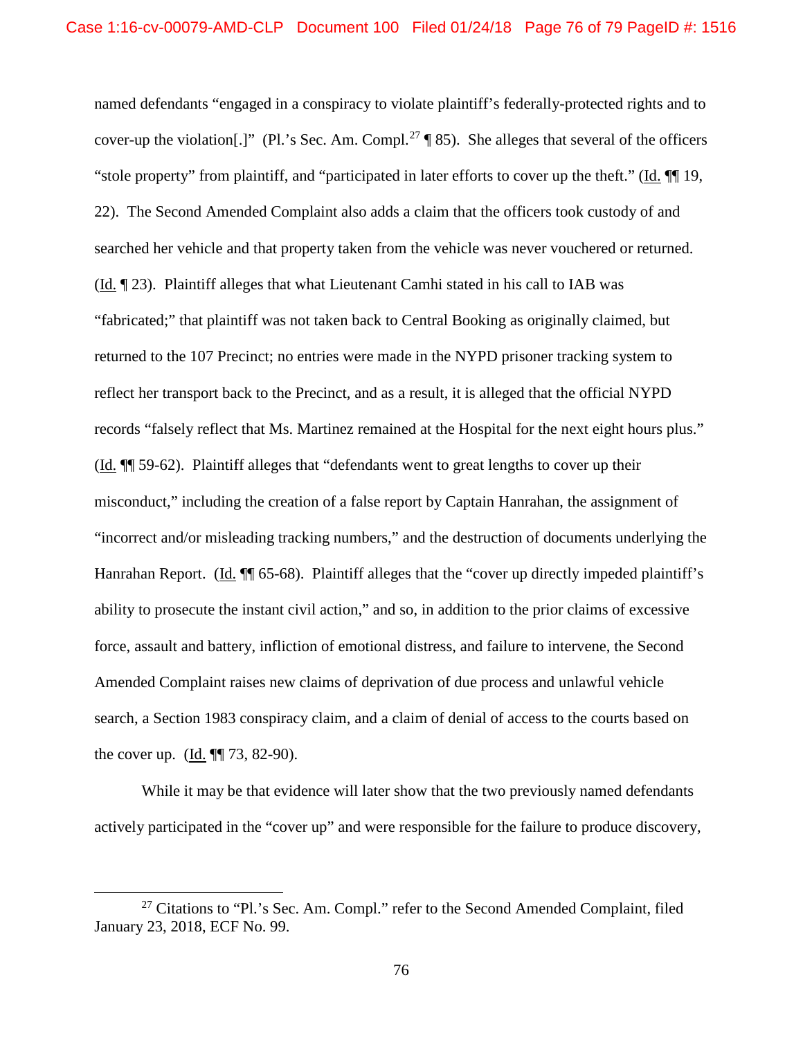named defendants "engaged in a conspiracy to violate plaintiff's federally-protected rights and to cover-up the violation[.]" (Pl.'s Sec. Am. Compl.[27] ¶ 85). She alleges that several of the officers "stole property" from plaintiff, and "participated in later efforts to cover up the theft." (Id. ¶¶ 19, 22). The Second Amended Complaint also adds a claim that the officers took custody of and searched her vehicle and that property taken from the vehicle was never vouchered or returned. (Id. ¶ 23). Plaintiff alleges that what Lieutenant Camhi stated in his call to IAB was "fabricated;" that plaintiff was not taken back to Central Booking as originally claimed, but returned to the 107 Precinct; no entries were made in the NYPD prisoner tracking system to reflect her transport back to the Precinct, and as a result, it is alleged that the official NYPD records "falsely reflect that Ms. Martinez remained at the Hospital for the next eight hours plus." (Id. ¶¶ 59-62). Plaintiff alleges that "defendants went to great lengths to cover up their misconduct," including the creation of a false report by Captain Hanrahan, the assignment of "incorrect and/or misleading tracking numbers," and the destruction of documents underlying the Hanrahan Report. (Id. ¶¶ 65-68). Plaintiff alleges that the "cover up directly impeded plaintiff's ability to prosecute the instant civil action," and so, in addition to the prior claims of excessive force, assault and battery, infliction of emotional distress, and failure to intervene, the Second Amended Complaint raises new claims of deprivation of due process and unlawful vehicle search, a Section 1983 conspiracy claim, and a claim of denial of access to the courts based on the cover up. (Id. ¶¶ 73, 82-90).

While it may be that evidence will later show that the two previously named defendants actively participated in the "cover up" and were responsible for the failure to produce discovery,

[27] Citations to "Pl.'s Sec. Am. Compl." refer to the Second Amended Complaint, filed January 23, 2018, ECF No. 99.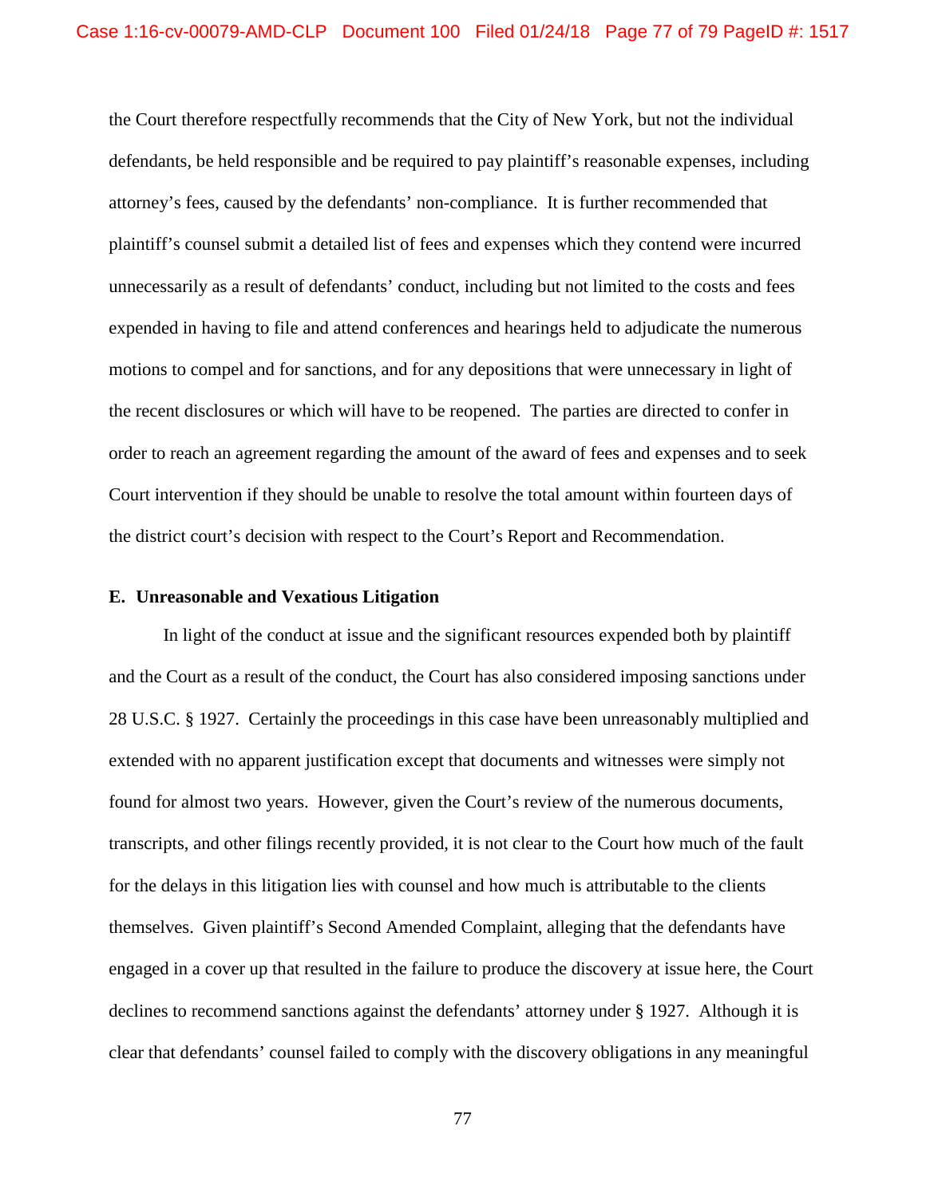the Court therefore respectfully recommends that the City of New York, but not the individual defendants, be held responsible and be required to pay plaintiff's reasonable expenses, including attorney's fees, caused by the defendants' non-compliance. It is further recommended that plaintiff's counsel submit a detailed list of fees and expenses which they contend were incurred unnecessarily as a result of defendants' conduct, including but not limited to the costs and fees expended in having to file and attend conferences and hearings held to adjudicate the numerous motions to compel and for sanctions, and for any depositions that were unnecessary in light of the recent disclosures or which will have to be reopened. The parties are directed to confer in order to reach an agreement regarding the amount of the award of fees and expenses and to seek Court intervention if they should be unable to resolve the total amount within fourteen days of the district court's decision with respect to the Court's Report and Recommendation.

**E. Unreasonable and Vexatious Litigation**

In light of the conduct at issue and the significant resources expended both by plaintiff and the Court as a result of the conduct, the Court has also considered imposing sanctions under 28 U.S.C. § 1927. Certainly the proceedings in this case have been unreasonably multiplied and extended with no apparent justification except that documents and witnesses were simply not found for almost two years. However, given the Court's review of the numerous documents, transcripts, and other filings recently provided, it is not clear to the Court how much of the fault for the delays in this litigation lies with counsel and how much is attributable to the clients themselves. Given plaintiff's Second Amended Complaint, alleging that the defendants have engaged in a cover up that resulted in the failure to produce the discovery at issue here, the Court declines to recommend sanctions against the defendants' attorney under § 1927. Although it is clear that defendants' counsel failed to comply with the discovery obligations in any meaningful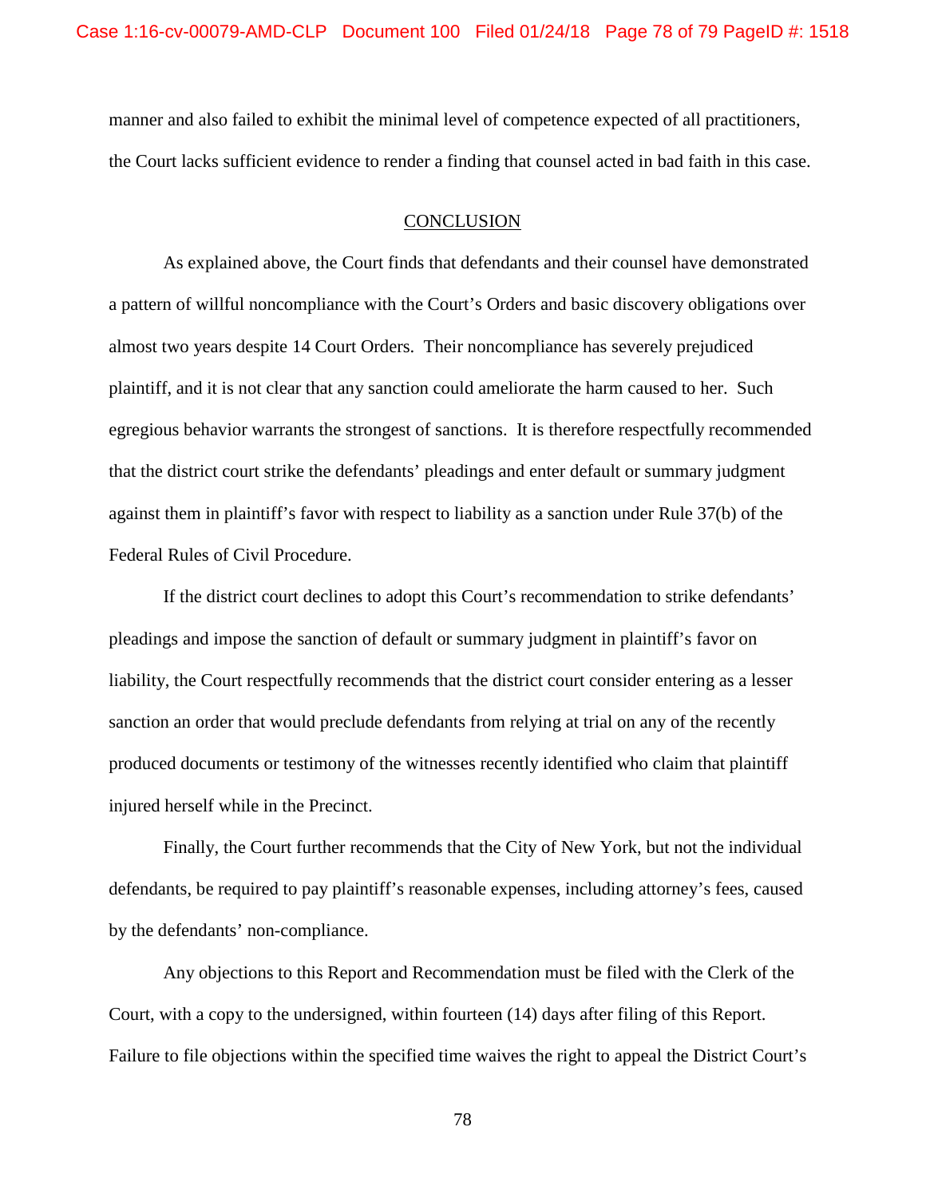manner and also failed to exhibit the minimal level of competence expected of all practitioners, the Court lacks sufficient evidence to render a finding that counsel acted in bad faith in this case.

## CONCLUSION

As explained above, the Court finds that defendants and their counsel have demonstrated a pattern of willful noncompliance with the Court's Orders and basic discovery obligations over almost two years despite 14 Court Orders. Their noncompliance has severely prejudiced plaintiff, and it is not clear that any sanction could ameliorate the harm caused to her. Such egregious behavior warrants the strongest of sanctions. It is therefore respectfully recommended that the district court strike the defendants' pleadings and enter default or summary judgment against them in plaintiff's favor with respect to liability as a sanction under Rule 37(b) of the Federal Rules of Civil Procedure.

If the district court declines to adopt this Court's recommendation to strike defendants' pleadings and impose the sanction of default or summary judgment in plaintiff's favor on liability, the Court respectfully recommends that the district court consider entering as a lesser sanction an order that would preclude defendants from relying at trial on any of the recently produced documents or testimony of the witnesses recently identified who claim that plaintiff injured herself while in the Precinct.

Finally, the Court further recommends that the City of New York, but not the individual defendants, be required to pay plaintiff's reasonable expenses, including attorney's fees, caused by the defendants' non-compliance.

Any objections to this Report and Recommendation must be filed with the Clerk of the Court, with a copy to the undersigned, within fourteen (14) days after filing of this Report. Failure to file objections within the specified time waives the right to appeal the District Court's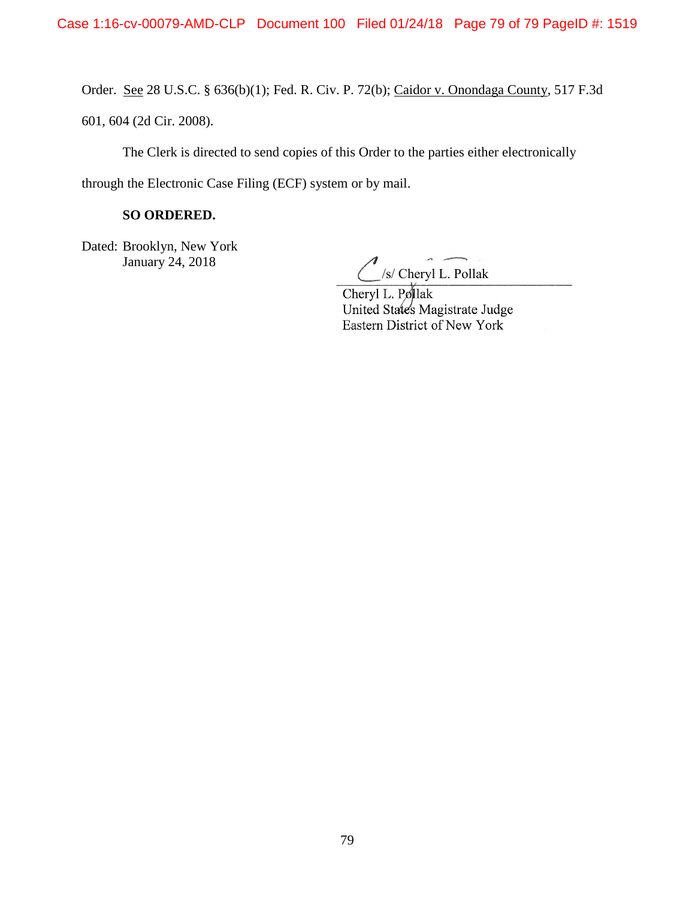Order. See 28 U.S.C. § 636(b)(1); Fed. R. Civ. P. 72(b); Caidor v. Onondaga County, 517 F.3d 601, 604 (2d Cir. 2008).

The Clerk is directed to send copies of this Order to the parties either electronically through the Electronic Case Filing (ECF) system or by mail.

**SO ORDERED.**

Dated: Brooklyn, New York
January 24, 2018

/s/ Cheryl L. Pollak

Cheryl L. Pollak
United States Magistrate Judge
Eastern District of New York